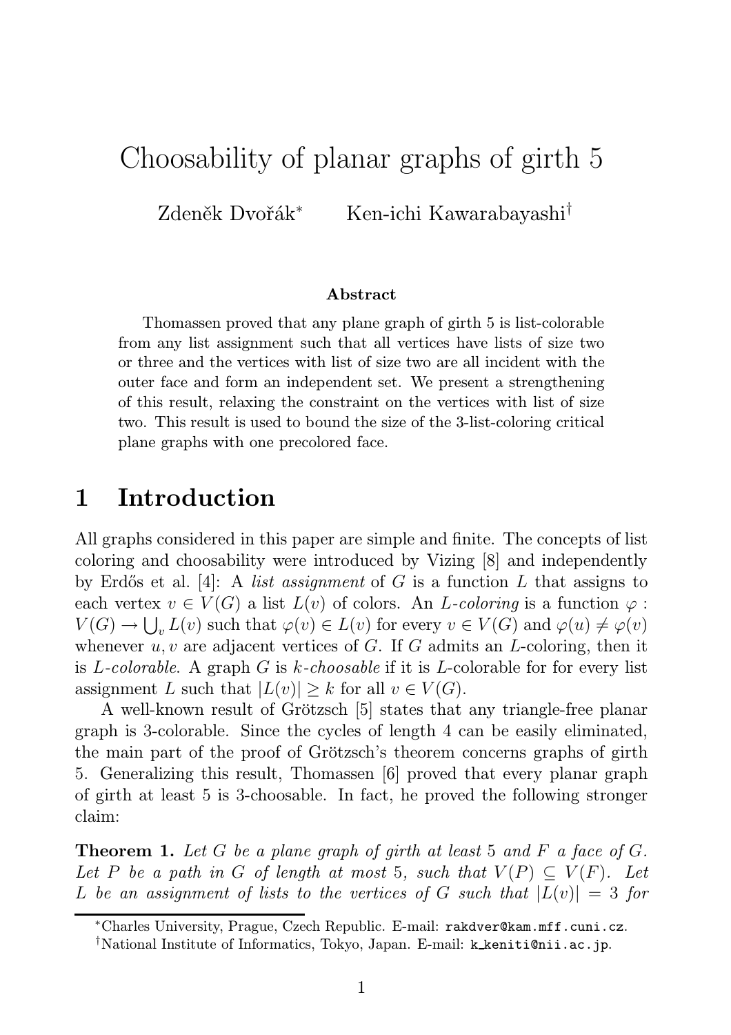# Choosability of planar graphs of girth 5

Zdeněk Dvořák[*] Ken-ichi Kawarabayashi[†]

### Abstract

Thomassen proved that any plane graph of girth 5 is list-colorable from any list assignment such that all vertices have lists of size two or three and the vertices with list of size two are all incident with the outer face and form an independent set. We present a strengthening of this result, relaxing the constraint on the vertices with list of size two. This result is used to bound the size of the 3-list-coloring critical plane graphs with one precolored face.

## 1 Introduction

All graphs considered in this paper are simple and finite. The concepts of list coloring and choosability were introduced by Vizing [8] and independently by Erdős et al. [4]: A *list assignment* of $G$ is a function $L$ that assigns to each vertex $v \in V(G)$ a list $L(v)$ of colors. An *L-coloring* is a function $\varphi : V(G) \to \bigcup_v L(v)$ such that $\varphi(v) \in L(v)$ for every $v \in V(G)$ and $\varphi(u) \neq \varphi(v)$ whenever $u, v$ are adjacent vertices of $G$. If $G$ admits an $L$-coloring, then it is *L-colorable*. A graph $G$ is *k-choosable* if it is $L$-colorable for for every list assignment $L$ such that $|L(v)| \geq k$ for all $v \in V(G)$.

A well-known result of Grötzsch [5] states that any triangle-free planar graph is 3-colorable. Since the cycles of length 4 can be easily eliminated, the main part of the proof of Grötzsch's theorem concerns graphs of girth 5. Generalizing this result, Thomassen [6] proved that every planar graph of girth at least 5 is 3-choosable. In fact, he proved the following stronger claim:

**Theorem 1.** *Let $G$ be a plane graph of girth at least 5 and $F$ a face of $G$. Let $P$ be a path in $G$ of length at most 5, such that $V(P) \subseteq V(F)$. Let $L$ be an assignment of lists to the vertices of $G$ such that $|L(v)| = 3$ for*

[*]Charles University, Prague, Czech Republic. E-mail: rakdver@kam.mff.cuni.cz.

[†]National Institute of Informatics, Tokyo, Japan. E-mail: k_keniti@nii.ac.jp.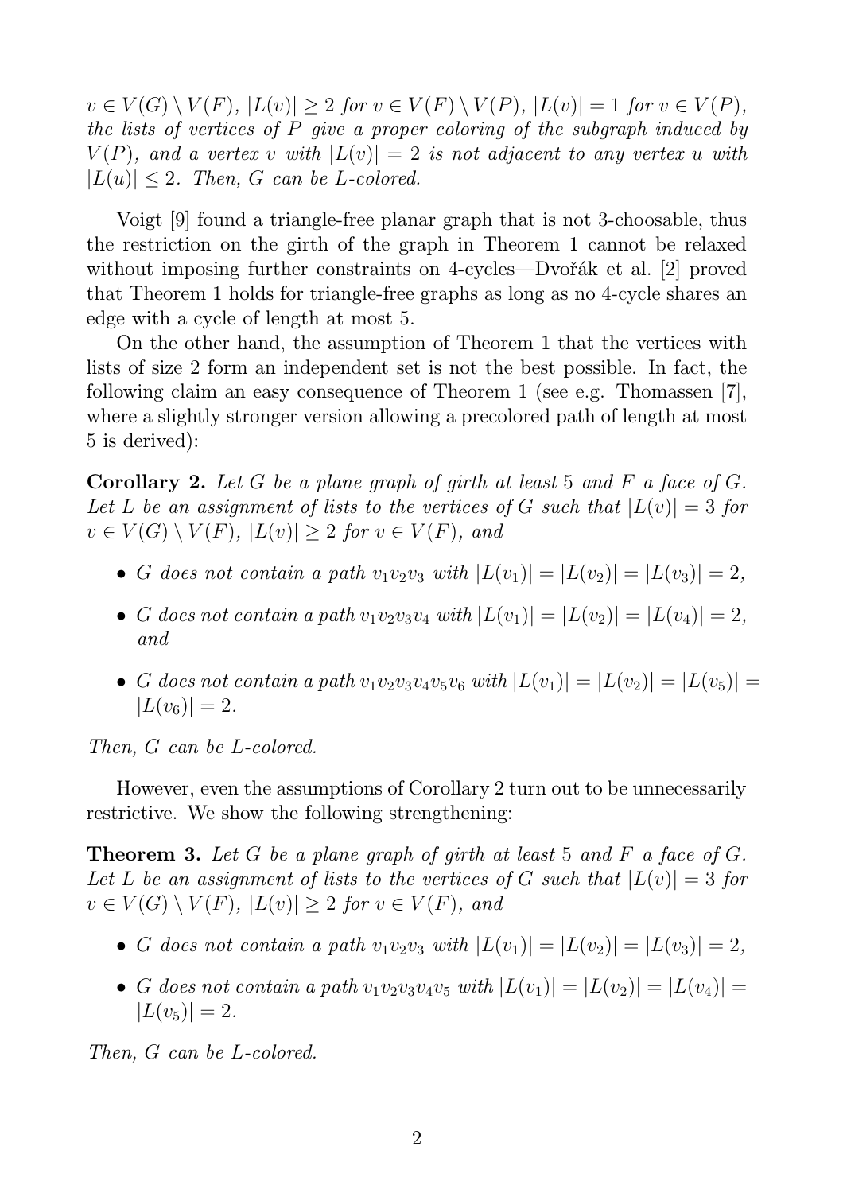*$v \in V(G) \setminus V(F)$, $|L(v)| \geq 2$ for $v \in V(F) \setminus V(P)$, $|L(v)| = 1$ for $v \in V(P)$, the lists of vertices of $P$ give a proper coloring of the subgraph induced by $V(P)$, and a vertex $v$ with $|L(v)| = 2$ is not adjacent to any vertex $u$ with $|L(u)| \leq 2$. Then, $G$ can be $L$-colored.*

Voigt [9] found a triangle-free planar graph that is not 3-choosable, thus the restriction on the girth of the graph in Theorem 1 cannot be relaxed without imposing further constraints on 4-cycles—Dvořák et al. [2] proved that Theorem 1 holds for triangle-free graphs as long as no 4-cycle shares an edge with a cycle of length at most 5.

On the other hand, the assumption of Theorem 1 that the vertices with lists of size 2 form an independent set is not the best possible. In fact, the following claim an easy consequence of Theorem 1 (see e.g. Thomassen [7], where a slightly stronger version allowing a precolored path of length at most 5 is derived):

**Corollary 2.** *Let $G$ be a plane graph of girth at least 5 and $F$ a face of $G$. Let $L$ be an assignment of lists to the vertices of $G$ such that $|L(v)| = 3$ for $v \in V(G) \setminus V(F)$, $|L(v)| \geq 2$ for $v \in V(F)$, and*

- *$G$ does not contain a path $v_1v_2v_3$ with $|L(v_1)| = |L(v_2)| = |L(v_3)| = 2$,*
- *$G$ does not contain a path $v_1v_2v_3v_4$ with $|L(v_1)| = |L(v_2)| = |L(v_4)| = 2$, and*
- *$G$ does not contain a path $v_1v_2v_3v_4v_5v_6$ with $|L(v_1)| = |L(v_2)| = |L(v_5)| = |L(v_6)| = 2$.*

*Then, $G$ can be $L$-colored.*

However, even the assumptions of Corollary 2 turn out to be unnecessarily restrictive. We show the following strengthening:

**Theorem 3.** *Let $G$ be a plane graph of girth at least 5 and $F$ a face of $G$. Let $L$ be an assignment of lists to the vertices of $G$ such that $|L(v)| = 3$ for $v \in V(G) \setminus V(F)$, $|L(v)| \geq 2$ for $v \in V(F)$, and*

- *$G$ does not contain a path $v_1v_2v_3$ with $|L(v_1)| = |L(v_2)| = |L(v_3)| = 2$,*
- *$G$ does not contain a path $v_1v_2v_3v_4v_5$ with $|L(v_1)| = |L(v_2)| = |L(v_4)| = |L(v_5)| = 2$.*

*Then, $G$ can be $L$-colored.*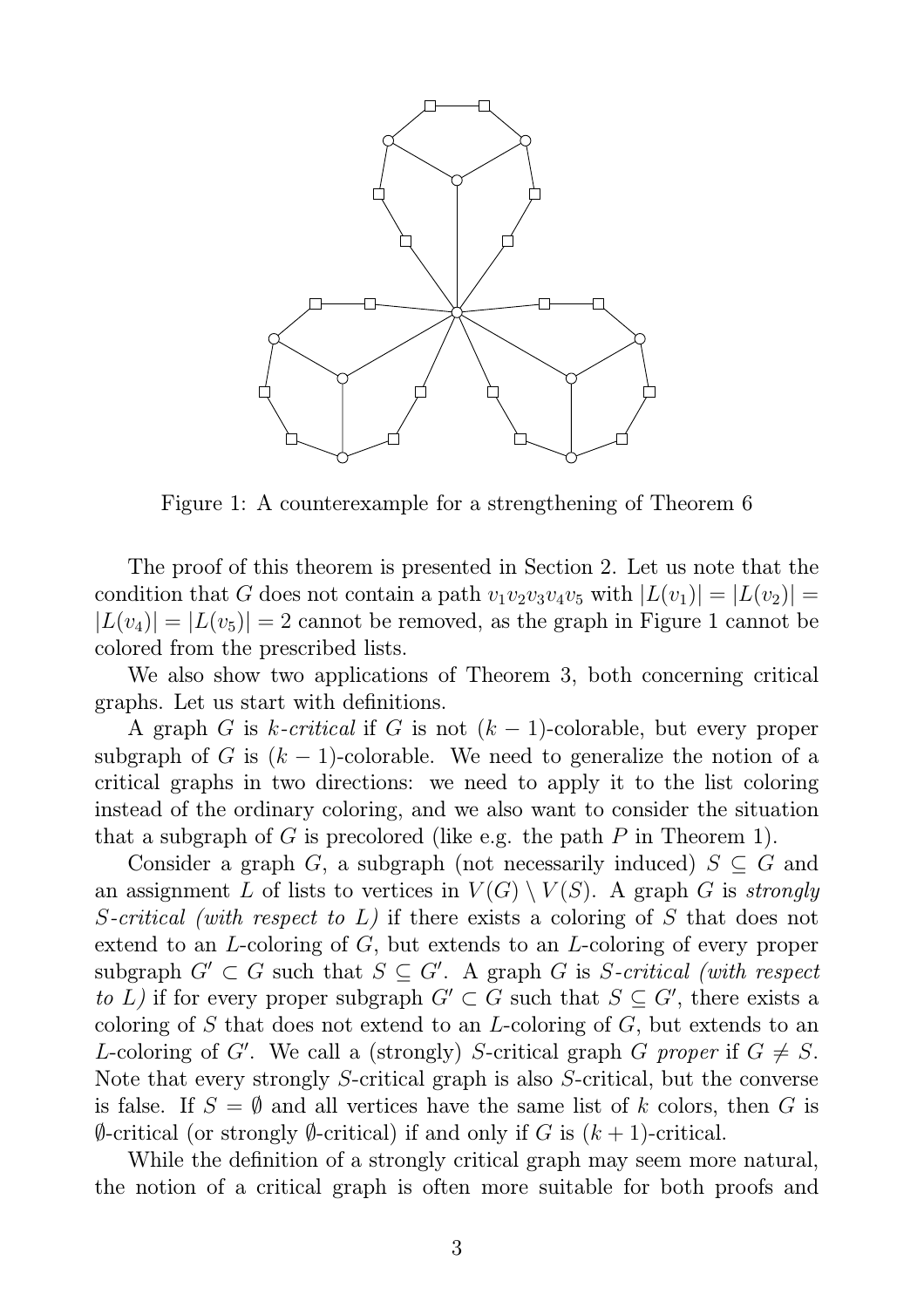Figure 1: A counterexample for a strengthening of Theorem 6

The proof of this theorem is presented in Section 2. Let us note that the condition that $G$ does not contain a path $v_1v_2v_3v_4v_5$ with $|L(v_1)| = |L(v_2)| = |L(v_4)| = |L(v_5)| = 2$ cannot be removed, as the graph in Figure 1 cannot be colored from the prescribed lists.

We also show two applications of Theorem 3, both concerning critical graphs. Let us start with definitions.

A graph $G$ is *$k$-critical* if $G$ is not $(k-1)$-colorable, but every proper subgraph of $G$ is $(k-1)$-colorable. We need to generalize the notion of a critical graphs in two directions: we need to apply it to the list coloring instead of the ordinary coloring, and we also want to consider the situation that a subgraph of $G$ is precolored (like e.g. the path $P$ in Theorem 1).

Consider a graph $G$, a subgraph (not necessarily induced) $S \subseteq G$ and an assignment $L$ of lists to vertices in $V(G) \setminus V(S)$. A graph $G$ is *strongly $S$-critical (with respect to $L$)* if there exists a coloring of $S$ that does not extend to an $L$-coloring of $G$, but extends to an $L$-coloring of every proper subgraph $G' \subset G$ such that $S \subseteq G'$. A graph $G$ is *$S$-critical (with respect to $L$)* if for every proper subgraph $G' \subset G$ such that $S \subseteq G'$, there exists a coloring of $S$ that does not extend to an $L$-coloring of $G$, but extends to an $L$-coloring of $G'$. We call a (strongly) $S$-critical graph $G$ *proper* if $G \neq S$. Note that every strongly $S$-critical graph is also $S$-critical, but the converse is false. If $S = \emptyset$ and all vertices have the same list of $k$ colors, then $G$ is $\emptyset$-critical (or strongly $\emptyset$-critical) if and only if $G$ is $(k+1)$-critical.

While the definition of a strongly critical graph may seem more natural, the notion of a critical graph is often more suitable for both proofs and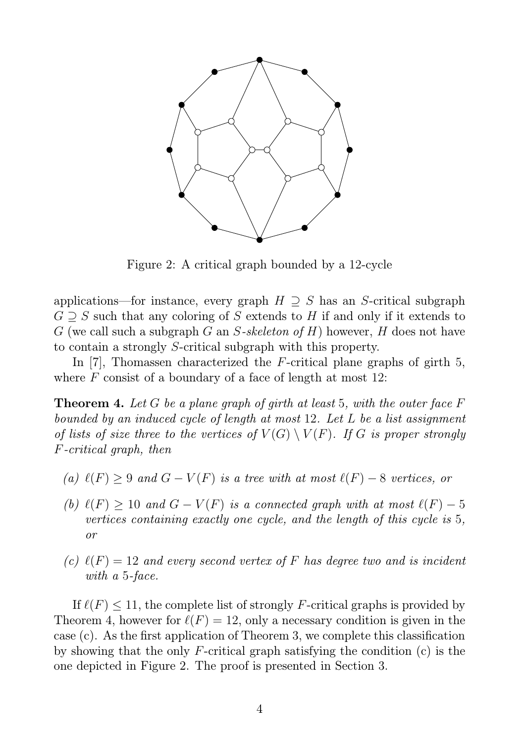Figure 2: A critical graph bounded by a 12-cycle

applications—for instance, every graph $H \supseteq S$ has an $S$-critical subgraph $G \supseteq S$ such that any coloring of $S$ extends to $H$ if and only if it extends to $G$ (we call such a subgraph $G$ an *$S$-skeleton of $H$*) however, $H$ does not have to contain a strongly $S$-critical subgraph with this property.

In [7], Thomassen characterized the $F$-critical plane graphs of girth 5, where $F$ consist of a boundary of a face of length at most 12:

**Theorem 4.** *Let $G$ be a plane graph of girth at least 5, with the outer face $F$ bounded by an induced cycle of length at most 12. Let $L$ be a list assignment of lists of size three to the vertices of $V(G) \setminus V(F)$. If $G$ is proper strongly $F$-critical graph, then*

- *(a) $\ell(F) \geq 9$ and $G - V(F)$ is a tree with at most $\ell(F) - 8$ vertices, or*
- *(b) $\ell(F) \geq 10$ and $G - V(F)$ is a connected graph with at most $\ell(F) - 5$ vertices containing exactly one cycle, and the length of this cycle is 5, or*
- *(c) $\ell(F) = 12$ and every second vertex of $F$ has degree two and is incident with a 5-face.*

If $\ell(F) \leq 11$, the complete list of strongly $F$-critical graphs is provided by Theorem 4, however for $\ell(F) = 12$, only a necessary condition is given in the case (c). As the first application of Theorem 3, we complete this classification by showing that the only $F$-critical graph satisfying the condition (c) is the one depicted in Figure 2. The proof is presented in Section 3.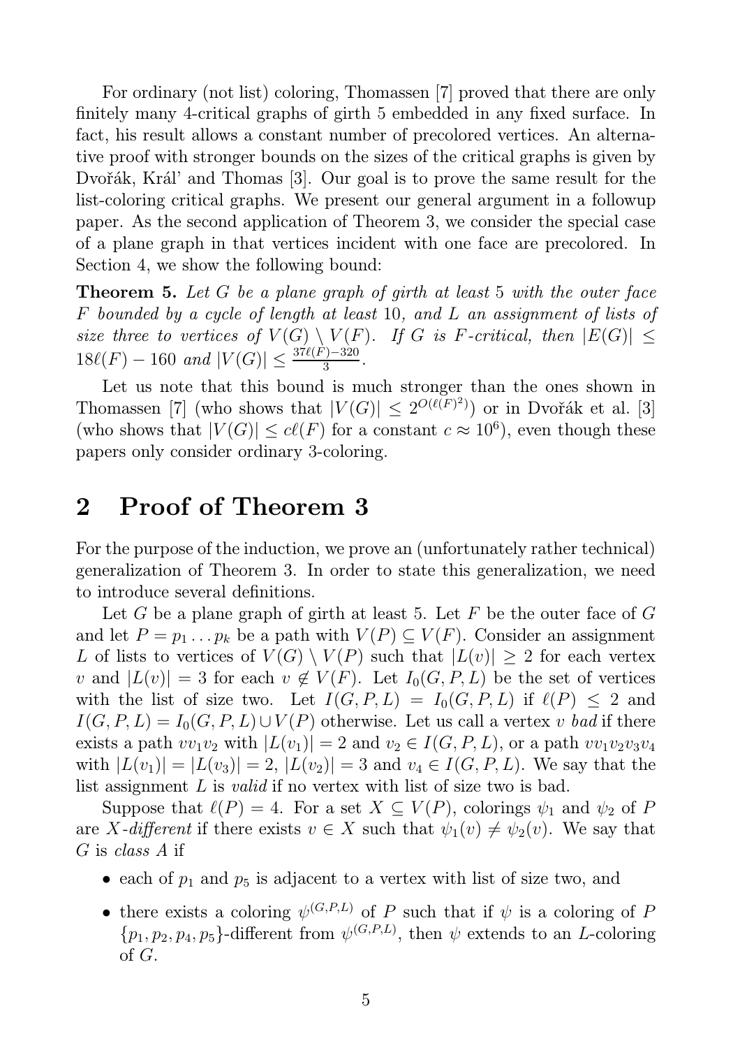For ordinary (not list) coloring, Thomassen [7] proved that there are only finitely many 4-critical graphs of girth 5 embedded in any fixed surface. In fact, his result allows a constant number of precolored vertices. An alternative proof with stronger bounds on the sizes of the critical graphs is given by Dvořák, Král' and Thomas [3]. Our goal is to prove the same result for the list-coloring critical graphs. We present our general argument in a followup paper. As the second application of Theorem 3, we consider the special case of a plane graph in that vertices incident with one face are precolored. In Section 4, we show the following bound:

**Theorem 5.** *Let $G$ be a plane graph of girth at least 5 with the outer face $F$ bounded by a cycle of length at least 10, and $L$ an assignment of lists of size three to vertices of $V(G) \setminus V(F)$. If $G$ is $F$-critical, then $|E(G)| \leq 18\ell(F) - 160$ and $|V(G)| \leq \frac{37\ell(F)-320}{3}$.*

Let us note that this bound is much stronger than the ones shown in Thomassen [7] (who shows that $|V(G)| \leq 2^{O(\ell(F)^2)}$) or in Dvořák et al. [3] (who shows that $|V(G)| \leq c\ell(F)$ for a constant $c \approx 10^6$), even though these papers only consider ordinary 3-coloring.

## 2 Proof of Theorem 3

For the purpose of the induction, we prove an (unfortunately rather technical) generalization of Theorem 3. In order to state this generalization, we need to introduce several definitions.

Let $G$ be a plane graph of girth at least 5. Let $F$ be the outer face of $G$ and let $P = p_1 \ldots p_k$ be a path with $V(P) \subseteq V(F)$. Consider an assignment $L$ of lists to vertices of $V(G) \setminus V(P)$ such that $|L(v)| \geq 2$ for each vertex $v$ and $|L(v)| = 3$ for each $v \notin V(F)$. Let $I_0(G, P, L)$ be the set of vertices with the list of size two. Let $I(G, P, L) = I_0(G, P, L)$ if $\ell(P) \leq 2$ and $I(G, P, L) = I_0(G, P, L) \cup V(P)$ otherwise. Let us call a vertex $v$ *bad* if there exists a path $vv_1v_2$ with $|L(v_1)| = 2$ and $v_2 \in I(G, P, L)$, or a path $vv_1v_2v_3v_4$ with $|L(v_1)| = |L(v_3)| = 2$, $|L(v_2)| = 3$ and $v_4 \in I(G, P, L)$. We say that the list assignment $L$ is *valid* if no vertex with list of size two is bad.

Suppose that $\ell(P) = 4$. For a set $X \subseteq V(P)$, colorings $\psi_1$ and $\psi_2$ of $P$ are *$X$-different* if there exists $v \in X$ such that $\psi_1(v) \neq \psi_2(v)$. We say that $G$ is *class A* if

- each of $p_1$ and $p_5$ is adjacent to a vertex with list of size two, and
- there exists a coloring $\psi^{(G,P,L)}$ of $P$ such that if $\psi$ is a coloring of $P$ $\{p_1, p_2, p_4, p_5\}$-different from $\psi^{(G,P,L)}$, then $\psi$ extends to an $L$-coloring of $G$.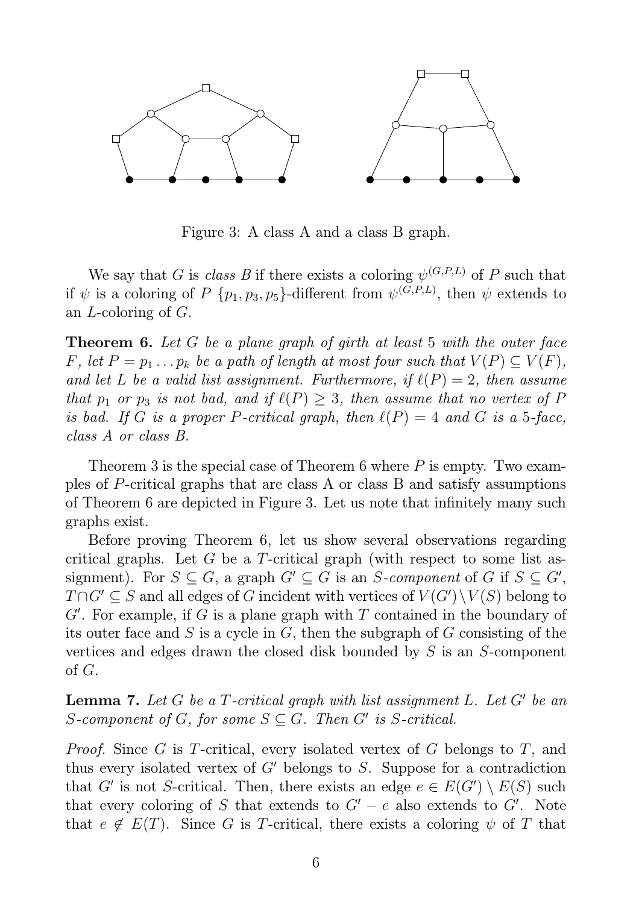Figure 3: A class A and a class B graph.

We say that $G$ is *class B* if there exists a coloring $\psi^{(G,P,L)}$ of $P$ such that if $\psi$ is a coloring of $P$ $\{p_1, p_3, p_5\}$-different from $\psi^{(G,P,L)}$, then $\psi$ extends to an $L$-coloring of $G$.

**Theorem 6.** *Let $G$ be a plane graph of girth at least 5 with the outer face $F$, let $P = p_1 \ldots p_k$ be a path of length at most four such that $V(P) \subseteq V(F)$, and let $L$ be a valid list assignment. Furthermore, if $\ell(P) = 2$, then assume that $p_1$ or $p_3$ is not bad, and if $\ell(P) \geq 3$, then assume that no vertex of $P$ is bad. If $G$ is a proper $P$-critical graph, then $\ell(P) = 4$ and $G$ is a 5-face, class A or class B.*

Theorem 3 is the special case of Theorem 6 where $P$ is empty. Two examples of $P$-critical graphs that are class A or class B and satisfy assumptions of Theorem 6 are depicted in Figure 3. Let us note that infinitely many such graphs exist.

Before proving Theorem 6, let us show several observations regarding critical graphs. Let $G$ be a $T$-critical graph (with respect to some list assignment). For $S \subseteq G$, a graph $G' \subseteq G$ is an *$S$-component* of $G$ if $S \subseteq G'$, $T \cap G' \subseteq S$ and all edges of $G$ incident with vertices of $V(G') \setminus V(S)$ belong to $G'$. For example, if $G$ is a plane graph with $T$ contained in the boundary of its outer face and $S$ is a cycle in $G$, then the subgraph of $G$ consisting of the vertices and edges drawn the closed disk bounded by $S$ is an $S$-component of $G$.

**Lemma 7.** *Let $G$ be a $T$-critical graph with list assignment $L$. Let $G'$ be an $S$-component of $G$, for some $S \subseteq G$. Then $G'$ is $S$-critical.*

*Proof.* Since $G$ is $T$-critical, every isolated vertex of $G$ belongs to $T$, and thus every isolated vertex of $G'$ belongs to $S$. Suppose for a contradiction that $G'$ is not $S$-critical. Then, there exists an edge $e \in E(G') \setminus E(S)$ such that every coloring of $S$ that extends to $G' - e$ also extends to $G'$. Note that $e \notin E(T)$. Since $G$ is $T$-critical, there exists a coloring $\psi$ of $T$ that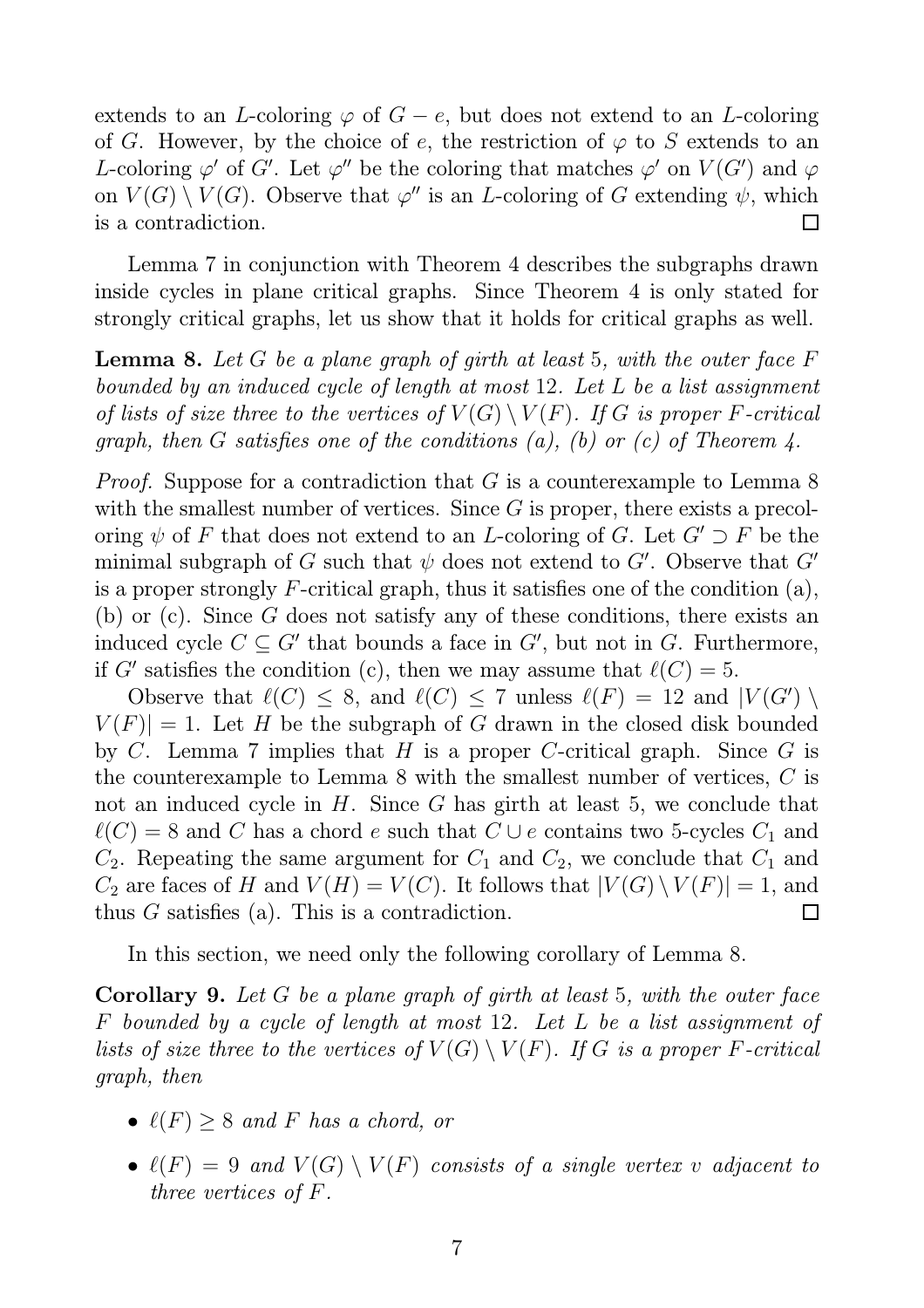extends to an $L$-coloring $\varphi$ of $G - e$, but does not extend to an $L$-coloring of $G$. However, by the choice of $e$, the restriction of $\varphi$ to $S$ extends to an $L$-coloring $\varphi'$ of $G'$. Let $\varphi''$ be the coloring that matches $\varphi'$ on $V(G')$ and $\varphi$ on $V(G) \setminus V(G)$. Observe that $\varphi''$ is an $L$-coloring of $G$ extending $\psi$, which is a contradiction. $\square$

Lemma 7 in conjunction with Theorem 4 describes the subgraphs drawn inside cycles in plane critical graphs. Since Theorem 4 is only stated for strongly critical graphs, let us show that it holds for critical graphs as well.

**Lemma 8.** *Let $G$ be a plane graph of girth at least 5, with the outer face $F$ bounded by an induced cycle of length at most 12. Let $L$ be a list assignment of lists of size three to the vertices of $V(G) \setminus V(F)$. If $G$ is proper $F$-critical graph, then $G$ satisfies one of the conditions (a), (b) or (c) of Theorem 4.*

*Proof.* Suppose for a contradiction that $G$ is a counterexample to Lemma 8 with the smallest number of vertices. Since $G$ is proper, there exists a precoloring $\psi$ of $F$ that does not extend to an $L$-coloring of $G$. Let $G' \supset F$ be the minimal subgraph of $G$ such that $\psi$ does not extend to $G'$. Observe that $G'$ is a proper strongly $F$-critical graph, thus it satisfies one of the condition (a), (b) or (c). Since $G$ does not satisfy any of these conditions, there exists an induced cycle $C \subseteq G'$ that bounds a face in $G'$, but not in $G$. Furthermore, if $G'$ satisfies the condition (c), then we may assume that $\ell(C) = 5$.

Observe that $\ell(C) \leq 8$, and $\ell(C) \leq 7$ unless $\ell(F) = 12$ and $|V(G') \setminus V(F)| = 1$. Let $H$ be the subgraph of $G$ drawn in the closed disk bounded by $C$. Lemma 7 implies that $H$ is a proper $C$-critical graph. Since $G$ is the counterexample to Lemma 8 with the smallest number of vertices, $C$ is not an induced cycle in $H$. Since $G$ has girth at least 5, we conclude that $\ell(C) = 8$ and $C$ has a chord $e$ such that $C \cup e$ contains two 5-cycles $C_1$ and $C_2$. Repeating the same argument for $C_1$ and $C_2$, we conclude that $C_1$ and $C_2$ are faces of $H$ and $V(H) = V(C)$. It follows that $|V(G) \setminus V(F)| = 1$, and thus $G$ satisfies (a). This is a contradiction. $\square$

In this section, we need only the following corollary of Lemma 8.

**Corollary 9.** *Let $G$ be a plane graph of girth at least 5, with the outer face $F$ bounded by a cycle of length at most 12. Let $L$ be a list assignment of lists of size three to the vertices of $V(G) \setminus V(F)$. If $G$ is a proper $F$-critical graph, then*

- *$\ell(F) \geq 8$ and $F$ has a chord, or*
- *$\ell(F) = 9$ and $V(G) \setminus V(F)$ consists of a single vertex $v$ adjacent to three vertices of $F$.*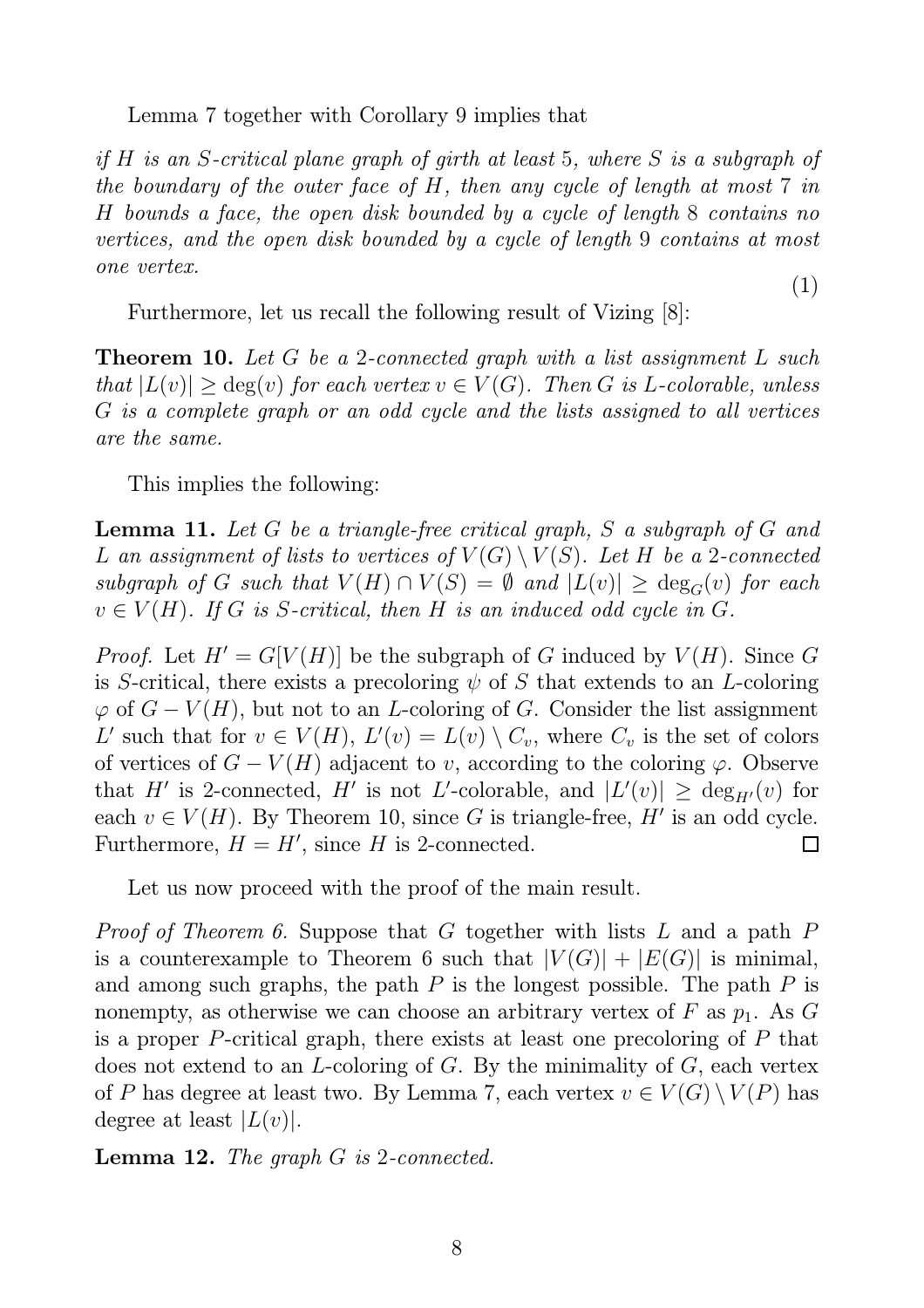Lemma 7 together with Corollary 9 implies that

*if $H$ is an $S$-critical plane graph of girth at least 5, where $S$ is a subgraph of the boundary of the outer face of $H$, then any cycle of length at most 7 in $H$ bounds a face, the open disk bounded by a cycle of length 8 contains no vertices, and the open disk bounded by a cycle of length 9 contains at most one vertex.* (1)

Furthermore, let us recall the following result of Vizing [8]:

**Theorem 10.** *Let $G$ be a 2-connected graph with a list assignment $L$ such that $|L(v)| \geq \deg(v)$ for each vertex $v \in V(G)$. Then $G$ is $L$-colorable, unless $G$ is a complete graph or an odd cycle and the lists assigned to all vertices are the same.*

This implies the following:

**Lemma 11.** *Let $G$ be a triangle-free critical graph, $S$ a subgraph of $G$ and $L$ an assignment of lists to vertices of $V(G) \setminus V(S)$. Let $H$ be a 2-connected subgraph of $G$ such that $V(H) \cap V(S) = \emptyset$ and $|L(v)| \geq \deg_G(v)$ for each $v \in V(H)$. If $G$ is $S$-critical, then $H$ is an induced odd cycle in $G$.*

*Proof.* Let $H' = G[V(H)]$ be the subgraph of $G$ induced by $V(H)$. Since $G$ is $S$-critical, there exists a precoloring $\psi$ of $S$ that extends to an $L$-coloring $\varphi$ of $G - V(H)$, but not to an $L$-coloring of $G$. Consider the list assignment $L'$ such that for $v \in V(H)$, $L'(v) = L(v) \setminus C_v$, where $C_v$ is the set of colors of vertices of $G - V(H)$ adjacent to $v$, according to the coloring $\varphi$. Observe that $H'$ is 2-connected, $H'$ is not $L'$-colorable, and $|L'(v)| \geq \deg_{H'}(v)$ for each $v \in V(H)$. By Theorem 10, since $G$ is triangle-free, $H'$ is an odd cycle. Furthermore, $H = H'$, since $H$ is 2-connected. □

Let us now proceed with the proof of the main result.

*Proof of Theorem 6.* Suppose that $G$ together with lists $L$ and a path $P$ is a counterexample to Theorem 6 such that $|V(G)| + |E(G)|$ is minimal, and among such graphs, the path $P$ is the longest possible. The path $P$ is nonempty, as otherwise we can choose an arbitrary vertex of $F$ as $p_1$. As $G$ is a proper $P$-critical graph, there exists at least one precoloring of $P$ that does not extend to an $L$-coloring of $G$. By the minimality of $G$, each vertex of $P$ has degree at least two. By Lemma 7, each vertex $v \in V(G) \setminus V(P)$ has degree at least $|L(v)|$.

**Lemma 12.** *The graph $G$ is 2-connected.*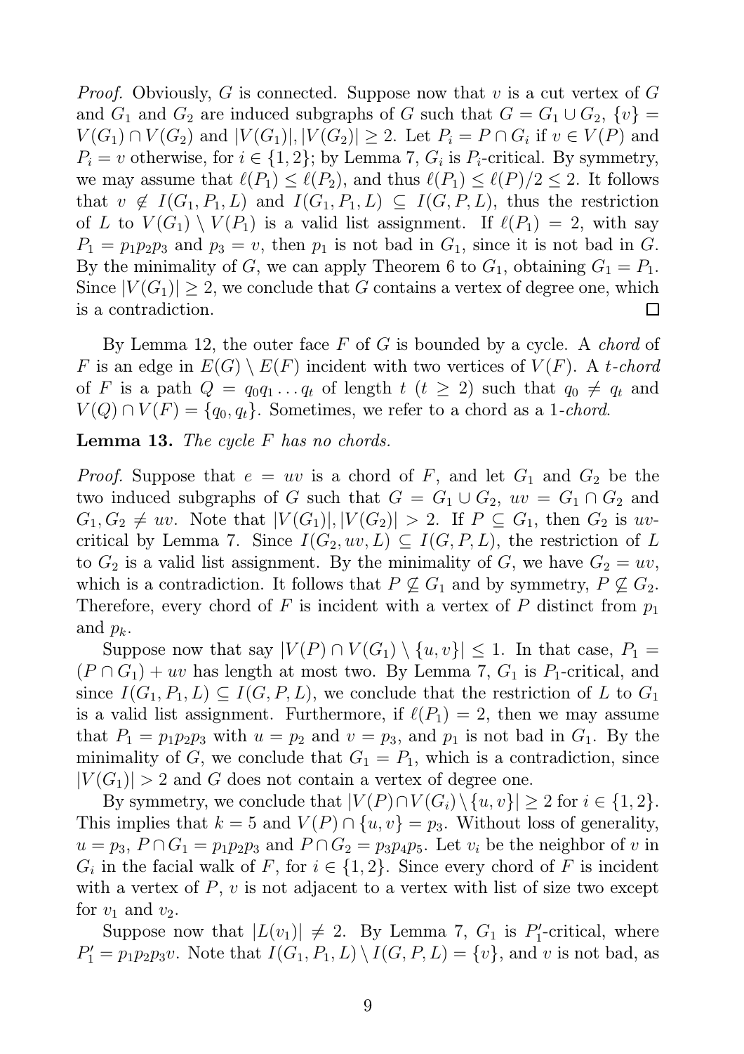*Proof.* Obviously, $G$ is connected. Suppose now that $v$ is a cut vertex of $G$ and $G_1$ and $G_2$ are induced subgraphs of $G$ such that $G = G_1 \cup G_2$, $\{v\} = V(G_1) \cap V(G_2)$ and $|V(G_1)|, |V(G_2)| \geq 2$. Let $P_i = P \cap G_i$ if $v \in V(P)$ and $P_i = v$ otherwise, for $i \in \{1, 2\}$; by Lemma 7, $G_i$ is $P_i$-critical. By symmetry, we may assume that $\ell(P_1) \leq \ell(P_2)$, and thus $\ell(P_1) \leq \ell(P)/2 \leq 2$. It follows that $v \notin I(G_1, P_1, L)$ and $I(G_1, P_1, L) \subseteq I(G, P, L)$, thus the restriction of $L$ to $V(G_1) \setminus V(P_1)$ is a valid list assignment. If $\ell(P_1) = 2$, with say $P_1 = p_1p_2p_3$ and $p_3 = v$, then $p_1$ is not bad in $G_1$, since it is not bad in $G$. By the minimality of $G$, we can apply Theorem 6 to $G_1$, obtaining $G_1 = P_1$. Since $|V(G_1)| \geq 2$, we conclude that $G$ contains a vertex of degree one, which is a contradiction. □

By Lemma 12, the outer face $F$ of $G$ is bounded by a cycle. A *chord* of $F$ is an edge in $E(G) \setminus E(F)$ incident with two vertices of $V(F)$. A *$t$-chord* of $F$ is a path $Q = q_0q_1 \ldots q_t$ of length $t$ ($t \geq 2$) such that $q_0 \neq q_t$ and $V(Q) \cap V(F) = \{q_0, q_t\}$. Sometimes, we refer to a chord as a *1-chord*.

**Lemma 13.** *The cycle $F$ has no chords.*

*Proof.* Suppose that $e = uv$ is a chord of $F$, and let $G_1$ and $G_2$ be the two induced subgraphs of $G$ such that $G = G_1 \cup G_2$, $uv = G_1 \cap G_2$ and $G_1, G_2 \neq uv$. Note that $|V(G_1)|, |V(G_2)| > 2$. If $P \subseteq G_1$, then $G_2$ is $uv$-critical by Lemma 7. Since $I(G_2, uv, L) \subseteq I(G, P, L)$, the restriction of $L$ to $G_2$ is a valid list assignment. By the minimality of $G$, we have $G_2 = uv$, which is a contradiction. It follows that $P \not\subseteq G_1$ and by symmetry, $P \not\subseteq G_2$. Therefore, every chord of $F$ is incident with a vertex of $P$ distinct from $p_1$ and $p_k$.

Suppose now that say $|V(P) \cap V(G_1) \setminus \{u, v\}| \leq 1$. In that case, $P_1 = (P \cap G_1) + uv$ has length at most two. By Lemma 7, $G_1$ is $P_1$-critical, and since $I(G_1, P_1, L) \subseteq I(G, P, L)$, we conclude that the restriction of $L$ to $G_1$ is a valid list assignment. Furthermore, if $\ell(P_1) = 2$, then we may assume that $P_1 = p_1p_2p_3$ with $u = p_2$ and $v = p_3$, and $p_1$ is not bad in $G_1$. By the minimality of $G$, we conclude that $G_1 = P_1$, which is a contradiction, since $|V(G_1)| > 2$ and $G$ does not contain a vertex of degree one.

By symmetry, we conclude that $|V(P) \cap V(G_i) \setminus \{u, v\}| \geq 2$ for $i \in \{1, 2\}$. This implies that $k = 5$ and $V(P) \cap \{u, v\} = p_3$. Without loss of generality, $u = p_3$, $P \cap G_1 = p_1p_2p_3$ and $P \cap G_2 = p_3p_4p_5$. Let $v_i$ be the neighbor of $v$ in $G_i$ in the facial walk of $F$, for $i \in \{1, 2\}$. Since every chord of $F$ is incident with a vertex of $P$, $v$ is not adjacent to a vertex with list of size two except for $v_1$ and $v_2$.

Suppose now that $|L(v_1)| \neq 2$. By Lemma 7, $G_1$ is $P'_1$-critical, where $P'_1 = p_1p_2p_3v$. Note that $I(G_1, P_1, L) \setminus I(G, P, L) = \{v\}$, and $v$ is not bad, as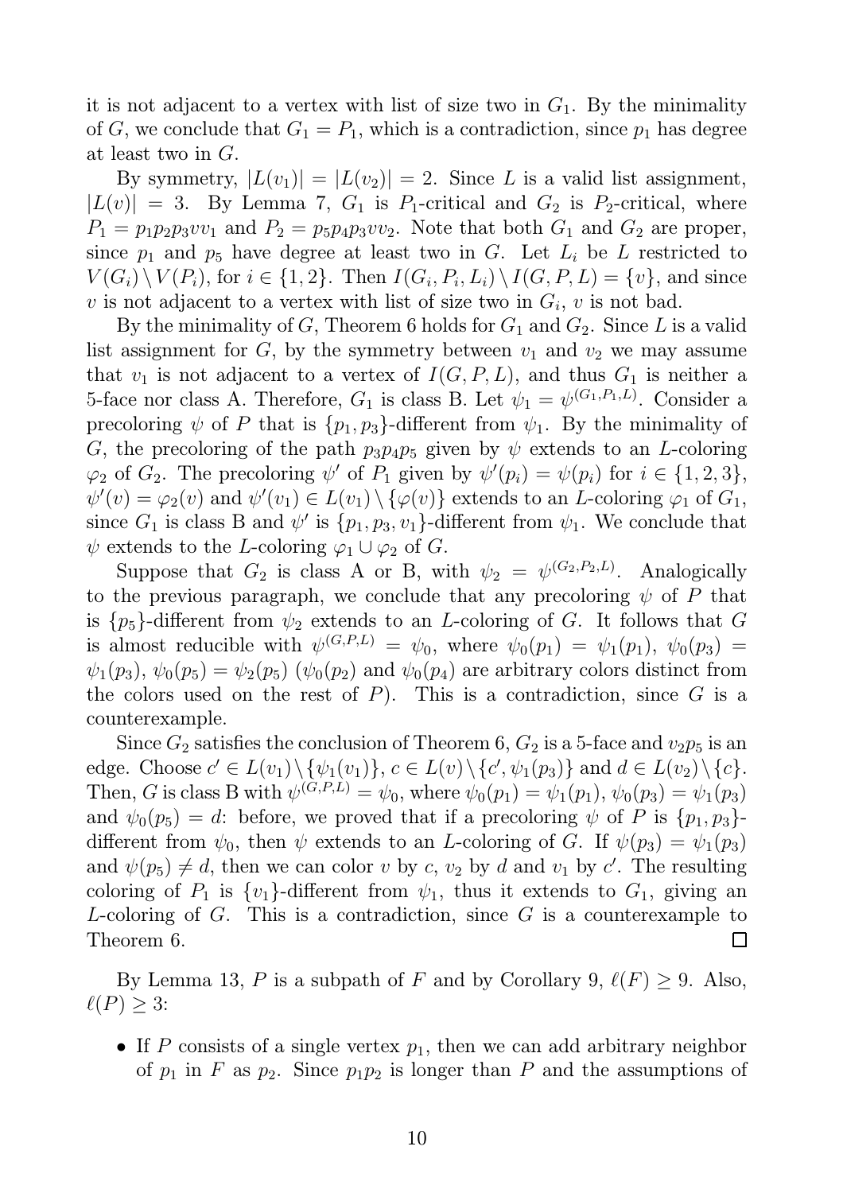it is not adjacent to a vertex with list of size two in $G_1$. By the minimality of $G$, we conclude that $G_1 = P_1$, which is a contradiction, since $p_1$ has degree at least two in $G$.

By symmetry, $|L(v_1)| = |L(v_2)| = 2$. Since $L$ is a valid list assignment, $|L(v)| = 3$. By Lemma 7, $G_1$ is $P_1$-critical and $G_2$ is $P_2$-critical, where $P_1 = p_1p_2p_3vv_1$ and $P_2 = p_5p_4p_3vv_2$. Note that both $G_1$ and $G_2$ are proper, since $p_1$ and $p_5$ have degree at least two in $G$. Let $L_i$ be $L$ restricted to $V(G_i) \setminus V(P_i)$, for $i \in \{1, 2\}$. Then $I(G_i, P_i, L_i) \setminus I(G, P, L) = \{v\}$, and since $v$ is not adjacent to a vertex with list of size two in $G_i$, $v$ is not bad.

By the minimality of $G$, Theorem 6 holds for $G_1$ and $G_2$. Since $L$ is a valid list assignment for $G$, by the symmetry between $v_1$ and $v_2$ we may assume that $v_1$ is not adjacent to a vertex of $I(G, P, L)$, and thus $G_1$ is neither a 5-face nor class A. Therefore, $G_1$ is class B. Let $\psi_1 = \psi^{(G_1,P_1,L)}$. Consider a precoloring $\psi$ of $P$ that is $\{p_1, p_3\}$-different from $\psi_1$. By the minimality of $G$, the precoloring of the path $p_3p_4p_5$ given by $\psi$ extends to an $L$-coloring $\varphi_2$ of $G_2$. The precoloring $\psi'$ of $P_1$ given by $\psi'(p_i) = \psi(p_i)$ for $i \in \{1, 2, 3\}$, $\psi'(v) = \varphi_2(v)$ and $\psi'(v_1) \in L(v_1) \setminus \{\varphi(v)\}$ extends to an $L$-coloring $\varphi_1$ of $G_1$, since $G_1$ is class B and $\psi'$ is $\{p_1, p_3, v_1\}$-different from $\psi_1$. We conclude that $\psi$ extends to the $L$-coloring $\varphi_1 \cup \varphi_2$ of $G$.

Suppose that $G_2$ is class A or B, with $\psi_2 = \psi^{(G_2,P_2,L)}$. Analogically to the previous paragraph, we conclude that any precoloring $\psi$ of $P$ that is $\{p_5\}$-different from $\psi_2$ extends to an $L$-coloring of $G$. It follows that $G$ is almost reducible with $\psi^{(G,P,L)} = \psi_0$, where $\psi_0(p_1) = \psi_1(p_1)$, $\psi_0(p_3) = \psi_1(p_3)$, $\psi_0(p_5) = \psi_2(p_5)$ ($\psi_0(p_2)$ and $\psi_0(p_4)$ are arbitrary colors distinct from the colors used on the rest of $P$). This is a contradiction, since $G$ is a counterexample.

Since $G_2$ satisfies the conclusion of Theorem 6, $G_2$ is a 5-face and $v_2p_5$ is an edge. Choose $c' \in L(v_1) \setminus \{\psi_1(v_1)\}$, $c \in L(v) \setminus \{c', \psi_1(p_3)\}$ and $d \in L(v_2) \setminus \{c\}$. Then, $G$ is class B with $\psi^{(G,P,L)} = \psi_0$, where $\psi_0(p_1) = \psi_1(p_1)$, $\psi_0(p_3) = \psi_1(p_3)$ and $\psi_0(p_5) = d$: before, we proved that if a precoloring $\psi$ of $P$ is $\{p_1, p_3\}$-different from $\psi_0$, then $\psi$ extends to an $L$-coloring of $G$. If $\psi(p_3) = \psi_1(p_3)$ and $\psi(p_5) \neq d$, then we can color $v$ by $c$, $v_2$ by $d$ and $v_1$ by $c'$. The resulting coloring of $P_1$ is $\{v_1\}$-different from $\psi_1$, thus it extends to $G_1$, giving an $L$-coloring of $G$. This is a contradiction, since $G$ is a counterexample to Theorem 6. □

By Lemma 13, $P$ is a subpath of $F$ and by Corollary 9, $\ell(F) \geq 9$. Also, $\ell(P) \geq 3$:

- If $P$ consists of a single vertex $p_1$, then we can add arbitrary neighbor of $p_1$ in $F$ as $p_2$. Since $p_1p_2$ is longer than $P$ and the assumptions of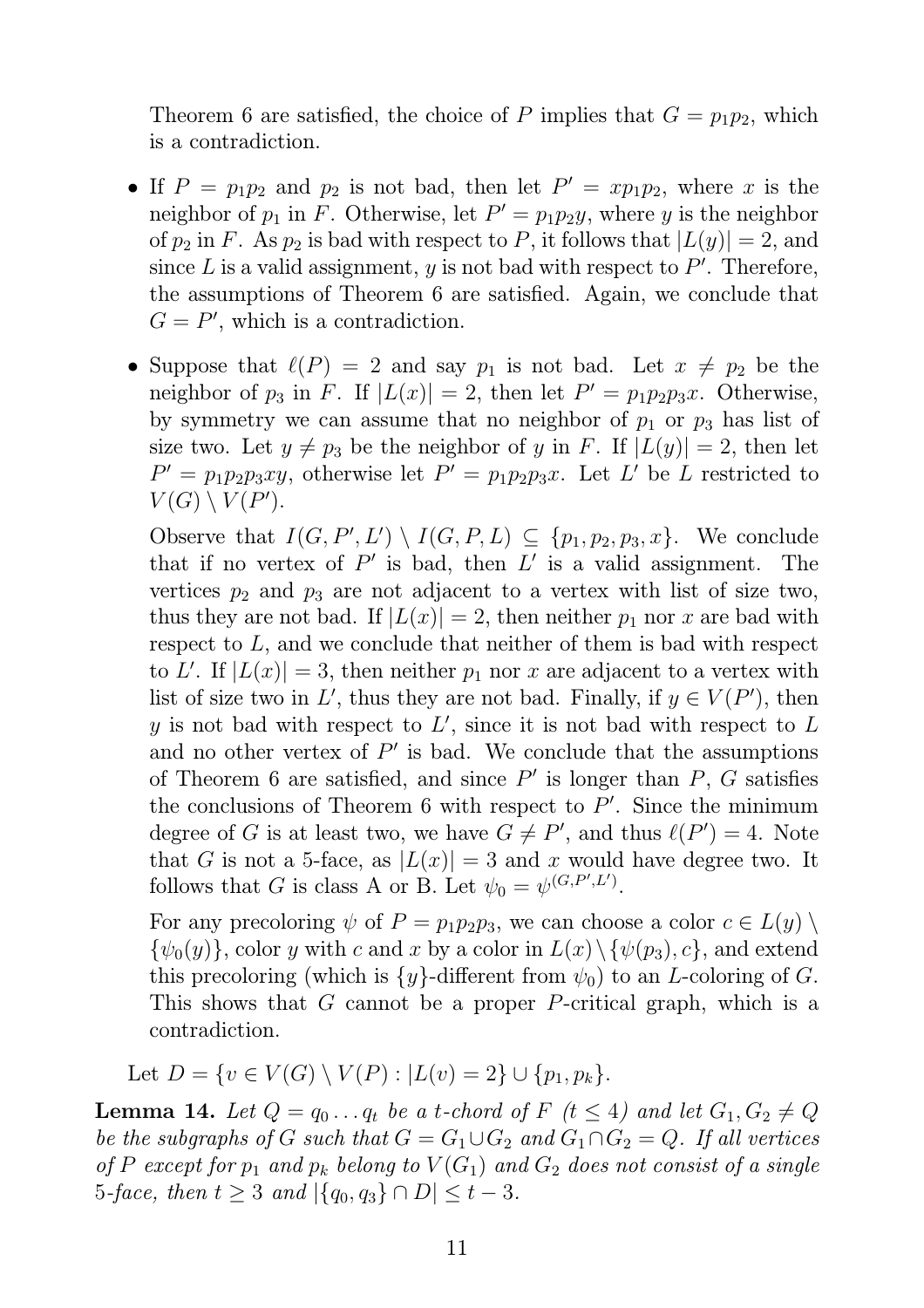Theorem 6 are satisfied, the choice of $P$ implies that $G = p_1p_2$, which is a contradiction.

- If $P = p_1p_2$ and $p_2$ is not bad, then let $P' = xp_1p_2$, where $x$ is the neighbor of $p_1$ in $F$. Otherwise, let $P' = p_1p_2y$, where $y$ is the neighbor of $p_2$ in $F$. As $p_2$ is bad with respect to $P$, it follows that $|L(y)| = 2$, and since $L$ is a valid assignment, $y$ is not bad with respect to $P'$. Therefore, the assumptions of Theorem 6 are satisfied. Again, we conclude that $G = P'$, which is a contradiction.

- Suppose that $\ell(P) = 2$ and say $p_1$ is not bad. Let $x \neq p_2$ be the neighbor of $p_3$ in $F$. If $|L(x)| = 2$, then let $P' = p_1p_2p_3x$. Otherwise, by symmetry we can assume that no neighbor of $p_1$ or $p_3$ has list of size two. Let $y \neq p_3$ be the neighbor of $y$ in $F$. If $|L(y)| = 2$, then let $P' = p_1p_2p_3xy$, otherwise let $P' = p_1p_2p_3x$. Let $L'$ be $L$ restricted to $V(G) \setminus V(P')$.

  Observe that $I(G, P', L') \setminus I(G, P, L) \subseteq \{p_1, p_2, p_3, x\}$. We conclude that if no vertex of $P'$ is bad, then $L'$ is a valid assignment. The vertices $p_2$ and $p_3$ are not adjacent to a vertex with list of size two, thus they are not bad. If $|L(x)| = 2$, then neither $p_1$ nor $x$ are bad with respect to $L$, and we conclude that neither of them is bad with respect to $L'$. If $|L(x)| = 3$, then neither $p_1$ nor $x$ are adjacent to a vertex with list of size two in $L'$, thus they are not bad. Finally, if $y \in V(P')$, then $y$ is not bad with respect to $L'$, since it is not bad with respect to $L$ and no other vertex of $P'$ is bad. We conclude that the assumptions of Theorem 6 are satisfied, and since $P'$ is longer than $P$, $G$ satisfies the conclusions of Theorem 6 with respect to $P'$. Since the minimum degree of $G$ is at least two, we have $G \neq P'$, and thus $\ell(P') = 4$. Note that $G$ is not a 5-face, as $|L(x)| = 3$ and $x$ would have degree two. It follows that $G$ is class A or B. Let $\psi_0 = \psi^{(G,P',L')}$.

  For any precoloring $\psi$ of $P = p_1p_2p_3$, we can choose a color $c \in L(y) \setminus \{\psi_0(y)\}$, color $y$ with $c$ and $x$ by a color in $L(x) \setminus \{\psi(p_3), c\}$, and extend this precoloring (which is $\{y\}$-different from $\psi_0$) to an $L$-coloring of $G$. This shows that $G$ cannot be a proper $P$-critical graph, which is a contradiction.

Let $D = \{v \in V(G) \setminus V(P) : |L(v) = 2\} \cup \{p_1, p_k\}$.

**Lemma 14.** *Let $Q = q_0 \ldots q_t$ be a $t$-chord of $F$ ($t \leq 4$) and let $G_1, G_2 \neq Q$ be the subgraphs of $G$ such that $G = G_1 \cup G_2$ and $G_1 \cap G_2 = Q$. If all vertices of $P$ except for $p_1$ and $p_k$ belong to $V(G_1)$ and $G_2$ does not consist of a single 5-face, then $t \geq 3$ and $|\{q_0, q_3\} \cap D| \leq t - 3$.*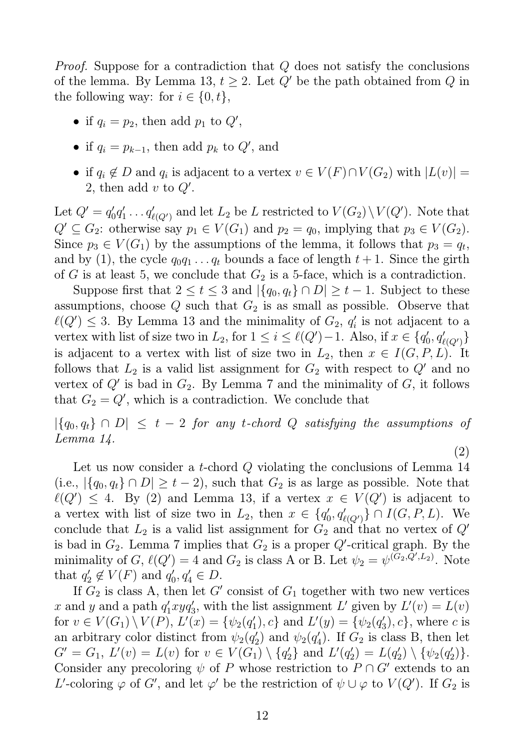*Proof.* Suppose for a contradiction that $Q$ does not satisfy the conclusions of the lemma. By Lemma 13, $t \geq 2$. Let $Q'$ be the path obtained from $Q$ in the following way: for $i \in \{0, t\}$,

- if $q_i = p_2$, then add $p_1$ to $Q'$,
- if $q_i = p_{k-1}$, then add $p_k$ to $Q'$, and
- if $q_i \notin D$ and $q_i$ is adjacent to a vertex $v \in V(F) \cap V(G_2)$ with $|L(v)| = 2$, then add $v$ to $Q'$.

Let $Q' = q'_0 q'_1 \ldots q'_{\ell(Q')}$ and let $L_2$ be $L$ restricted to $V(G_2) \setminus V(Q')$. Note that $Q' \subseteq G_2$: otherwise say $p_1 \in V(G_1)$ and $p_2 = q_0$, implying that $p_3 \in V(G_2)$. Since $p_3 \in V(G_1)$ by the assumptions of the lemma, it follows that $p_3 = q_t$, and by (1), the cycle $q_0 q_1 \ldots q_t$ bounds a face of length $t+1$. Since the girth of $G$ is at least 5, we conclude that $G_2$ is a 5-face, which is a contradiction.

Suppose first that $2 \leq t \leq 3$ and $|\{q_0, q_t\} \cap D| \geq t - 1$. Subject to these assumptions, choose $Q$ such that $G_2$ is as small as possible. Observe that $\ell(Q') \leq 3$. By Lemma 13 and the minimality of $G_2$, $q'_i$ is not adjacent to a vertex with list of size two in $L_2$, for $1 \leq i \leq \ell(Q') - 1$. Also, if $x \in \{q'_0, q'_{\ell(Q')}\}$ is adjacent to a vertex with list of size two in $L_2$, then $x \in I(G, P, L)$. It follows that $L_2$ is a valid list assignment for $G_2$ with respect to $Q'$ and no vertex of $Q'$ is bad in $G_2$. By Lemma 7 and the minimality of $G$, it follows that $G_2 = Q'$, which is a contradiction. We conclude that

$$|\{q_0, q_t\} \cap D| \leq t - 2 \text{ for any } t\text{-chord } Q \text{ satisfying the assumptions of Lemma 14.} \tag{2}$$

Let us now consider a $t$-chord $Q$ violating the conclusions of Lemma 14 (i.e., $|\{q_0, q_t\} \cap D| \geq t - 2$), such that $G_2$ is as large as possible. Note that $\ell(Q') \leq 4$. By (2) and Lemma 13, if a vertex $x \in V(Q')$ is adjacent to a vertex with list of size two in $L_2$, then $x \in \{q'_0, q'_{\ell(Q')}\} \cap I(G, P, L)$. We conclude that $L_2$ is a valid list assignment for $G_2$ and that no vertex of $Q'$ is bad in $G_2$. Lemma 7 implies that $G_2$ is a proper $Q'$-critical graph. By the minimality of $G$, $\ell(Q') = 4$ and $G_2$ is class A or B. Let $\psi_2 = \psi^{(G_2, Q', L_2)}$. Note that $q'_2 \notin V(F)$ and $q'_0, q'_4 \in D$.

If $G_2$ is class A, then let $G'$ consist of $G_1$ together with two new vertices $x$ and $y$ and a path $q'_1 x y q'_3$, with the list assignment $L'$ given by $L'(v) = L(v)$ for $v \in V(G_1) \setminus V(P)$, $L'(x) = \{\psi_2(q'_1), c\}$ and $L'(y) = \{\psi_2(q'_3), c\}$, where $c$ is an arbitrary color distinct from $\psi_2(q'_2)$ and $\psi_2(q'_4)$. If $G_2$ is class B, then let $G' = G_1$, $L'(v) = L(v)$ for $v \in V(G_1) \setminus \{q'_2\}$ and $L'(q'_2) = L(q'_2) \setminus \{\psi_2(q'_2)\}$. Consider any precoloring $\psi$ of $P$ whose restriction to $P \cap G'$ extends to an $L'$-coloring $\varphi$ of $G'$, and let $\varphi'$ be the restriction of $\psi \cup \varphi$ to $V(Q')$. If $G_2$ is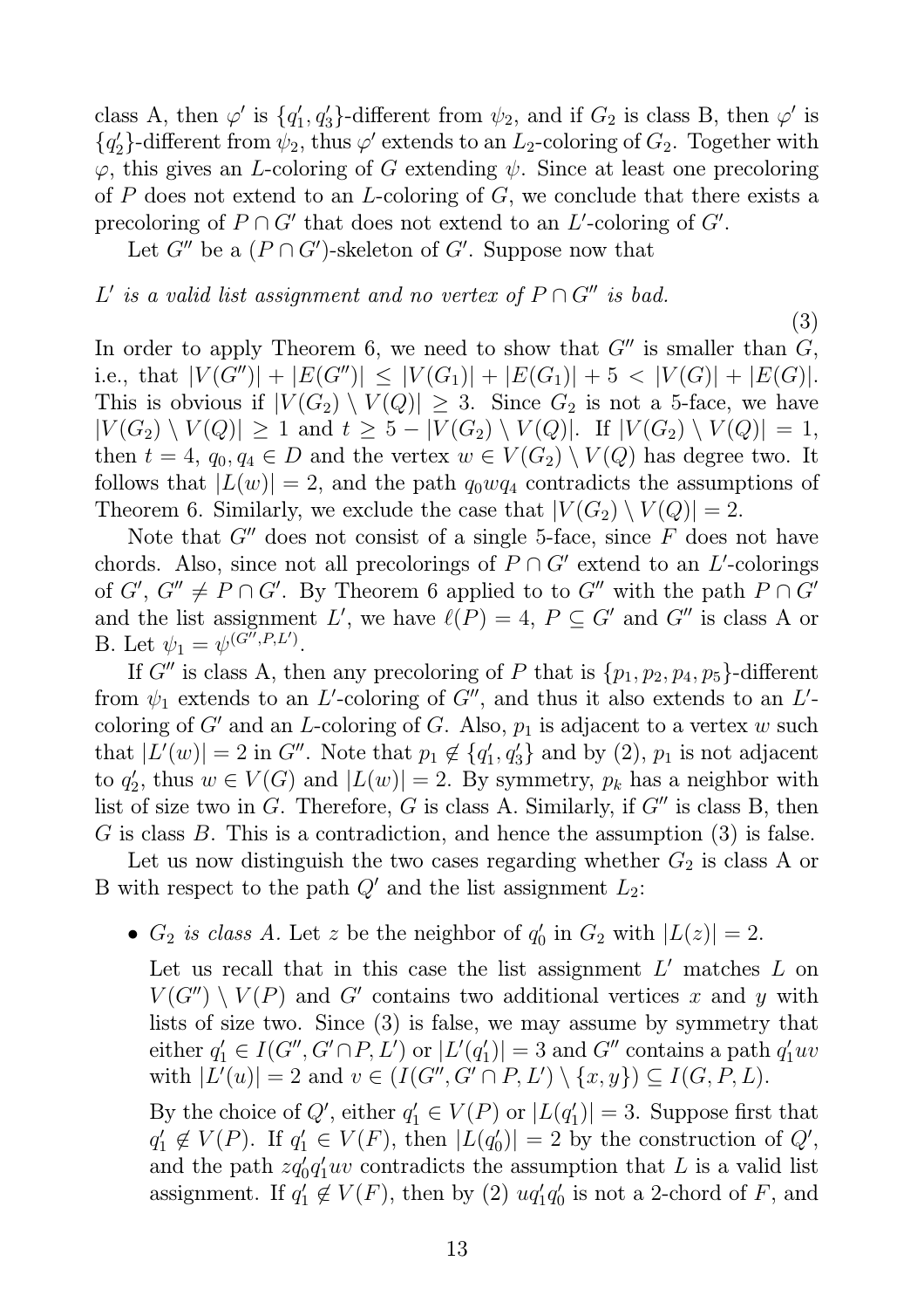class A, then $\varphi'$ is $\{q_1', q_3'\}$-different from $\psi_2$, and if $G_2$ is class B, then $\varphi'$ is $\{q_2'\}$-different from $\psi_2$, thus $\varphi'$ extends to an $L_2$-coloring of $G_2$. Together with $\varphi$, this gives an $L$-coloring of $G$ extending $\psi$. Since at least one precoloring of $P$ does not extend to an $L$-coloring of $G$, we conclude that there exists a precoloring of $P \cap G'$ that does not extend to an $L'$-coloring of $G'$.

Let $G''$ be a $(P \cap G')$-skeleton of $G'$. Suppose now that

$$L' \text{ is a valid list assignment and no vertex of } P \cap G'' \text{ is bad.} \tag{3}$$

In order to apply Theorem 6, we need to show that $G''$ is smaller than $G$, i.e., that $|V(G'')| + |E(G'')| \leq |V(G_1)| + |E(G_1)| + 5 < |V(G)| + |E(G)|$. This is obvious if $|V(G_2) \setminus V(Q)| \geq 3$. Since $G_2$ is not a 5-face, we have $|V(G_2) \setminus V(Q)| \geq 1$ and $t \geq 5 - |V(G_2) \setminus V(Q)|$. If $|V(G_2) \setminus V(Q)| = 1$, then $t = 4$, $q_0, q_4 \in D$ and the vertex $w \in V(G_2) \setminus V(Q)$ has degree two. It follows that $|L(w)| = 2$, and the path $q_0 w q_4$ contradicts the assumptions of Theorem 6. Similarly, we exclude the case that $|V(G_2) \setminus V(Q)| = 2$.

Note that $G''$ does not consist of a single 5-face, since $F$ does not have chords. Also, since not all precolorings of $P \cap G'$ extend to an $L'$-colorings of $G'$, $G'' \neq P \cap G'$. By Theorem 6 applied to to $G''$ with the path $P \cap G'$ and the list assignment $L'$, we have $\ell(P) = 4$, $P \subseteq G'$ and $G''$ is class A or B. Let $\psi_1 = \psi^{(G'', P, L')}$.

If $G''$ is class A, then any precoloring of $P$ that is $\{p_1, p_2, p_4, p_5\}$-different from $\psi_1$ extends to an $L'$-coloring of $G''$, and thus it also extends to an $L'$-coloring of $G'$ and an $L$-coloring of $G$. Also, $p_1$ is adjacent to a vertex $w$ such that $|L'(w)| = 2$ in $G''$. Note that $p_1 \notin \{q_1', q_3'\}$ and by (2), $p_1$ is not adjacent to $q_2'$, thus $w \in V(G)$ and $|L(w)| = 2$. By symmetry, $p_k$ has a neighbor with list of size two in $G$. Therefore, $G$ is class A. Similarly, if $G''$ is class B, then $G$ is class $B$. This is a contradiction, and hence the assumption (3) is false.

Let us now distinguish the two cases regarding whether $G_2$ is class A or B with respect to the path $Q'$ and the list assignment $L_2$:

- *$G_2$ is class A.* Let $z$ be the neighbor of $q_0'$ in $G_2$ with $|L(z)| = 2$.

  Let us recall that in this case the list assignment $L'$ matches $L$ on $V(G'') \setminus V(P)$ and $G'$ contains two additional vertices $x$ and $y$ with lists of size two. Since (3) is false, we may assume by symmetry that either $q_1' \in I(G'', G' \cap P, L')$ or $|L'(q_1')| = 3$ and $G''$ contains a path $q_1' uv$ with $|L'(u)| = 2$ and $v \in (I(G'', G' \cap P, L') \setminus \{x, y\}) \subseteq I(G, P, L)$.

  By the choice of $Q'$, either $q_1' \in V(P)$ or $|L(q_1')| = 3$. Suppose first that $q_1' \notin V(P)$. If $q_1' \in V(F)$, then $|L(q_0')| = 2$ by the construction of $Q'$, and the path $zq_0'q_1'uv$ contradicts the assumption that $L$ is a valid list assignment. If $q_1' \notin V(F)$, then by (2) $uq_1'q_0'$ is not a 2-chord of $F$, and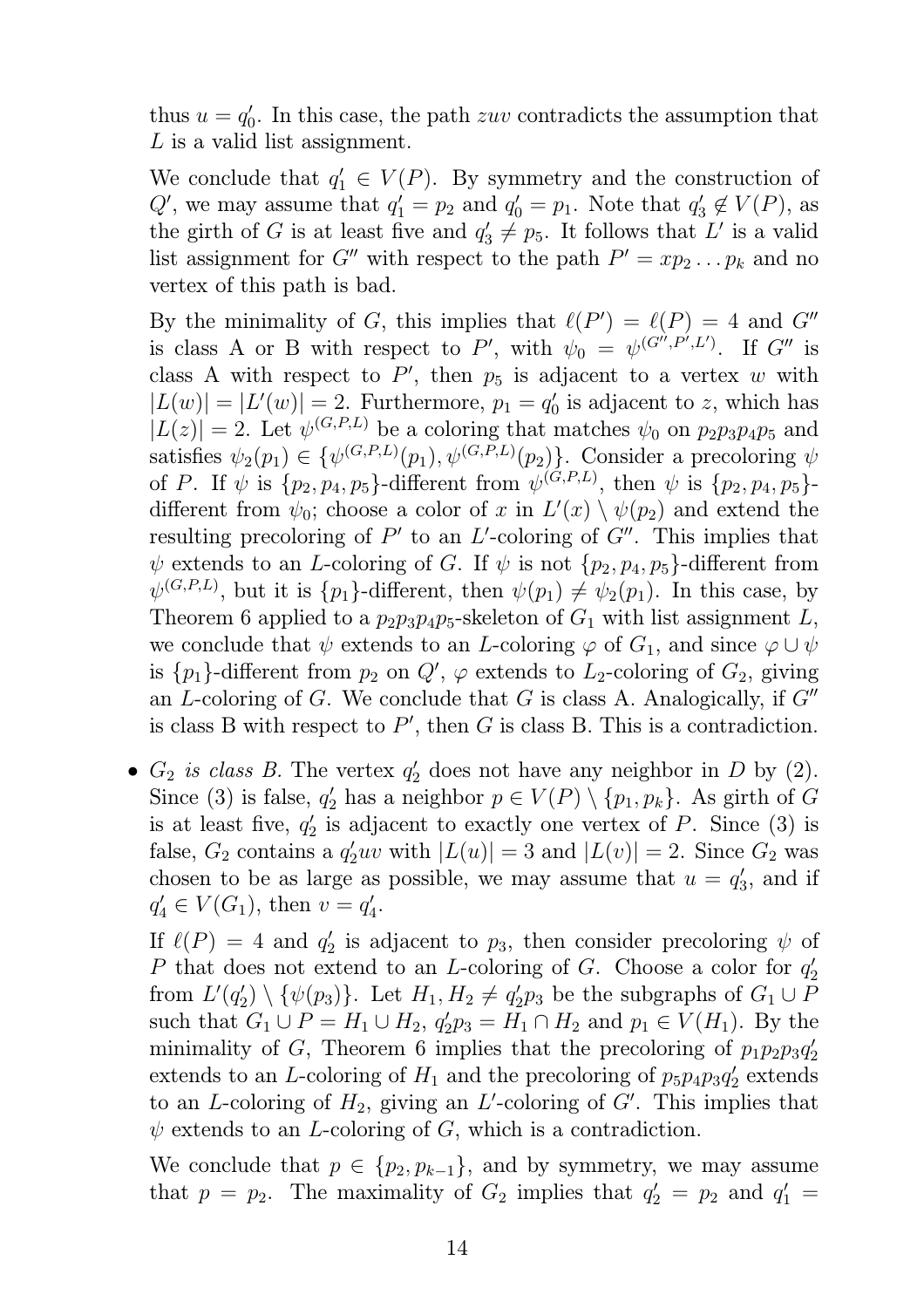thus $u = q'_0$. In this case, the path $zuv$ contradicts the assumption that $L$ is a valid list assignment.

We conclude that $q'_1 \in V(P)$. By symmetry and the construction of $Q'$, we may assume that $q'_1 = p_2$ and $q'_0 = p_1$. Note that $q'_3 \notin V(P)$, as the girth of $G$ is at least five and $q'_3 \neq p_5$. It follows that $L'$ is a valid list assignment for $G''$ with respect to the path $P' = xp_2 \dots p_k$ and no vertex of this path is bad.

By the minimality of $G$, this implies that $\ell(P') = \ell(P) = 4$ and $G''$ is class A or B with respect to $P'$, with $\psi_0 = \psi^{(G'',P',L')}$. If $G''$ is class A with respect to $P'$, then $p_5$ is adjacent to a vertex $w$ with $|L(w)| = |L'(w)| = 2$. Furthermore, $p_1 = q'_0$ is adjacent to $z$, which has $|L(z)| = 2$. Let $\psi^{(G,P,L)}$ be a coloring that matches $\psi_0$ on $p_2p_3p_4p_5$ and satisfies $\psi_2(p_1) \in \{\psi^{(G,P,L)}(p_1), \psi^{(G,P,L)}(p_2)\}$. Consider a precoloring $\psi$ of $P$. If $\psi$ is $\{p_2, p_4, p_5\}$-different from $\psi^{(G,P,L)}$, then $\psi$ is $\{p_2, p_4, p_5\}$-different from $\psi_0$; choose a color of $x$ in $L'(x) \setminus \psi(p_2)$ and extend the resulting precoloring of $P'$ to an $L'$-coloring of $G''$. This implies that $\psi$ extends to an $L$-coloring of $G$. If $\psi$ is not $\{p_2, p_4, p_5\}$-different from $\psi^{(G,P,L)}$, but it is $\{p_1\}$-different, then $\psi(p_1) \neq \psi_2(p_1)$. In this case, by Theorem 6 applied to a $p_2p_3p_4p_5$-skeleton of $G_1$ with list assignment $L$, we conclude that $\psi$ extends to an $L$-coloring $\varphi$ of $G_1$, and since $\varphi \cup \psi$ is $\{p_1\}$-different from $p_2$ on $Q'$, $\varphi$ extends to $L_2$-coloring of $G_2$, giving an $L$-coloring of $G$. We conclude that $G$ is class A. Analogically, if $G''$ is class B with respect to $P'$, then $G$ is class B. This is a contradiction.

- *$G_2$ is class B.* The vertex $q'_2$ does not have any neighbor in $D$ by (2). Since (3) is false, $q'_2$ has a neighbor $p \in V(P) \setminus \{p_1, p_k\}$. As girth of $G$ is at least five, $q'_2$ is adjacent to exactly one vertex of $P$. Since (3) is false, $G_2$ contains a $q'_2uv$ with $|L(u)| = 3$ and $|L(v)| = 2$. Since $G_2$ was chosen to be as large as possible, we may assume that $u = q'_3$, and if $q'_4 \in V(G_1)$, then $v = q'_4$.

  If $\ell(P) = 4$ and $q'_2$ is adjacent to $p_3$, then consider precoloring $\psi$ of $P$ that does not extend to an $L$-coloring of $G$. Choose a color for $q'_2$ from $L'(q'_2) \setminus \{\psi(p_3)\}$. Let $H_1, H_2 \neq q'_2p_3$ be the subgraphs of $G_1 \cup P$ such that $G_1 \cup P = H_1 \cup H_2$, $q'_2p_3 = H_1 \cap H_2$ and $p_1 \in V(H_1)$. By the minimality of $G$, Theorem 6 implies that the precoloring of $p_1p_2p_3q'_2$ extends to an $L$-coloring of $H_1$ and the precoloring of $p_5p_4p_3q'_2$ extends to an $L$-coloring of $H_2$, giving an $L'$-coloring of $G'$. This implies that $\psi$ extends to an $L$-coloring of $G$, which is a contradiction.

  We conclude that $p \in \{p_2, p_{k-1}\}$, and by symmetry, we may assume that $p = p_2$. The maximality of $G_2$ implies that $q'_2 = p_2$ and $q'_1 =$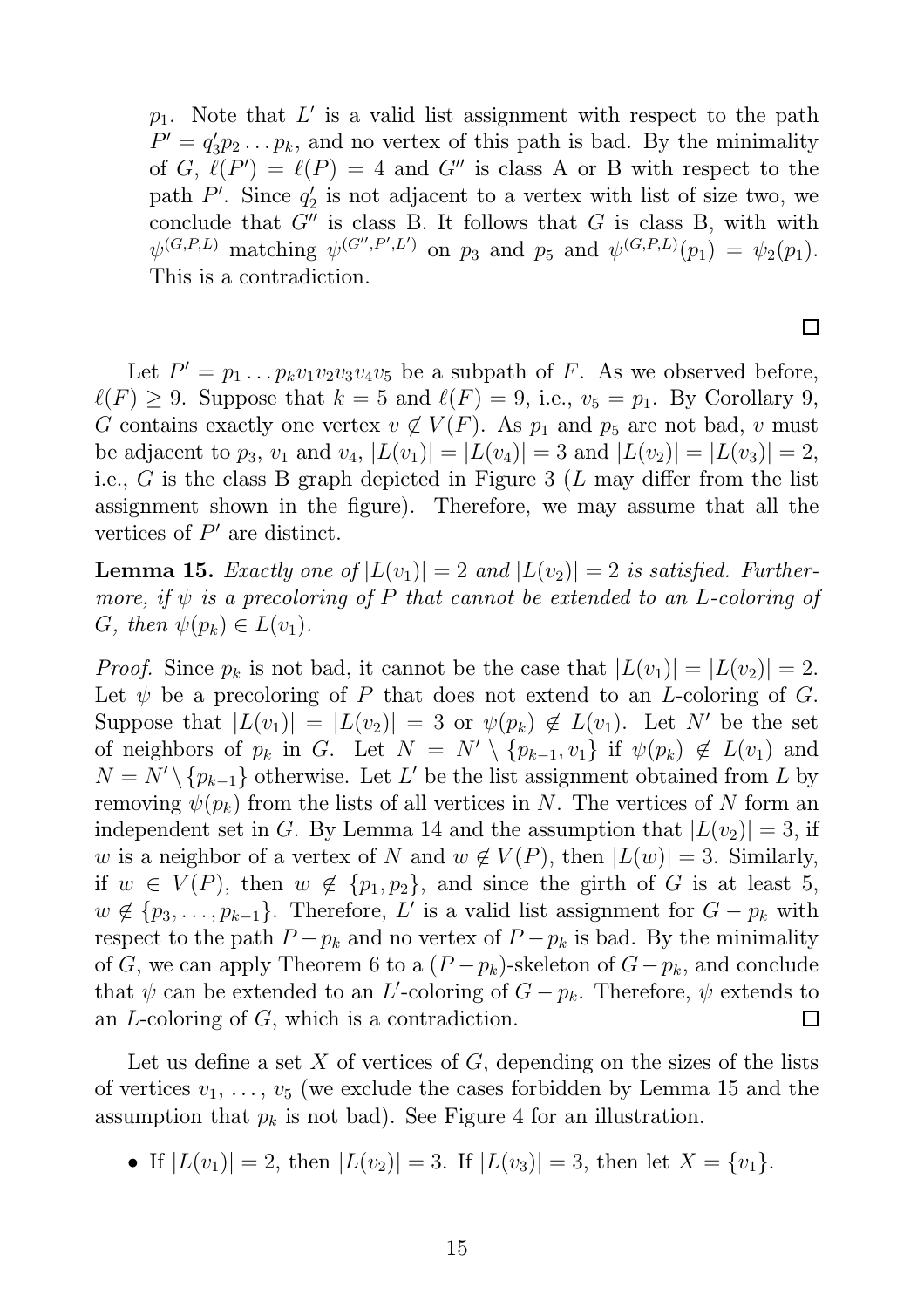$p_1$. Note that $L'$ is a valid list assignment with respect to the path $P' = q_3' p_2 \ldots p_k$, and no vertex of this path is bad. By the minimality of $G$, $\ell(P') = \ell(P) = 4$ and $G''$ is class A or B with respect to the path $P'$. Since $q_2'$ is not adjacent to a vertex with list of size two, we conclude that $G''$ is class B. It follows that $G$ is class B, with with $\psi^{(G,P,L)}$ matching $\psi^{(G'',P',L')}$ on $p_3$ and $p_5$ and $\psi^{(G,P,L)}(p_1) = \psi_2(p_1)$. This is a contradiction.

□

Let $P' = p_1 \ldots p_k v_1 v_2 v_3 v_4 v_5$ be a subpath of $F$. As we observed before, $\ell(F) \geq 9$. Suppose that $k = 5$ and $\ell(F) = 9$, i.e., $v_5 = p_1$. By Corollary 9, $G$ contains exactly one vertex $v \notin V(F)$. As $p_1$ and $p_5$ are not bad, $v$ must be adjacent to $p_3$, $v_1$ and $v_4$, $|L(v_1)| = |L(v_4)| = 3$ and $|L(v_2)| = |L(v_3)| = 2$, i.e., $G$ is the class B graph depicted in Figure 3 ($L$ may differ from the list assignment shown in the figure). Therefore, we may assume that all the vertices of $P'$ are distinct.

**Lemma 15.** *Exactly one of $|L(v_1)| = 2$ and $|L(v_2)| = 2$ is satisfied. Furthermore, if $\psi$ is a precoloring of $P$ that cannot be extended to an $L$-coloring of $G$, then $\psi(p_k) \in L(v_1)$.*

*Proof.* Since $p_k$ is not bad, it cannot be the case that $|L(v_1)| = |L(v_2)| = 2$. Let $\psi$ be a precoloring of $P$ that does not extend to an $L$-coloring of $G$. Suppose that $|L(v_1)| = |L(v_2)| = 3$ or $\psi(p_k) \notin L(v_1)$. Let $N'$ be the set of neighbors of $p_k$ in $G$. Let $N = N' \setminus \{p_{k-1}, v_1\}$ if $\psi(p_k) \notin L(v_1)$ and $N = N' \setminus \{p_{k-1}\}$ otherwise. Let $L'$ be the list assignment obtained from $L$ by removing $\psi(p_k)$ from the lists of all vertices in $N$. The vertices of $N$ form an independent set in $G$. By Lemma 14 and the assumption that $|L(v_2)| = 3$, if $w$ is a neighbor of a vertex of $N$ and $w \notin V(P)$, then $|L(w)| = 3$. Similarly, if $w \in V(P)$, then $w \notin \{p_1, p_2\}$, and since the girth of $G$ is at least 5, $w \notin \{p_3, \ldots, p_{k-1}\}$. Therefore, $L'$ is a valid list assignment for $G - p_k$ with respect to the path $P - p_k$ and no vertex of $P - p_k$ is bad. By the minimality of $G$, we can apply Theorem 6 to a $(P - p_k)$-skeleton of $G - p_k$, and conclude that $\psi$ can be extended to an $L'$-coloring of $G - p_k$. Therefore, $\psi$ extends to an $L$-coloring of $G$, which is a contradiction. □

Let us define a set $X$ of vertices of $G$, depending on the sizes of the lists of vertices $v_1$, ..., $v_5$ (we exclude the cases forbidden by Lemma 15 and the assumption that $p_k$ is not bad). See Figure 4 for an illustration.

- If $|L(v_1)| = 2$, then $|L(v_2)| = 3$. If $|L(v_3)| = 3$, then let $X = \{v_1\}$.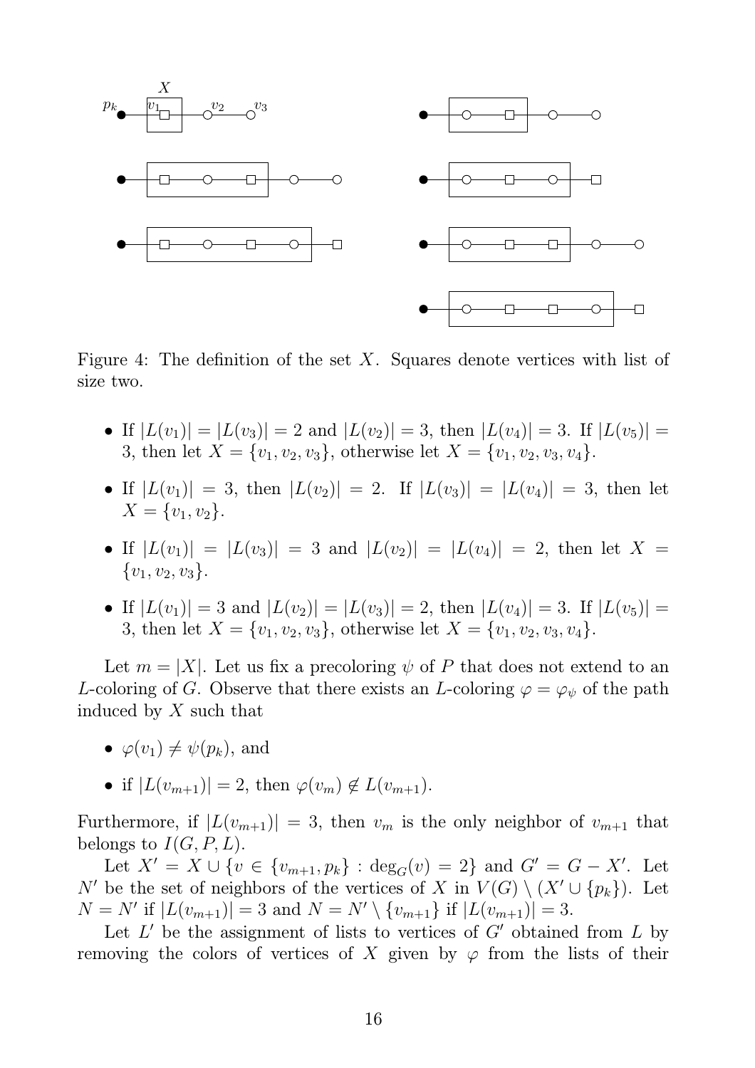Figure 4: The definition of the set $X$. Squares denote vertices with list of size two.

- If $|L(v_1)| = |L(v_3)| = 2$ and $|L(v_2)| = 3$, then $|L(v_4)| = 3$. If $|L(v_5)| = 3$, then let $X = \{v_1, v_2, v_3\}$, otherwise let $X = \{v_1, v_2, v_3, v_4\}$.
- If $|L(v_1)| = 3$, then $|L(v_2)| = 2$. If $|L(v_3)| = |L(v_4)| = 3$, then let $X = \{v_1, v_2\}$.
- If $|L(v_1)| = |L(v_3)| = 3$ and $|L(v_2)| = |L(v_4)| = 2$, then let $X = \{v_1, v_2, v_3\}$.
- If $|L(v_1)| = 3$ and $|L(v_2)| = |L(v_3)| = 2$, then $|L(v_4)| = 3$. If $|L(v_5)| = 3$, then let $X = \{v_1, v_2, v_3\}$, otherwise let $X = \{v_1, v_2, v_3, v_4\}$.

Let $m = |X|$. Let us fix a precoloring $\psi$ of $P$ that does not extend to an $L$-coloring of $G$. Observe that there exists an $L$-coloring $\varphi = \varphi_\psi$ of the path induced by $X$ such that

- $\varphi(v_1) \neq \psi(p_k)$, and
- if $|L(v_{m+1})| = 2$, then $\varphi(v_m) \notin L(v_{m+1})$.

Furthermore, if $|L(v_{m+1})| = 3$, then $v_m$ is the only neighbor of $v_{m+1}$ that belongs to $I(G, P, L)$.

Let $X' = X \cup \{v \in \{v_{m+1}, p_k\} : \deg_G(v) = 2\}$ and $G' = G - X'$. Let $N'$ be the set of neighbors of the vertices of $X$ in $V(G) \setminus (X' \cup \{p_k\})$. Let $N = N'$ if $|L(v_{m+1})| = 3$ and $N = N' \setminus \{v_{m+1}\}$ if $|L(v_{m+1})| = 3$.

Let $L'$ be the assignment of lists to vertices of $G'$ obtained from $L$ by removing the colors of vertices of $X$ given by $\varphi$ from the lists of their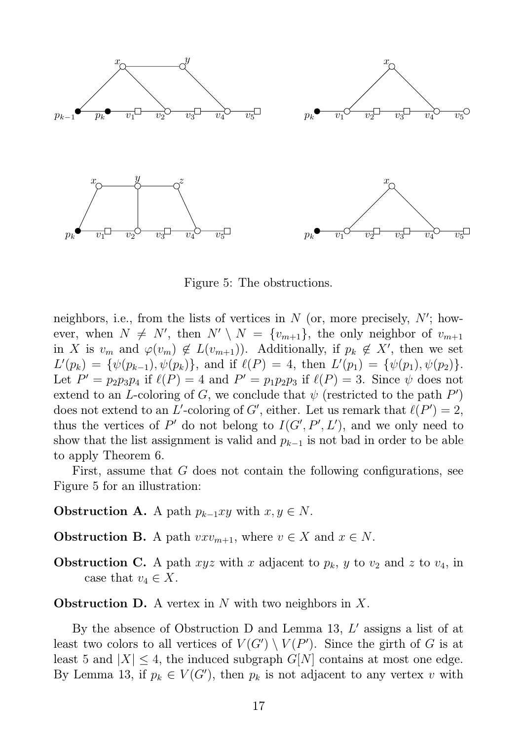Figure 5: The obstructions.

neighbors, i.e., from the lists of vertices in $N$ (or, more precisely, $N'$; however, when $N \neq N'$, then $N' \setminus N = \{v_{m+1}\}$, the only neighbor of $v_{m+1}$ in $X$ is $v_m$ and $\varphi(v_m) \notin L(v_{m+1})$). Additionally, if $p_k \notin X'$, then we set $L'(p_k) = \{\psi(p_{k-1}), \psi(p_k)\}$, and if $\ell(P) = 4$, then $L'(p_1) = \{\psi(p_1), \psi(p_2)\}$. Let $P' = p_2p_3p_4$ if $\ell(P) = 4$ and $P' = p_1p_2p_3$ if $\ell(P) = 3$. Since $\psi$ does not extend to an $L$-coloring of $G$, we conclude that $\psi$ (restricted to the path $P'$) does not extend to an $L'$-coloring of $G'$, either. Let us remark that $\ell(P') = 2$, thus the vertices of $P'$ do not belong to $I(G', P', L')$, and we only need to show that the list assignment is valid and $p_{k-1}$ is not bad in order to be able to apply Theorem 6.

First, assume that $G$ does not contain the following configurations, see Figure 5 for an illustration:

**Obstruction A.** A path $p_{k-1}xy$ with $x, y \in N$.

**Obstruction B.** A path $vxv_{m+1}$, where $v \in X$ and $x \in N$.

**Obstruction C.** A path $xyz$ with $x$ adjacent to $p_k$, $y$ to $v_2$ and $z$ to $v_4$, in case that $v_4 \in X$.

**Obstruction D.** A vertex in $N$ with two neighbors in $X$.

By the absence of Obstruction D and Lemma 13, $L'$ assigns a list of at least two colors to all vertices of $V(G') \setminus V(P')$. Since the girth of $G$ is at least 5 and $|X| \leq 4$, the induced subgraph $G[N]$ contains at most one edge. By Lemma 13, if $p_k \in V(G')$, then $p_k$ is not adjacent to any vertex $v$ with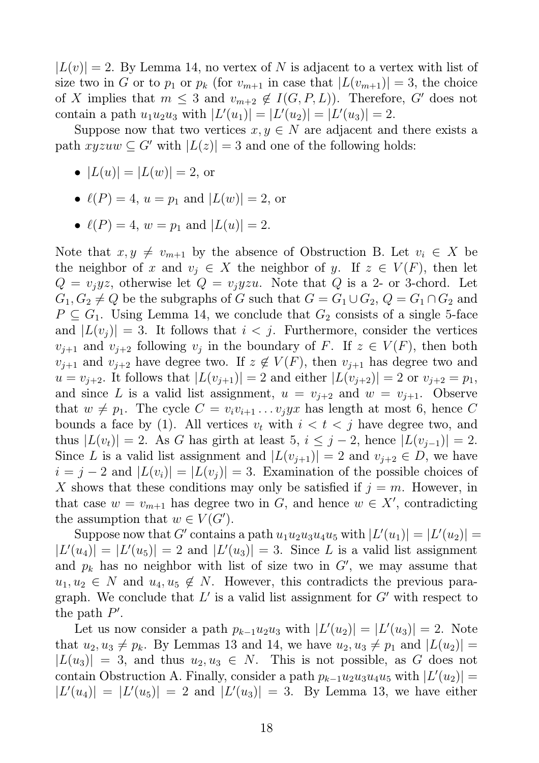$|L(v)| = 2$. By Lemma 14, no vertex of $N$ is adjacent to a vertex with list of size two in $G$ or to $p_1$ or $p_k$ (for $v_{m+1}$ in case that $|L(v_{m+1})| = 3$, the choice of $X$ implies that $m \leq 3$ and $v_{m+2} \notin I(G, P, L)$). Therefore, $G'$ does not contain a path $u_1u_2u_3$ with $|L'(u_1)| = |L'(u_2)| = |L'(u_3)| = 2$.

Suppose now that two vertices $x, y \in N$ are adjacent and there exists a path $xyzuw \subseteq G'$ with $|L(z)| = 3$ and one of the following holds:

- $|L(u)| = |L(w)| = 2$, or
- $\ell(P) = 4$, $u = p_1$ and $|L(w)| = 2$, or
- $\ell(P) = 4$, $w = p_1$ and $|L(u)| = 2$.

Note that $x, y \neq v_{m+1}$ by the absence of Obstruction B. Let $v_i \in X$ be the neighbor of $x$ and $v_j \in X$ the neighbor of $y$. If $z \in V(F)$, then let $Q = v_jyz$, otherwise let $Q = v_jyzu$. Note that $Q$ is a 2- or 3-chord. Let $G_1, G_2 \neq Q$ be the subgraphs of $G$ such that $G = G_1 \cup G_2$, $Q = G_1 \cap G_2$ and $P \subseteq G_1$. Using Lemma 14, we conclude that $G_2$ consists of a single 5-face and $|L(v_j)| = 3$. It follows that $i < j$. Furthermore, consider the vertices $v_{j+1}$ and $v_{j+2}$ following $v_j$ in the boundary of $F$. If $z \in V(F)$, then both $v_{j+1}$ and $v_{j+2}$ have degree two. If $z \notin V(F)$, then $v_{j+1}$ has degree two and $u = v_{j+2}$. It follows that $|L(v_{j+1})| = 2$ and either $|L(v_{j+2})| = 2$ or $v_{j+2} = p_1$, and since $L$ is a valid list assignment, $u = v_{j+2}$ and $w = v_{j+1}$. Observe that $w \neq p_1$. The cycle $C = v_iv_{i+1} \dots v_jyx$ has length at most 6, hence $C$ bounds a face by (1). All vertices $v_t$ with $i < t < j$ have degree two, and thus $|L(v_t)| = 2$. As $G$ has girth at least 5, $i \leq j - 2$, hence $|L(v_{j-1})| = 2$. Since $L$ is a valid list assignment and $|L(v_{j+1})| = 2$ and $v_{j+2} \in D$, we have $i = j - 2$ and $|L(v_i)| = |L(v_j)| = 3$. Examination of the possible choices of $X$ shows that these conditions may only be satisfied if $j = m$. However, in that case $w = v_{m+1}$ has degree two in $G$, and hence $w \in X'$, contradicting the assumption that $w \in V(G')$.

Suppose now that $G'$ contains a path $u_1u_2u_3u_4u_5$ with $|L'(u_1)| = |L'(u_2)| = |L'(u_4)| = |L'(u_5)| = 2$ and $|L'(u_3)| = 3$. Since $L$ is a valid list assignment and $p_k$ has no neighbor with list of size two in $G'$, we may assume that $u_1, u_2 \in N$ and $u_4, u_5 \notin N$. However, this contradicts the previous paragraph. We conclude that $L'$ is a valid list assignment for $G'$ with respect to the path $P'$.

Let us now consider a path $p_{k-1}u_2u_3$ with $|L'(u_2)| = |L'(u_3)| = 2$. Note that $u_2, u_3 \neq p_k$. By Lemmas 13 and 14, we have $u_2, u_3 \neq p_1$ and $|L(u_2)| = |L(u_3)| = 3$, and thus $u_2, u_3 \in N$. This is not possible, as $G$ does not contain Obstruction A. Finally, consider a path $p_{k-1}u_2u_3u_4u_5$ with $|L'(u_2)| = |L'(u_4)| = |L'(u_5)| = 2$ and $|L'(u_3)| = 3$. By Lemma 13, we have either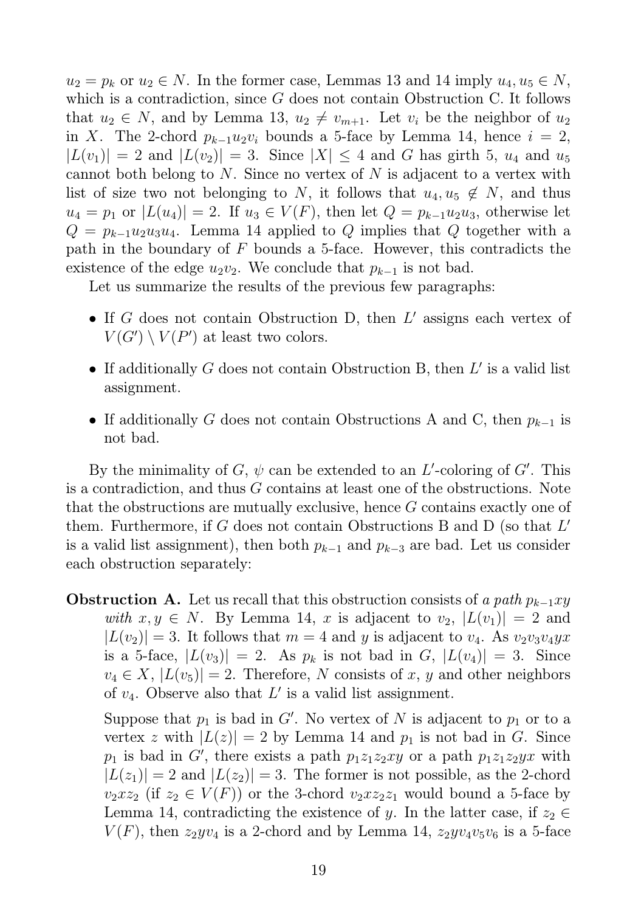$u_2 = p_k$ or $u_2 \in N$. In the former case, Lemmas 13 and 14 imply $u_4, u_5 \in N$, which is a contradiction, since $G$ does not contain Obstruction C. It follows that $u_2 \in N$, and by Lemma 13, $u_2 \neq v_{m+1}$. Let $v_i$ be the neighbor of $u_2$ in $X$. The 2-chord $p_{k-1}u_2v_i$ bounds a 5-face by Lemma 14, hence $i = 2$, $|L(v_1)| = 2$ and $|L(v_2)| = 3$. Since $|X| \leq 4$ and $G$ has girth 5, $u_4$ and $u_5$ cannot both belong to $N$. Since no vertex of $N$ is adjacent to a vertex with list of size two not belonging to $N$, it follows that $u_4, u_5 \notin N$, and thus $u_4 = p_1$ or $|L(u_4)| = 2$. If $u_3 \in V(F)$, then let $Q = p_{k-1}u_2u_3$, otherwise let $Q = p_{k-1}u_2u_3u_4$. Lemma 14 applied to $Q$ implies that $Q$ together with a path in the boundary of $F$ bounds a 5-face. However, this contradicts the existence of the edge $u_2v_2$. We conclude that $p_{k-1}$ is not bad.

Let us summarize the results of the previous few paragraphs:

- If $G$ does not contain Obstruction D, then $L'$ assigns each vertex of $V(G') \setminus V(P')$ at least two colors.
- If additionally $G$ does not contain Obstruction B, then $L'$ is a valid list assignment.
- If additionally $G$ does not contain Obstructions A and C, then $p_{k-1}$ is not bad.

By the minimality of $G$, $\psi$ can be extended to an $L'$-coloring of $G'$. This is a contradiction, and thus $G$ contains at least one of the obstructions. Note that the obstructions are mutually exclusive, hence $G$ contains exactly one of them. Furthermore, if $G$ does not contain Obstructions B and D (so that $L'$ is a valid list assignment), then both $p_{k-1}$ and $p_{k-3}$ are bad. Let us consider each obstruction separately:

**Obstruction A.** Let us recall that this obstruction consists of *a path $p_{k-1}xy$ with $x, y \in N$*. By Lemma 14, $x$ is adjacent to $v_2$, $|L(v_1)| = 2$ and $|L(v_2)| = 3$. It follows that $m = 4$ and $y$ is adjacent to $v_4$. As $v_2v_3v_4yx$ is a 5-face, $|L(v_3)| = 2$. As $p_k$ is not bad in $G$, $|L(v_4)| = 3$. Since $v_4 \in X$, $|L(v_5)| = 2$. Therefore, $N$ consists of $x$, $y$ and other neighbors of $v_4$. Observe also that $L'$ is a valid list assignment.

Suppose that $p_1$ is bad in $G'$. No vertex of $N$ is adjacent to $p_1$ or to a vertex $z$ with $|L(z)| = 2$ by Lemma 14 and $p_1$ is not bad in $G$. Since $p_1$ is bad in $G'$, there exists a path $p_1z_1z_2xy$ or a path $p_1z_1z_2yx$ with $|L(z_1)| = 2$ and $|L(z_2)| = 3$. The former is not possible, as the 2-chord $v_2xz_2$ (if $z_2 \in V(F)$) or the 3-chord $v_2xz_2z_1$ would bound a 5-face by Lemma 14, contradicting the existence of $y$. In the latter case, if $z_2 \in V(F)$, then $z_2yv_4$ is a 2-chord and by Lemma 14, $z_2yv_4v_5v_6$ is a 5-face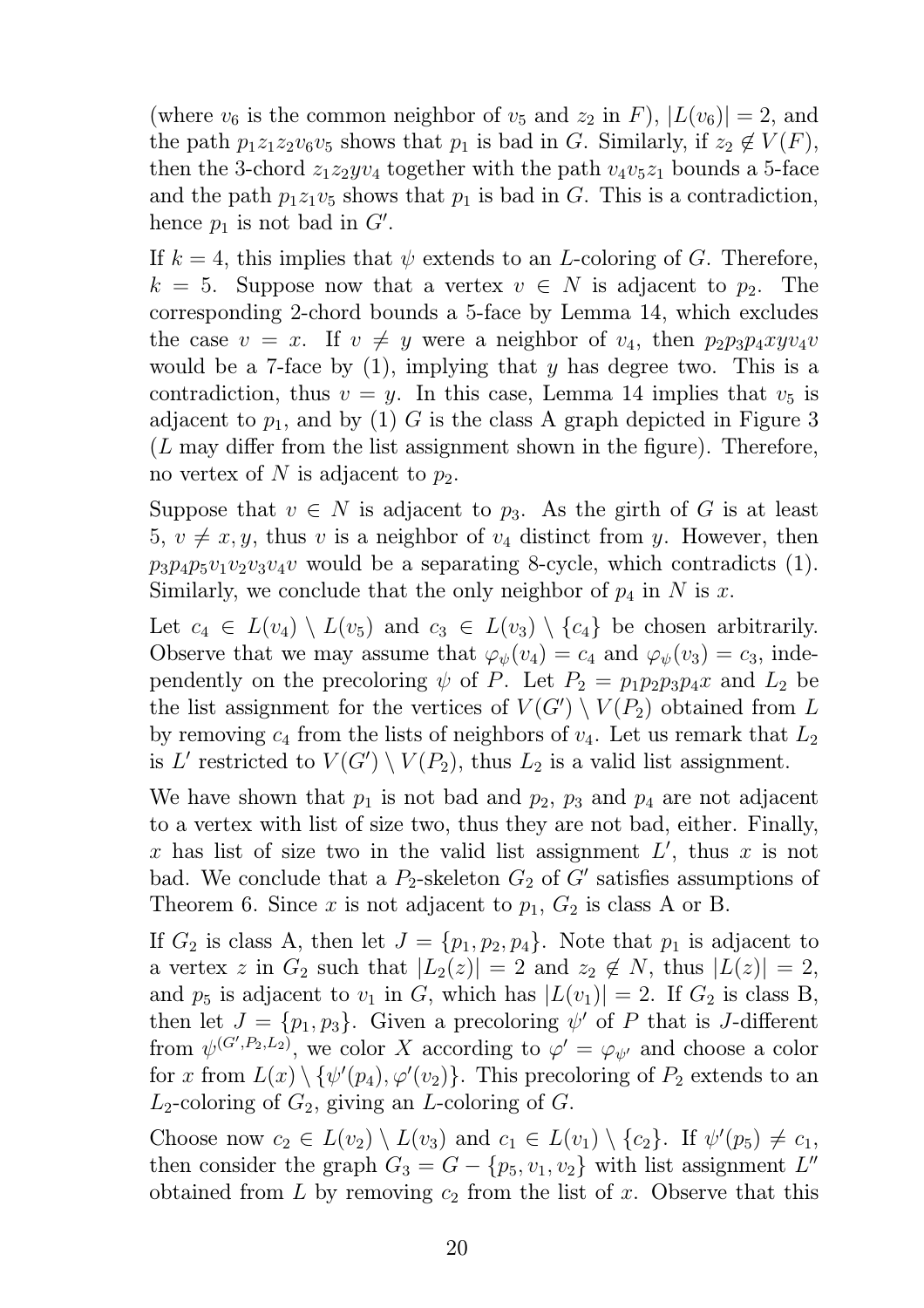(where $v_6$ is the common neighbor of $v_5$ and $z_2$ in $F$), $|L(v_6)| = 2$, and the path $p_1z_1z_2v_6v_5$ shows that $p_1$ is bad in $G$. Similarly, if $z_2 \notin V(F)$, then the 3-chord $z_1z_2yv_4$ together with the path $v_4v_5z_1$ bounds a 5-face and the path $p_1z_1v_5$ shows that $p_1$ is bad in $G$. This is a contradiction, hence $p_1$ is not bad in $G'$.

If $k = 4$, this implies that $\psi$ extends to an $L$-coloring of $G$. Therefore, $k = 5$. Suppose now that a vertex $v \in N$ is adjacent to $p_2$. The corresponding 2-chord bounds a 5-face by Lemma 14, which excludes the case $v = x$. If $v \neq y$ were a neighbor of $v_4$, then $p_2p_3p_4xyv_4v$ would be a 7-face by (1), implying that $y$ has degree two. This is a contradiction, thus $v = y$. In this case, Lemma 14 implies that $v_5$ is adjacent to $p_1$, and by (1) $G$ is the class A graph depicted in Figure 3 ($L$ may differ from the list assignment shown in the figure). Therefore, no vertex of $N$ is adjacent to $p_2$.

Suppose that $v \in N$ is adjacent to $p_3$. As the girth of $G$ is at least 5, $v \neq x, y$, thus $v$ is a neighbor of $v_4$ distinct from $y$. However, then $p_3p_4p_5v_1v_2v_3v_4v$ would be a separating 8-cycle, which contradicts (1). Similarly, we conclude that the only neighbor of $p_4$ in $N$ is $x$.

Let $c_4 \in L(v_4) \setminus L(v_5)$ and $c_3 \in L(v_3) \setminus \{c_4\}$ be chosen arbitrarily. Observe that we may assume that $\varphi_\psi(v_4) = c_4$ and $\varphi_\psi(v_3) = c_3$, independently on the precoloring $\psi$ of $P$. Let $P_2 = p_1p_2p_3p_4x$ and $L_2$ be the list assignment for the vertices of $V(G') \setminus V(P_2)$ obtained from $L$ by removing $c_4$ from the lists of neighbors of $v_4$. Let us remark that $L_2$ is $L'$ restricted to $V(G') \setminus V(P_2)$, thus $L_2$ is a valid list assignment.

We have shown that $p_1$ is not bad and $p_2$, $p_3$ and $p_4$ are not adjacent to a vertex with list of size two, thus they are not bad, either. Finally, $x$ has list of size two in the valid list assignment $L'$, thus $x$ is not bad. We conclude that a $P_2$-skeleton $G_2$ of $G'$ satisfies assumptions of Theorem 6. Since $x$ is not adjacent to $p_1$, $G_2$ is class A or B.

If $G_2$ is class A, then let $J = \{p_1, p_2, p_4\}$. Note that $p_1$ is adjacent to a vertex $z$ in $G_2$ such that $|L_2(z)| = 2$ and $z_2 \notin N$, thus $|L(z)| = 2$, and $p_5$ is adjacent to $v_1$ in $G$, which has $|L(v_1)| = 2$. If $G_2$ is class B, then let $J = \{p_1, p_3\}$. Given a precoloring $\psi'$ of $P$ that is $J$-different from $\psi^{(G', P_2, L_2)}$, we color $X$ according to $\varphi' = \varphi_{\psi'}$ and choose a color for $x$ from $L(x) \setminus \{\psi'(p_4), \varphi'(v_2)\}$. This precoloring of $P_2$ extends to an $L_2$-coloring of $G_2$, giving an $L$-coloring of $G$.

Choose now $c_2 \in L(v_2) \setminus L(v_3)$ and $c_1 \in L(v_1) \setminus \{c_2\}$. If $\psi'(p_5) \neq c_1$, then consider the graph $G_3 = G - \{p_5, v_1, v_2\}$ with list assignment $L''$ obtained from $L$ by removing $c_2$ from the list of $x$. Observe that this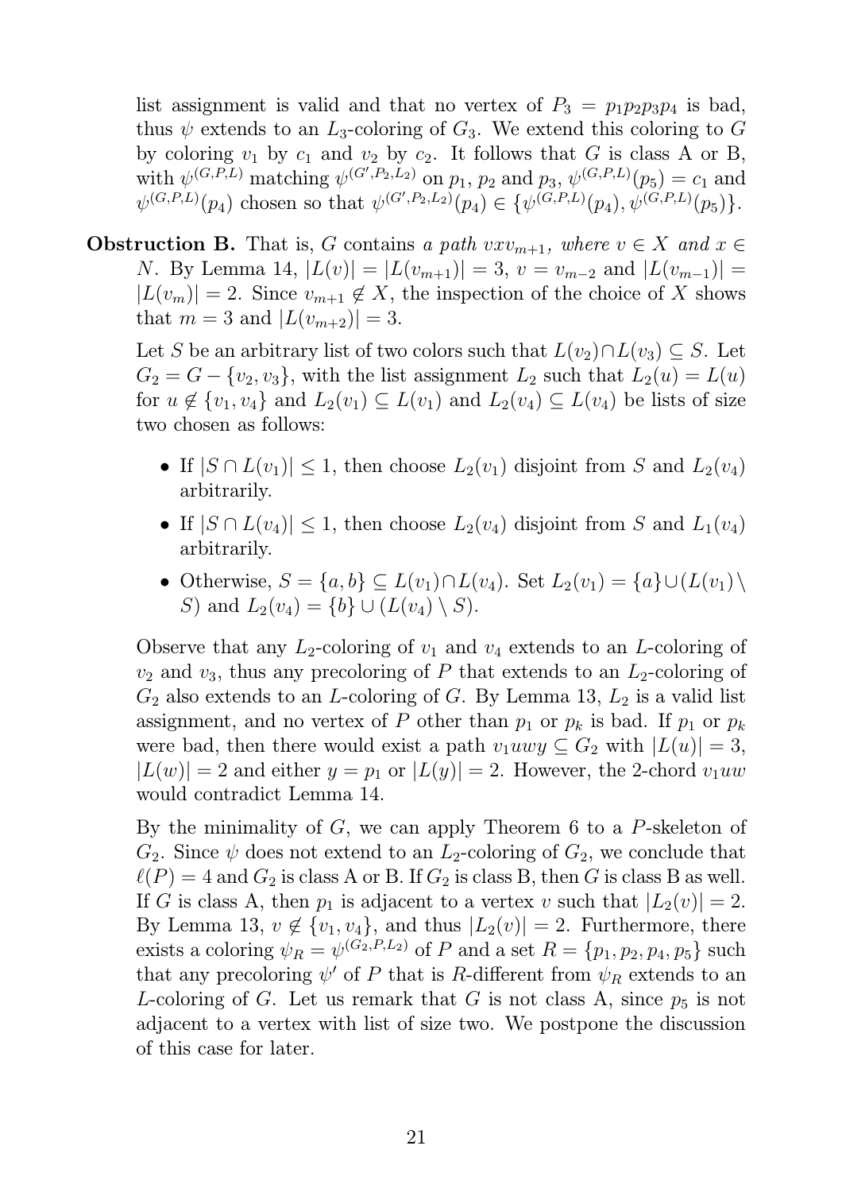list assignment is valid and that no vertex of $P_3 = p_1p_2p_3p_4$ is bad, thus $\psi$ extends to an $L_3$-coloring of $G_3$. We extend this coloring to $G$ by coloring $v_1$ by $c_1$ and $v_2$ by $c_2$. It follows that $G$ is class A or B, with $\psi^{(G,P,L)}$ matching $\psi^{(G',P_2,L_2)}$ on $p_1$, $p_2$ and $p_3$, $\psi^{(G,P,L)}(p_5) = c_1$ and $\psi^{(G,P,L)}(p_4)$ chosen so that $\psi^{(G',P_2,L_2)}(p_4) \in \{\psi^{(G,P,L)}(p_4), \psi^{(G,P,L)}(p_5)\}$.

**Obstruction B.** That is, $G$ contains *a path $vxv_{m+1}$, where $v \in X$ and $x \in N$*. By Lemma 14, $|L(v)| = |L(v_{m+1})| = 3$, $v = v_{m-2}$ and $|L(v_{m-1})| = |L(v_m)| = 2$. Since $v_{m+1} \notin X$, the inspection of the choice of $X$ shows that $m = 3$ and $|L(v_{m+2})| = 3$.

Let $S$ be an arbitrary list of two colors such that $L(v_2) \cap L(v_3) \subseteq S$. Let $G_2 = G - \{v_2, v_3\}$, with the list assignment $L_2$ such that $L_2(u) = L(u)$ for $u \notin \{v_1, v_4\}$ and $L_2(v_1) \subseteq L(v_1)$ and $L_2(v_4) \subseteq L(v_4)$ be lists of size two chosen as follows:

- If $|S \cap L(v_1)| \leq 1$, then choose $L_2(v_1)$ disjoint from $S$ and $L_2(v_4)$ arbitrarily.
- If $|S \cap L(v_4)| \leq 1$, then choose $L_2(v_4)$ disjoint from $S$ and $L_1(v_4)$ arbitrarily.
- Otherwise, $S = \{a, b\} \subseteq L(v_1) \cap L(v_4)$. Set $L_2(v_1) = \{a\} \cup (L(v_1) \setminus S)$ and $L_2(v_4) = \{b\} \cup (L(v_4) \setminus S)$.

Observe that any $L_2$-coloring of $v_1$ and $v_4$ extends to an $L$-coloring of $v_2$ and $v_3$, thus any precoloring of $P$ that extends to an $L_2$-coloring of $G_2$ also extends to an $L$-coloring of $G$. By Lemma 13, $L_2$ is a valid list assignment, and no vertex of $P$ other than $p_1$ or $p_k$ is bad. If $p_1$ or $p_k$ were bad, then there would exist a path $v_1uwy \subseteq G_2$ with $|L(u)| = 3$, $|L(w)| = 2$ and either $y = p_1$ or $|L(y)| = 2$. However, the 2-chord $v_1uw$ would contradict Lemma 14.

By the minimality of $G$, we can apply Theorem 6 to a $P$-skeleton of $G_2$. Since $\psi$ does not extend to an $L_2$-coloring of $G_2$, we conclude that $\ell(P) = 4$ and $G_2$ is class A or B. If $G_2$ is class B, then $G$ is class B as well. If $G$ is class A, then $p_1$ is adjacent to a vertex $v$ such that $|L_2(v)| = 2$. By Lemma 13, $v \notin \{v_1, v_4\}$, and thus $|L_2(v)| = 2$. Furthermore, there exists a coloring $\psi_R = \psi^{(G_2,P,L_2)}$ of $P$ and a set $R = \{p_1, p_2, p_4, p_5\}$ such that any precoloring $\psi'$ of $P$ that is $R$-different from $\psi_R$ extends to an $L$-coloring of $G$. Let us remark that $G$ is not class A, since $p_5$ is not adjacent to a vertex with list of size two. We postpone the discussion of this case for later.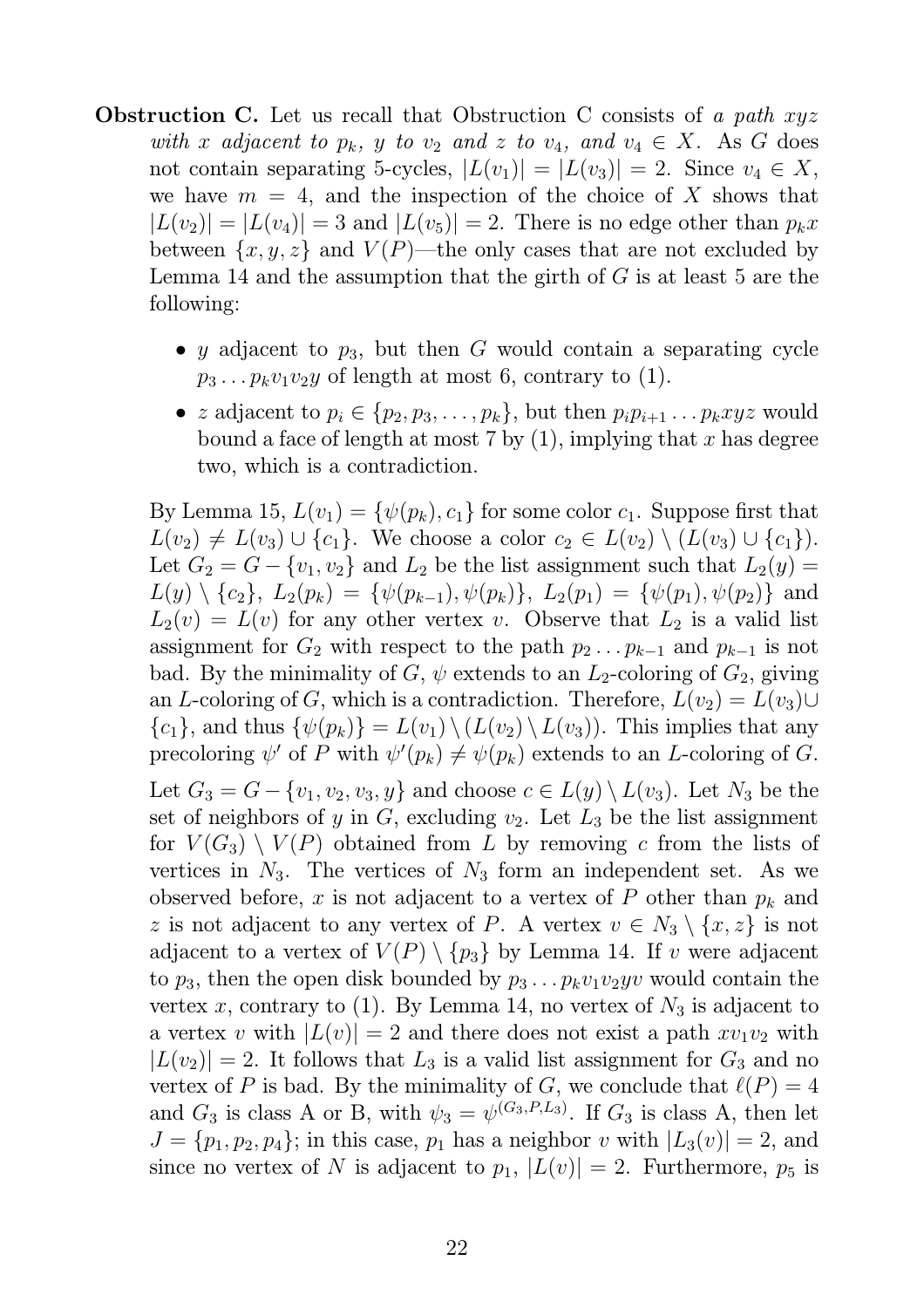**Obstruction C.** Let us recall that Obstruction C consists of *a path $xyz$ with $x$ adjacent to $p_k$, $y$ to $v_2$ and $z$ to $v_4$, and $v_4 \in X$.* As $G$ does not contain separating 5-cycles, $|L(v_1)| = |L(v_3)| = 2$. Since $v_4 \in X$, we have $m = 4$, and the inspection of the choice of $X$ shows that $|L(v_2)| = |L(v_4)| = 3$ and $|L(v_5)| = 2$. There is no edge other than $p_k x$ between $\{x, y, z\}$ and $V(P)$—the only cases that are not excluded by Lemma 14 and the assumption that the girth of $G$ is at least 5 are the following:

- $y$ adjacent to $p_3$, but then $G$ would contain a separating cycle $p_3 \ldots p_k v_1 v_2 y$ of length at most 6, contrary to (1).
- $z$ adjacent to $p_i \in \{p_2, p_3, \ldots, p_k\}$, but then $p_i p_{i+1} \ldots p_k xyz$ would bound a face of length at most 7 by (1), implying that $x$ has degree two, which is a contradiction.

By Lemma 15, $L(v_1) = \{\psi(p_k), c_1\}$ for some color $c_1$. Suppose first that $L(v_2) \neq L(v_3) \cup \{c_1\}$. We choose a color $c_2 \in L(v_2) \setminus (L(v_3) \cup \{c_1\})$. Let $G_2 = G - \{v_1, v_2\}$ and $L_2$ be the list assignment such that $L_2(y) = L(y) \setminus \{c_2\}$, $L_2(p_k) = \{\psi(p_{k-1}), \psi(p_k)\}$, $L_2(p_1) = \{\psi(p_1), \psi(p_2)\}$ and $L_2(v) = L(v)$ for any other vertex $v$. Observe that $L_2$ is a valid list assignment for $G_2$ with respect to the path $p_2 \ldots p_{k-1}$ and $p_{k-1}$ is not bad. By the minimality of $G$, $\psi$ extends to an $L_2$-coloring of $G_2$, giving an $L$-coloring of $G$, which is a contradiction. Therefore, $L(v_2) = L(v_3) \cup \{c_1\}$, and thus $\{\psi(p_k)\} = L(v_1) \setminus (L(v_2) \setminus L(v_3))$. This implies that any precoloring $\psi'$ of $P$ with $\psi'(p_k) \neq \psi(p_k)$ extends to an $L$-coloring of $G$.

Let $G_3 = G - \{v_1, v_2, v_3, y\}$ and choose $c \in L(y) \setminus L(v_3)$. Let $N_3$ be the set of neighbors of $y$ in $G$, excluding $v_2$. Let $L_3$ be the list assignment for $V(G_3) \setminus V(P)$ obtained from $L$ by removing $c$ from the lists of vertices in $N_3$. The vertices of $N_3$ form an independent set. As we observed before, $x$ is not adjacent to a vertex of $P$ other than $p_k$ and $z$ is not adjacent to any vertex of $P$. A vertex $v \in N_3 \setminus \{x, z\}$ is not adjacent to a vertex of $V(P) \setminus \{p_3\}$ by Lemma 14. If $v$ were adjacent to $p_3$, then the open disk bounded by $p_3 \ldots p_k v_1 v_2 y v$ would contain the vertex $x$, contrary to (1). By Lemma 14, no vertex of $N_3$ is adjacent to a vertex $v$ with $|L(v)| = 2$ and there does not exist a path $x v_1 v_2$ with $|L(v_2)| = 2$. It follows that $L_3$ is a valid list assignment for $G_3$ and no vertex of $P$ is bad. By the minimality of $G$, we conclude that $\ell(P) = 4$ and $G_3$ is class A or B, with $\psi_3 = \psi^{(G_3, P, L_3)}$. If $G_3$ is class A, then let $J = \{p_1, p_2, p_4\}$; in this case, $p_1$ has a neighbor $v$ with $|L_3(v)| = 2$, and since no vertex of $N$ is adjacent to $p_1$, $|L(v)| = 2$. Furthermore, $p_5$ is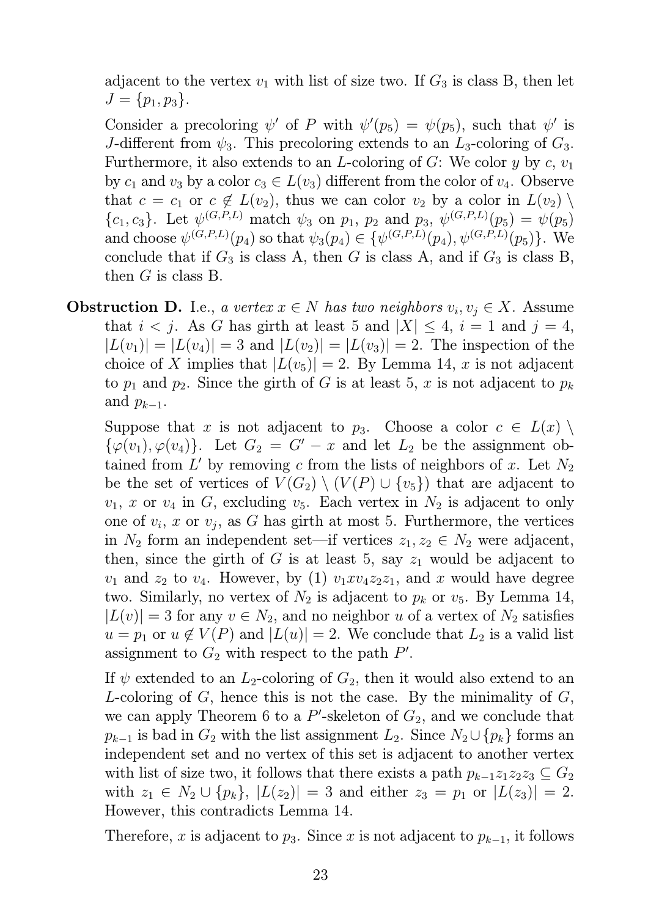adjacent to the vertex $v_1$ with list of size two. If $G_3$ is class B, then let $J = \{p_1, p_3\}$.

Consider a precoloring $\psi'$ of $P$ with $\psi'(p_5) = \psi(p_5)$, such that $\psi'$ is $J$-different from $\psi_3$. This precoloring extends to an $L_3$-coloring of $G_3$. Furthermore, it also extends to an $L$-coloring of $G$: We color $y$ by $c$, $v_1$ by $c_1$ and $v_3$ by a color $c_3 \in L(v_3)$ different from the color of $v_4$. Observe that $c = c_1$ or $c \notin L(v_2)$, thus we can color $v_2$ by a color in $L(v_2) \setminus \{c_1, c_3\}$. Let $\psi^{(G,P,L)}$ match $\psi_3$ on $p_1$, $p_2$ and $p_3$, $\psi^{(G,P,L)}(p_5) = \psi(p_5)$ and choose $\psi^{(G,P,L)}(p_4)$ so that $\psi_3(p_4) \in \{\psi^{(G,P,L)}(p_4), \psi^{(G,P,L)}(p_5)\}$. We conclude that if $G_3$ is class A, then $G$ is class A, and if $G_3$ is class B, then $G$ is class B.

**Obstruction D.** I.e., *a vertex $x \in N$ has two neighbors $v_i, v_j \in X$.* Assume that $i < j$. As $G$ has girth at least 5 and $|X| \leq 4$, $i = 1$ and $j = 4$, $|L(v_1)| = |L(v_4)| = 3$ and $|L(v_2)| = |L(v_3)| = 2$. The inspection of the choice of $X$ implies that $|L(v_5)| = 2$. By Lemma 14, $x$ is not adjacent to $p_1$ and $p_2$. Since the girth of $G$ is at least 5, $x$ is not adjacent to $p_k$ and $p_{k-1}$.

Suppose that $x$ is not adjacent to $p_3$. Choose a color $c \in L(x) \setminus \{\varphi(v_1), \varphi(v_4)\}$. Let $G_2 = G' - x$ and let $L_2$ be the assignment obtained from $L'$ by removing $c$ from the lists of neighbors of $x$. Let $N_2$ be the set of vertices of $V(G_2) \setminus (V(P) \cup \{v_5\})$ that are adjacent to $v_1$, $x$ or $v_4$ in $G$, excluding $v_5$. Each vertex in $N_2$ is adjacent to only one of $v_i$, $x$ or $v_j$, as $G$ has girth at most 5. Furthermore, the vertices in $N_2$ form an independent set—if vertices $z_1, z_2 \in N_2$ were adjacent, then, since the girth of $G$ is at least 5, say $z_1$ would be adjacent to $v_1$ and $z_2$ to $v_4$. However, by (1) $v_1xv_4z_2z_1$, and $x$ would have degree two. Similarly, no vertex of $N_2$ is adjacent to $p_k$ or $v_5$. By Lemma 14, $|L(v)| = 3$ for any $v \in N_2$, and no neighbor $u$ of a vertex of $N_2$ satisfies $u = p_1$ or $u \notin V(P)$ and $|L(u)| = 2$. We conclude that $L_2$ is a valid list assignment to $G_2$ with respect to the path $P'$.

If $\psi$ extended to an $L_2$-coloring of $G_2$, then it would also extend to an $L$-coloring of $G$, hence this is not the case. By the minimality of $G$, we can apply Theorem 6 to a $P'$-skeleton of $G_2$, and we conclude that $p_{k-1}$ is bad in $G_2$ with the list assignment $L_2$. Since $N_2 \cup \{p_k\}$ forms an independent set and no vertex of this set is adjacent to another vertex with list of size two, it follows that there exists a path $p_{k-1}z_1z_2z_3 \subseteq G_2$ with $z_1 \in N_2 \cup \{p_k\}$, $|L(z_2)| = 3$ and either $z_3 = p_1$ or $|L(z_3)| = 2$. However, this contradicts Lemma 14.

Therefore, $x$ is adjacent to $p_3$. Since $x$ is not adjacent to $p_{k-1}$, it follows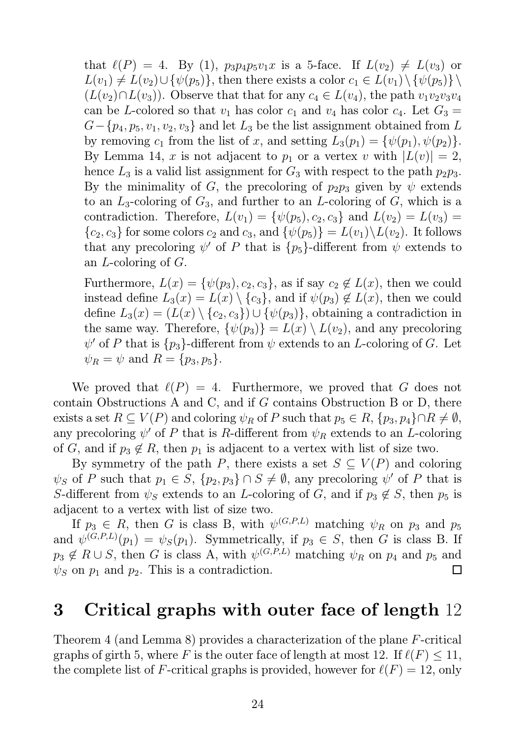that $\ell(P) = 4$. By (1), $p_3p_4p_5v_1x$ is a 5-face. If $L(v_2) \neq L(v_3)$ or $L(v_1) \neq L(v_2) \cup \{\psi(p_5)\}$, then there exists a color $c_1 \in L(v_1) \setminus \{\psi(p_5)\} \setminus (L(v_2) \cap L(v_3))$. Observe that that for any $c_4 \in L(v_4)$, the path $v_1v_2v_3v_4$ can be $L$-colored so that $v_1$ has color $c_1$ and $v_4$ has color $c_4$. Let $G_3 = G - \{p_4, p_5, v_1, v_2, v_3\}$ and let $L_3$ be the list assignment obtained from $L$ by removing $c_1$ from the list of $x$, and setting $L_3(p_1) = \{\psi(p_1), \psi(p_2)\}$. By Lemma 14, $x$ is not adjacent to $p_1$ or a vertex $v$ with $|L(v)| = 2$, hence $L_3$ is a valid list assignment for $G_3$ with respect to the path $p_2p_3$. By the minimality of $G$, the precoloring of $p_2p_3$ given by $\psi$ extends to an $L_3$-coloring of $G_3$, and further to an $L$-coloring of $G$, which is a contradiction. Therefore, $L(v_1) = \{\psi(p_5), c_2, c_3\}$ and $L(v_2) = L(v_3) = \{c_2, c_3\}$ for some colors $c_2$ and $c_3$, and $\{\psi(p_5)\} = L(v_1) \setminus L(v_2)$. It follows that any precoloring $\psi'$ of $P$ that is $\{p_5\}$-different from $\psi$ extends to an $L$-coloring of $G$.

Furthermore, $L(x) = \{\psi(p_3), c_2, c_3\}$, as if say $c_2 \notin L(x)$, then we could instead define $L_3(x) = L(x) \setminus \{c_3\}$, and if $\psi(p_3) \notin L(x)$, then we could define $L_3(x) = (L(x) \setminus \{c_2, c_3\}) \cup \{\psi(p_3)\}$, obtaining a contradiction in the same way. Therefore, $\{\psi(p_3)\} = L(x) \setminus L(v_2)$, and any precoloring $\psi'$ of $P$ that is $\{p_3\}$-different from $\psi$ extends to an $L$-coloring of $G$. Let $\psi_R = \psi$ and $R = \{p_3, p_5\}$.

We proved that $\ell(P) = 4$. Furthermore, we proved that $G$ does not contain Obstructions A and C, and if $G$ contains Obstruction B or D, there exists a set $R \subseteq V(P)$ and coloring $\psi_R$ of $P$ such that $p_5 \in R$, $\{p_3, p_4\} \cap R \neq \emptyset$, any precoloring $\psi'$ of $P$ that is $R$-different from $\psi_R$ extends to an $L$-coloring of $G$, and if $p_3 \notin R$, then $p_1$ is adjacent to a vertex with list of size two.

By symmetry of the path $P$, there exists a set $S \subseteq V(P)$ and coloring $\psi_S$ of $P$ such that $p_1 \in S$, $\{p_2, p_3\} \cap S \neq \emptyset$, any precoloring $\psi'$ of $P$ that is $S$-different from $\psi_S$ extends to an $L$-coloring of $G$, and if $p_3 \notin S$, then $p_5$ is adjacent to a vertex with list of size two.

If $p_3 \in R$, then $G$ is class B, with $\psi^{(G,P,L)}$ matching $\psi_R$ on $p_3$ and $p_5$ and $\psi^{(G,P,L)}(p_1) = \psi_S(p_1)$. Symmetrically, if $p_3 \in S$, then $G$ is class B. If $p_3 \notin R \cup S$, then $G$ is class A, with $\psi^{(G,P,L)}$ matching $\psi_R$ on $p_4$ and $p_5$ and $\psi_S$ on $p_1$ and $p_2$. This is a contradiction. □

## 3 Critical graphs with outer face of length 12

Theorem 4 (and Lemma 8) provides a characterization of the plane $F$-critical graphs of girth 5, where $F$ is the outer face of length at most 12. If $\ell(F) \leq 11$, the complete list of $F$-critical graphs is provided, however for $\ell(F) = 12$, only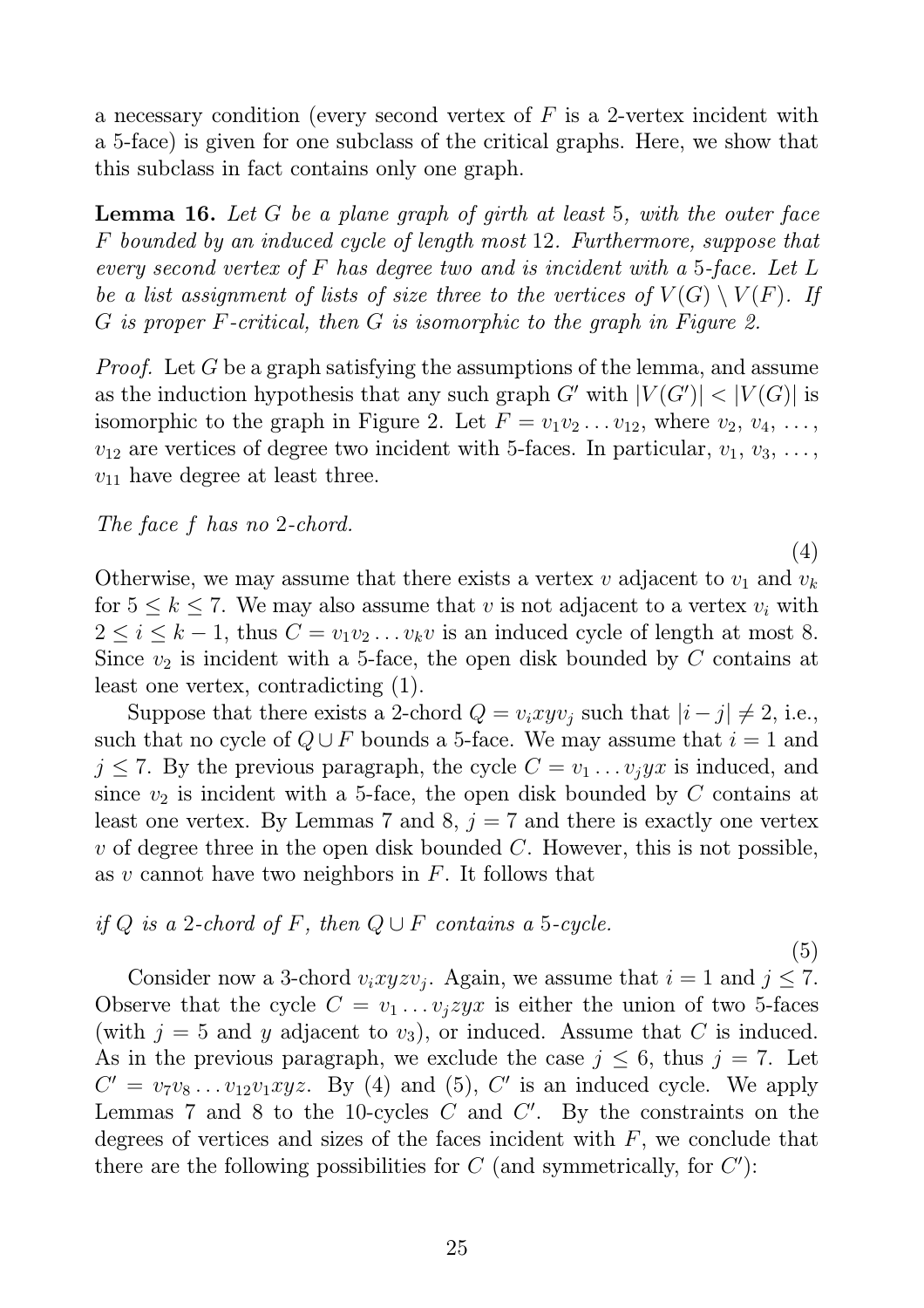a necessary condition (every second vertex of $F$ is a 2-vertex incident with a 5-face) is given for one subclass of the critical graphs. Here, we show that this subclass in fact contains only one graph.

**Lemma 16.** *Let $G$ be a plane graph of girth at least 5, with the outer face $F$ bounded by an induced cycle of length most 12. Furthermore, suppose that every second vertex of $F$ has degree two and is incident with a 5-face. Let $L$ be a list assignment of lists of size three to the vertices of $V(G) \setminus V(F)$. If $G$ is proper $F$-critical, then $G$ is isomorphic to the graph in Figure 2.*

*Proof.* Let $G$ be a graph satisfying the assumptions of the lemma, and assume as the induction hypothesis that any such graph $G'$ with $|V(G')| < |V(G)|$ is isomorphic to the graph in Figure 2. Let $F = v_1 v_2 \ldots v_{12}$, where $v_2$, $v_4$, ..., $v_{12}$ are vertices of degree two incident with 5-faces. In particular, $v_1$, $v_3$, ..., $v_{11}$ have degree at least three.

*The face $f$ has no 2-chord.* (4)

Otherwise, we may assume that there exists a vertex $v$ adjacent to $v_1$ and $v_k$ for $5 \le k \le 7$. We may also assume that $v$ is not adjacent to a vertex $v_i$ with $2 \le i \le k-1$, thus $C = v_1 v_2 \ldots v_k v$ is an induced cycle of length at most 8. Since $v_2$ is incident with a 5-face, the open disk bounded by $C$ contains at least one vertex, contradicting (1).

Suppose that there exists a 2-chord $Q = v_i x y v_j$ such that $|i - j| \neq 2$, i.e., such that no cycle of $Q \cup F$ bounds a 5-face. We may assume that $i = 1$ and $j \le 7$. By the previous paragraph, the cycle $C = v_1 \ldots v_j y x$ is induced, and since $v_2$ is incident with a 5-face, the open disk bounded by $C$ contains at least one vertex. By Lemmas 7 and 8, $j = 7$ and there is exactly one vertex $v$ of degree three in the open disk bounded $C$. However, this is not possible, as $v$ cannot have two neighbors in $F$. It follows that

*if $Q$ is a 2-chord of $F$, then $Q \cup F$ contains a 5-cycle.* (5)

Consider now a 3-chord $v_i x y z v_j$. Again, we assume that $i = 1$ and $j \le 7$. Observe that the cycle $C = v_1 \ldots v_j z y x$ is either the union of two 5-faces (with $j = 5$ and $y$ adjacent to $v_3$), or induced. Assume that $C$ is induced. As in the previous paragraph, we exclude the case $j \le 6$, thus $j = 7$. Let $C' = v_7 v_8 \ldots v_{12} v_1 x y z$. By (4) and (5), $C'$ is an induced cycle. We apply Lemmas 7 and 8 to the 10-cycles $C$ and $C'$. By the constraints on the degrees of vertices and sizes of the faces incident with $F$, we conclude that there are the following possibilities for $C$ (and symmetrically, for $C'$):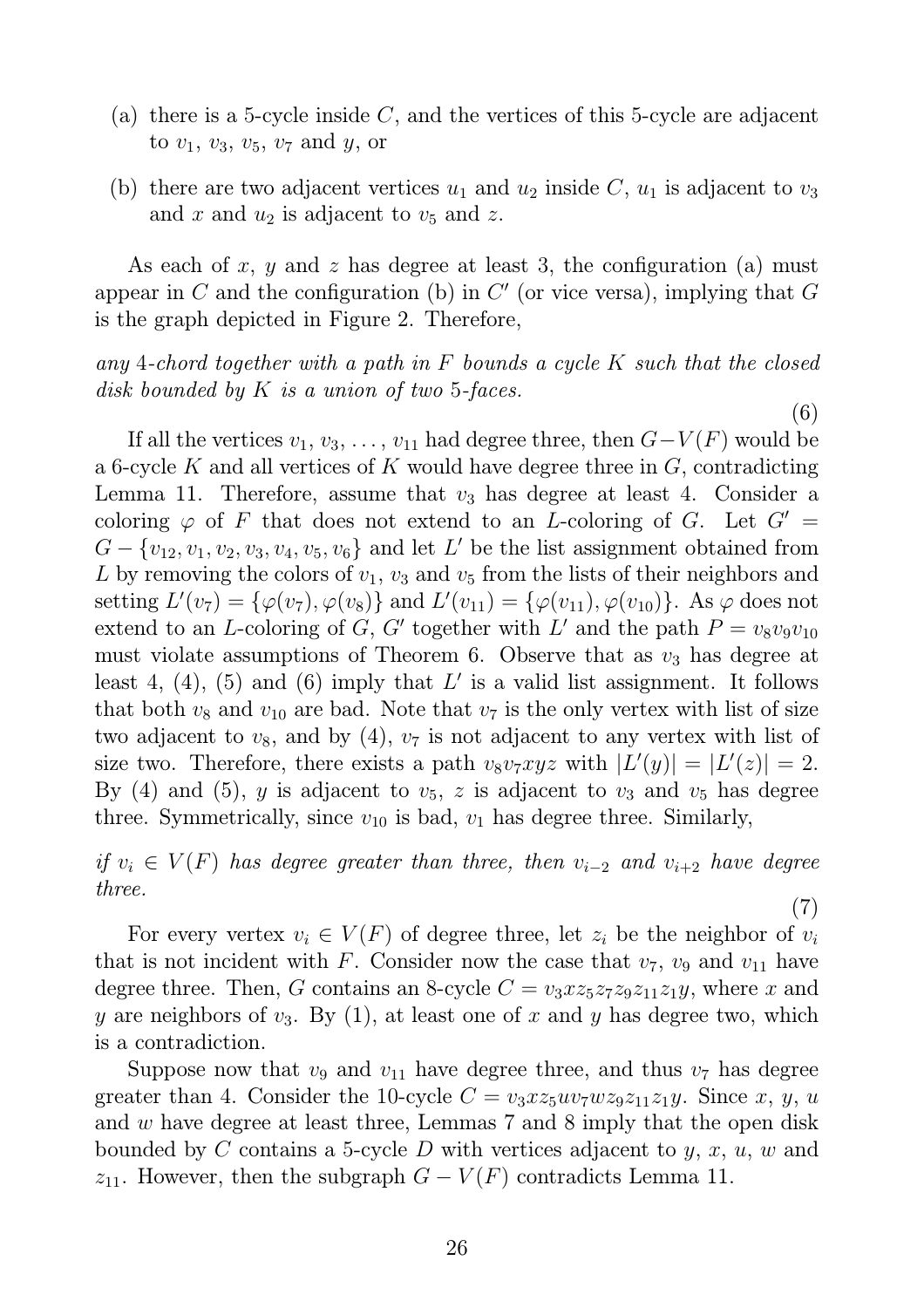(a) there is a 5-cycle inside $C$, and the vertices of this 5-cycle are adjacent to $v_1$, $v_3$, $v_5$, $v_7$ and $y$, or

(b) there are two adjacent vertices $u_1$ and $u_2$ inside $C$, $u_1$ is adjacent to $v_3$ and $x$ and $u_2$ is adjacent to $v_5$ and $z$.

As each of $x$, $y$ and $z$ has degree at least 3, the configuration (a) must appear in $C$ and the configuration (b) in $C'$ (or vice versa), implying that $G$ is the graph depicted in Figure 2. Therefore,

*any 4-chord together with a path in $F$ bounds a cycle $K$ such that the closed disk bounded by $K$ is a union of two 5-faces.*

$$(6)$$

If all the vertices $v_1, v_3, \ldots, v_{11}$ had degree three, then $G - V(F)$ would be a 6-cycle $K$ and all vertices of $K$ would have degree three in $G$, contradicting Lemma 11. Therefore, assume that $v_3$ has degree at least 4. Consider a coloring $\varphi$ of $F$ that does not extend to an $L$-coloring of $G$. Let $G' = G - \{v_{12}, v_1, v_2, v_3, v_4, v_5, v_6\}$ and let $L'$ be the list assignment obtained from $L$ by removing the colors of $v_1$, $v_3$ and $v_5$ from the lists of their neighbors and setting $L'(v_7) = \{\varphi(v_7), \varphi(v_8)\}$ and $L'(v_{11}) = \{\varphi(v_{11}), \varphi(v_{10})\}$. As $\varphi$ does not extend to an $L$-coloring of $G$, $G'$ together with $L'$ and the path $P = v_8v_9v_{10}$ must violate assumptions of Theorem 6. Observe that as $v_3$ has degree at least 4, (4), (5) and (6) imply that $L'$ is a valid list assignment. It follows that both $v_8$ and $v_{10}$ are bad. Note that $v_7$ is the only vertex with list of size two adjacent to $v_8$, and by (4), $v_7$ is not adjacent to any vertex with list of size two. Therefore, there exists a path $v_8v_7xyz$ with $|L'(y)| = |L'(z)| = 2$. By (4) and (5), $y$ is adjacent to $v_5$, $z$ is adjacent to $v_3$ and $v_5$ has degree three. Symmetrically, since $v_{10}$ is bad, $v_1$ has degree three. Similarly,

*if $v_i \in V(F)$ has degree greater than three, then $v_{i-2}$ and $v_{i+2}$ have degree three.*

$$(7)$$

For every vertex $v_i \in V(F)$ of degree three, let $z_i$ be the neighbor of $v_i$ that is not incident with $F$. Consider now the case that $v_7$, $v_9$ and $v_{11}$ have degree three. Then, $G$ contains an 8-cycle $C = v_3xz_5z_7z_9z_{11}z_1y$, where $x$ and $y$ are neighbors of $v_3$. By (1), at least one of $x$ and $y$ has degree two, which is a contradiction.

Suppose now that $v_9$ and $v_{11}$ have degree three, and thus $v_7$ has degree greater than 4. Consider the 10-cycle $C = v_3xz_5uv_7wz_9z_{11}z_1y$. Since $x$, $y$, $u$ and $w$ have degree at least three, Lemmas 7 and 8 imply that the open disk bounded by $C$ contains a 5-cycle $D$ with vertices adjacent to $y$, $x$, $u$, $w$ and $z_{11}$. However, then the subgraph $G - V(F)$ contradicts Lemma 11.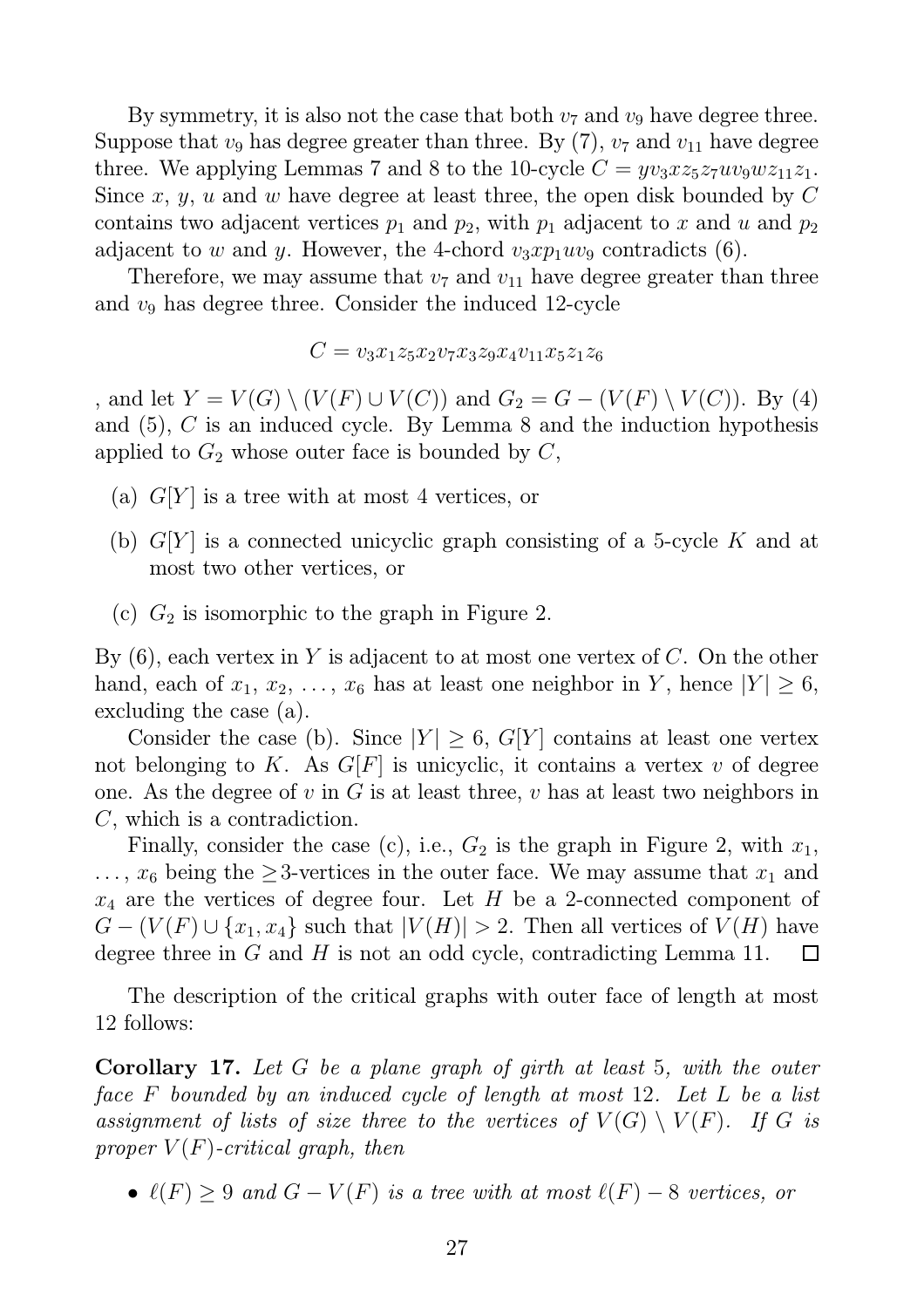By symmetry, it is also not the case that both $v_7$ and $v_9$ have degree three. Suppose that $v_9$ has degree greater than three. By (7), $v_7$ and $v_{11}$ have degree three. We applying Lemmas 7 and 8 to the 10-cycle $C = yv_3xz_5z_7uv_9wz_{11}z_1$. Since $x$, $y$, $u$ and $w$ have degree at least three, the open disk bounded by $C$ contains two adjacent vertices $p_1$ and $p_2$, with $p_1$ adjacent to $x$ and $u$ and $p_2$ adjacent to $w$ and $y$. However, the 4-chord $v_3xp_1uv_9$ contradicts (6).

Therefore, we may assume that $v_7$ and $v_{11}$ have degree greater than three and $v_9$ has degree three. Consider the induced 12-cycle

$$C = v_3x_1z_5x_2v_7x_3z_9x_4v_{11}x_5z_1z_6$$

, and let $Y = V(G) \setminus (V(F) \cup V(C))$ and $G_2 = G - (V(F) \setminus V(C))$. By (4) and (5), $C$ is an induced cycle. By Lemma 8 and the induction hypothesis applied to $G_2$ whose outer face is bounded by $C$,

(a) $G[Y]$ is a tree with at most 4 vertices, or

(b) $G[Y]$ is a connected unicyclic graph consisting of a 5-cycle $K$ and at most two other vertices, or

(c) $G_2$ is isomorphic to the graph in Figure 2.

By (6), each vertex in $Y$ is adjacent to at most one vertex of $C$. On the other hand, each of $x_1$, $x_2$, ..., $x_6$ has at least one neighbor in $Y$, hence $|Y| \geq 6$, excluding the case (a).

Consider the case (b). Since $|Y| \geq 6$, $G[Y]$ contains at least one vertex not belonging to $K$. As $G[F]$ is unicyclic, it contains a vertex $v$ of degree one. As the degree of $v$ in $G$ is at least three, $v$ has at least two neighbors in $C$, which is a contradiction.

Finally, consider the case (c), i.e., $G_2$ is the graph in Figure 2, with $x_1$, ..., $x_6$ being the $\geq$3-vertices in the outer face. We may assume that $x_1$ and $x_4$ are the vertices of degree four. Let $H$ be a 2-connected component of $G - (V(F) \cup \{x_1, x_4\}$ such that $|V(H)| > 2$. Then all vertices of $V(H)$ have degree three in $G$ and $H$ is not an odd cycle, contradicting Lemma 11. □

The description of the critical graphs with outer face of length at most 12 follows:

**Corollary 17.** *Let $G$ be a plane graph of girth at least 5, with the outer face $F$ bounded by an induced cycle of length at most 12. Let $L$ be a list assignment of lists of size three to the vertices of $V(G) \setminus V(F)$. If $G$ is proper $V(F)$-critical graph, then*

- *$\ell(F) \geq 9$ and $G - V(F)$ is a tree with at most $\ell(F) - 8$ vertices, or*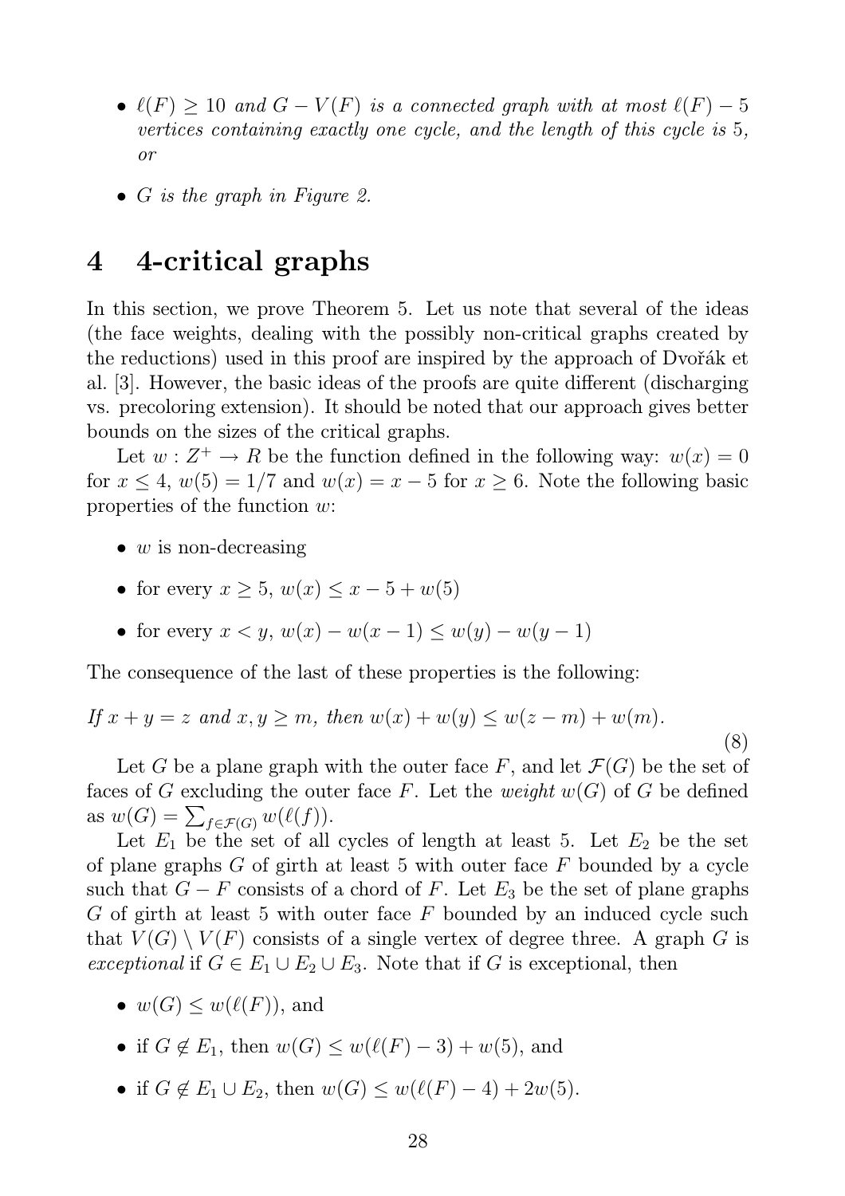- *$\ell(F) \geq 10$ and $G - V(F)$ is a connected graph with at most $\ell(F) - 5$ vertices containing exactly one cycle, and the length of this cycle is 5, or*

- *$G$ is the graph in Figure 2.*

# 4 4-critical graphs

In this section, we prove Theorem 5. Let us note that several of the ideas (the face weights, dealing with the possibly non-critical graphs created by the reductions) used in this proof are inspired by the approach of Dvořák et al. [3]. However, the basic ideas of the proofs are quite different (discharging vs. precoloring extension). It should be noted that our approach gives better bounds on the sizes of the critical graphs.

Let $w : Z^+ \to R$ be the function defined in the following way: $w(x) = 0$ for $x \leq 4$, $w(5) = 1/7$ and $w(x) = x - 5$ for $x \geq 6$. Note the following basic properties of the function $w$:

- $w$ is non-decreasing

- for every $x \geq 5$, $w(x) \leq x - 5 + w(5)$

- for every $x < y$, $w(x) - w(x-1) \leq w(y) - w(y-1)$

The consequence of the last of these properties is the following:

*If $x + y = z$ and $x, y \geq m$, then $w(x) + w(y) \leq w(z - m) + w(m)$.*

$$(8)$$

Let $G$ be a plane graph with the outer face $F$, and let $\mathcal{F}(G)$ be the set of faces of $G$ excluding the outer face $F$. Let the *weight* $w(G)$ of $G$ be defined as $w(G) = \sum_{f \in \mathcal{F}(G)} w(\ell(f))$.

Let $E_1$ be the set of all cycles of length at least 5. Let $E_2$ be the set of plane graphs $G$ of girth at least 5 with outer face $F$ bounded by a cycle such that $G - F$ consists of a chord of $F$. Let $E_3$ be the set of plane graphs $G$ of girth at least 5 with outer face $F$ bounded by an induced cycle such that $V(G) \setminus V(F)$ consists of a single vertex of degree three. A graph $G$ is *exceptional* if $G \in E_1 \cup E_2 \cup E_3$. Note that if $G$ is exceptional, then

- $w(G) \leq w(\ell(F))$, and

- if $G \notin E_1$, then $w(G) \leq w(\ell(F) - 3) + w(5)$, and

- if $G \notin E_1 \cup E_2$, then $w(G) \leq w(\ell(F) - 4) + 2w(5)$.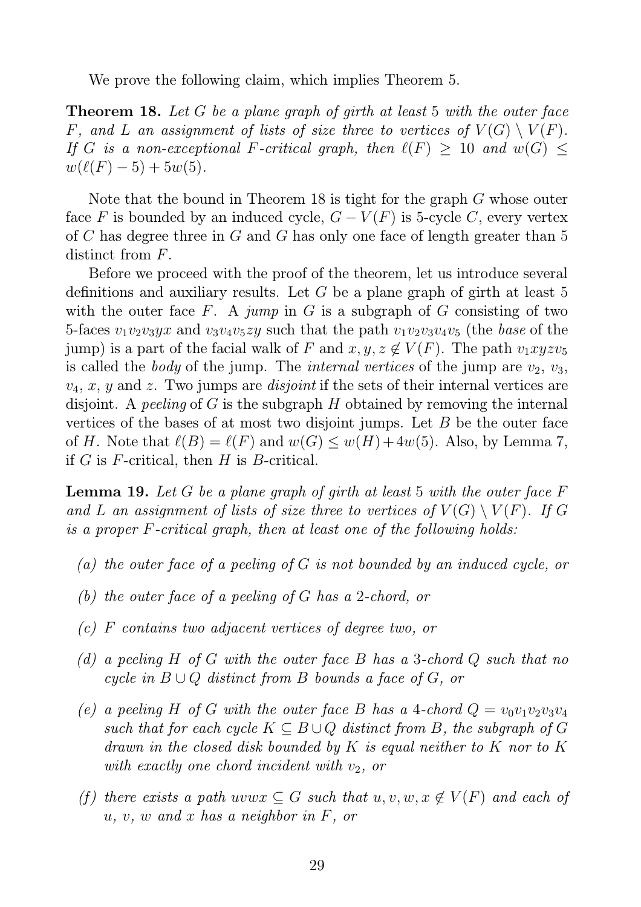We prove the following claim, which implies Theorem 5.

**Theorem 18.** *Let $G$ be a plane graph of girth at least 5 with the outer face $F$, and $L$ an assignment of lists of size three to vertices of $V(G) \setminus V(F)$. If $G$ is a non-exceptional $F$-critical graph, then $\ell(F) \geq 10$ and $w(G) \leq w(\ell(F)-5) + 5w(5)$.*

Note that the bound in Theorem 18 is tight for the graph $G$ whose outer face $F$ is bounded by an induced cycle, $G - V(F)$ is 5-cycle $C$, every vertex of $C$ has degree three in $G$ and $G$ has only one face of length greater than 5 distinct from $F$.

Before we proceed with the proof of the theorem, let us introduce several definitions and auxiliary results. Let $G$ be a plane graph of girth at least 5 with the outer face $F$. A *jump* in $G$ is a subgraph of $G$ consisting of two 5-faces $v_1v_2v_3yx$ and $v_3v_4v_5zy$ such that the path $v_1v_2v_3v_4v_5$ (the *base* of the jump) is a part of the facial walk of $F$ and $x, y, z \notin V(F)$. The path $v_1xyzv_5$ is called the *body* of the jump. The *internal vertices* of the jump are $v_2$, $v_3$, $v_4$, $x$, $y$ and $z$. Two jumps are *disjoint* if the sets of their internal vertices are disjoint. A *peeling* of $G$ is the subgraph $H$ obtained by removing the internal vertices of the bases of at most two disjoint jumps. Let $B$ be the outer face of $H$. Note that $\ell(B) = \ell(F)$ and $w(G) \leq w(H) + 4w(5)$. Also, by Lemma 7, if $G$ is $F$-critical, then $H$ is $B$-critical.

**Lemma 19.** *Let $G$ be a plane graph of girth at least 5 with the outer face $F$ and $L$ an assignment of lists of size three to vertices of $V(G) \setminus V(F)$. If $G$ is a proper $F$-critical graph, then at least one of the following holds:*

*(a) the outer face of a peeling of $G$ is not bounded by an induced cycle, or*

*(b) the outer face of a peeling of $G$ has a 2-chord, or*

*(c) $F$ contains two adjacent vertices of degree two, or*

*(d) a peeling $H$ of $G$ with the outer face $B$ has a 3-chord $Q$ such that no cycle in $B \cup Q$ distinct from $B$ bounds a face of $G$, or*

*(e) a peeling $H$ of $G$ with the outer face $B$ has a 4-chord $Q = v_0v_1v_2v_3v_4$ such that for each cycle $K \subseteq B \cup Q$ distinct from $B$, the subgraph of $G$ drawn in the closed disk bounded by $K$ is equal neither to $K$ nor to $K$ with exactly one chord incident with $v_2$, or*

*(f) there exists a path $uvwx \subseteq G$ such that $u, v, w, x \notin V(F)$ and each of $u$, $v$, $w$ and $x$ has a neighbor in $F$, or*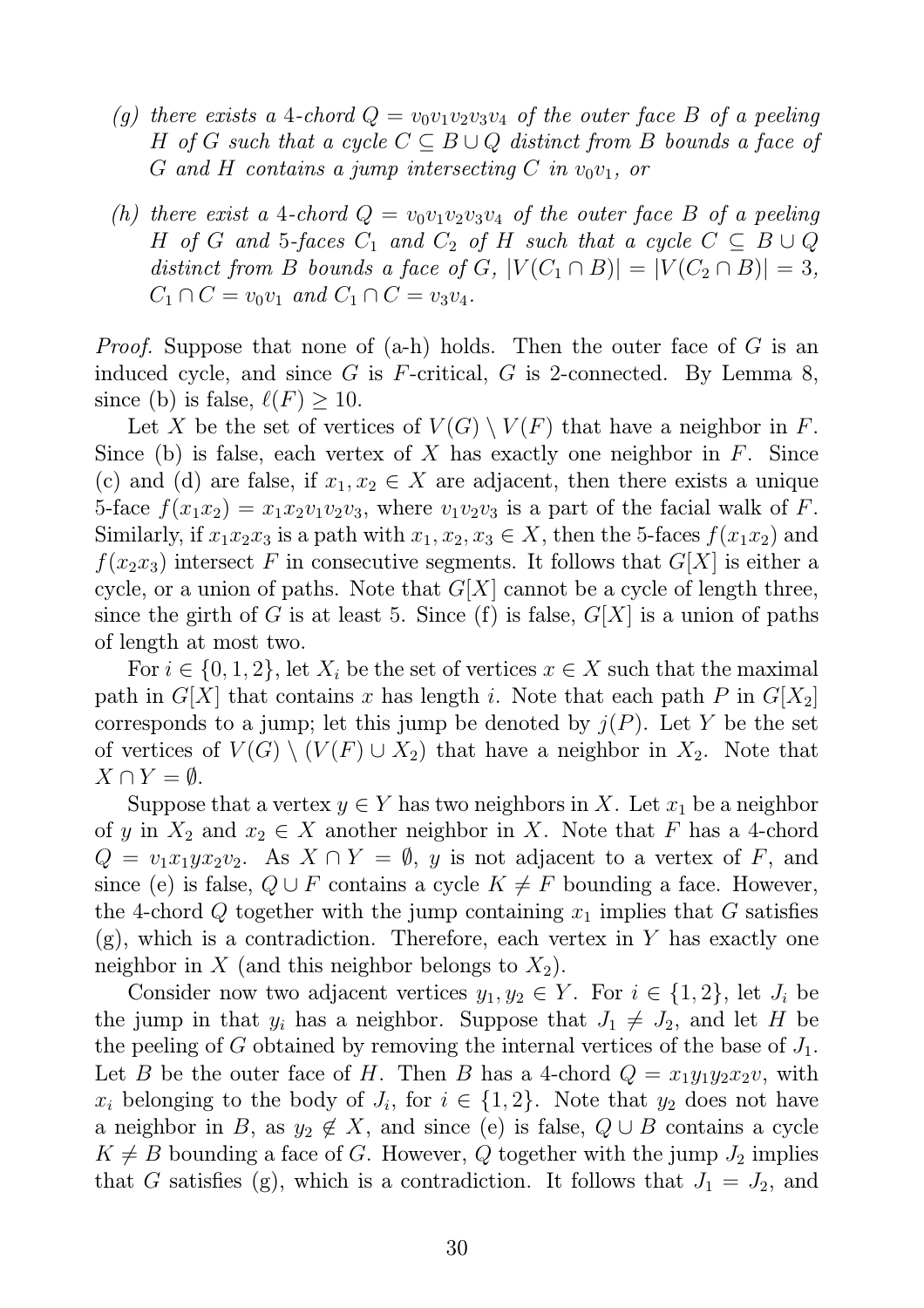*(g) there exists a 4-chord $Q = v_0v_1v_2v_3v_4$ of the outer face $B$ of a peeling $H$ of $G$ such that a cycle $C \subseteq B \cup Q$ distinct from $B$ bounds a face of $G$ and $H$ contains a jump intersecting $C$ in $v_0v_1$, or*

*(h) there exist a 4-chord $Q = v_0v_1v_2v_3v_4$ of the outer face $B$ of a peeling $H$ of $G$ and 5-faces $C_1$ and $C_2$ of $H$ such that a cycle $C \subseteq B \cup Q$ distinct from $B$ bounds a face of $G$, $|V(C_1 \cap B)| = |V(C_2 \cap B)| = 3$, $C_1 \cap C = v_0v_1$ and $C_1 \cap C = v_3v_4$.*

*Proof.* Suppose that none of (a-h) holds. Then the outer face of $G$ is an induced cycle, and since $G$ is $F$-critical, $G$ is 2-connected. By Lemma 8, since (b) is false, $\ell(F) \geq 10$.

Let $X$ be the set of vertices of $V(G) \setminus V(F)$ that have a neighbor in $F$. Since (b) is false, each vertex of $X$ has exactly one neighbor in $F$. Since (c) and (d) are false, if $x_1, x_2 \in X$ are adjacent, then there exists a unique 5-face $f(x_1x_2) = x_1x_2v_1v_2v_3$, where $v_1v_2v_3$ is a part of the facial walk of $F$. Similarly, if $x_1x_2x_3$ is a path with $x_1, x_2, x_3 \in X$, then the 5-faces $f(x_1x_2)$ and $f(x_2x_3)$ intersect $F$ in consecutive segments. It follows that $G[X]$ is either a cycle, or a union of paths. Note that $G[X]$ cannot be a cycle of length three, since the girth of $G$ is at least 5. Since (f) is false, $G[X]$ is a union of paths of length at most two.

For $i \in \{0, 1, 2\}$, let $X_i$ be the set of vertices $x \in X$ such that the maximal path in $G[X]$ that contains $x$ has length $i$. Note that each path $P$ in $G[X_2]$ corresponds to a jump; let this jump be denoted by $j(P)$. Let $Y$ be the set of vertices of $V(G) \setminus (V(F) \cup X_2)$ that have a neighbor in $X_2$. Note that $X \cap Y = \emptyset$.

Suppose that a vertex $y \in Y$ has two neighbors in $X$. Let $x_1$ be a neighbor of $y$ in $X_2$ and $x_2 \in X$ another neighbor in $X$. Note that $F$ has a 4-chord $Q = v_1x_1yx_2v_2$. As $X \cap Y = \emptyset$, $y$ is not adjacent to a vertex of $F$, and since (e) is false, $Q \cup F$ contains a cycle $K \neq F$ bounding a face. However, the 4-chord $Q$ together with the jump containing $x_1$ implies that $G$ satisfies (g), which is a contradiction. Therefore, each vertex in $Y$ has exactly one neighbor in $X$ (and this neighbor belongs to $X_2$).

Consider now two adjacent vertices $y_1, y_2 \in Y$. For $i \in \{1, 2\}$, let $J_i$ be the jump in that $y_i$ has a neighbor. Suppose that $J_1 \neq J_2$, and let $H$ be the peeling of $G$ obtained by removing the internal vertices of the base of $J_1$. Let $B$ be the outer face of $H$. Then $B$ has a 4-chord $Q = x_1y_1y_2x_2v$, with $x_i$ belonging to the body of $J_i$, for $i \in \{1, 2\}$. Note that $y_2$ does not have a neighbor in $B$, as $y_2 \notin X$, and since (e) is false, $Q \cup B$ contains a cycle $K \neq B$ bounding a face of $G$. However, $Q$ together with the jump $J_2$ implies that $G$ satisfies (g), which is a contradiction. It follows that $J_1 = J_2$, and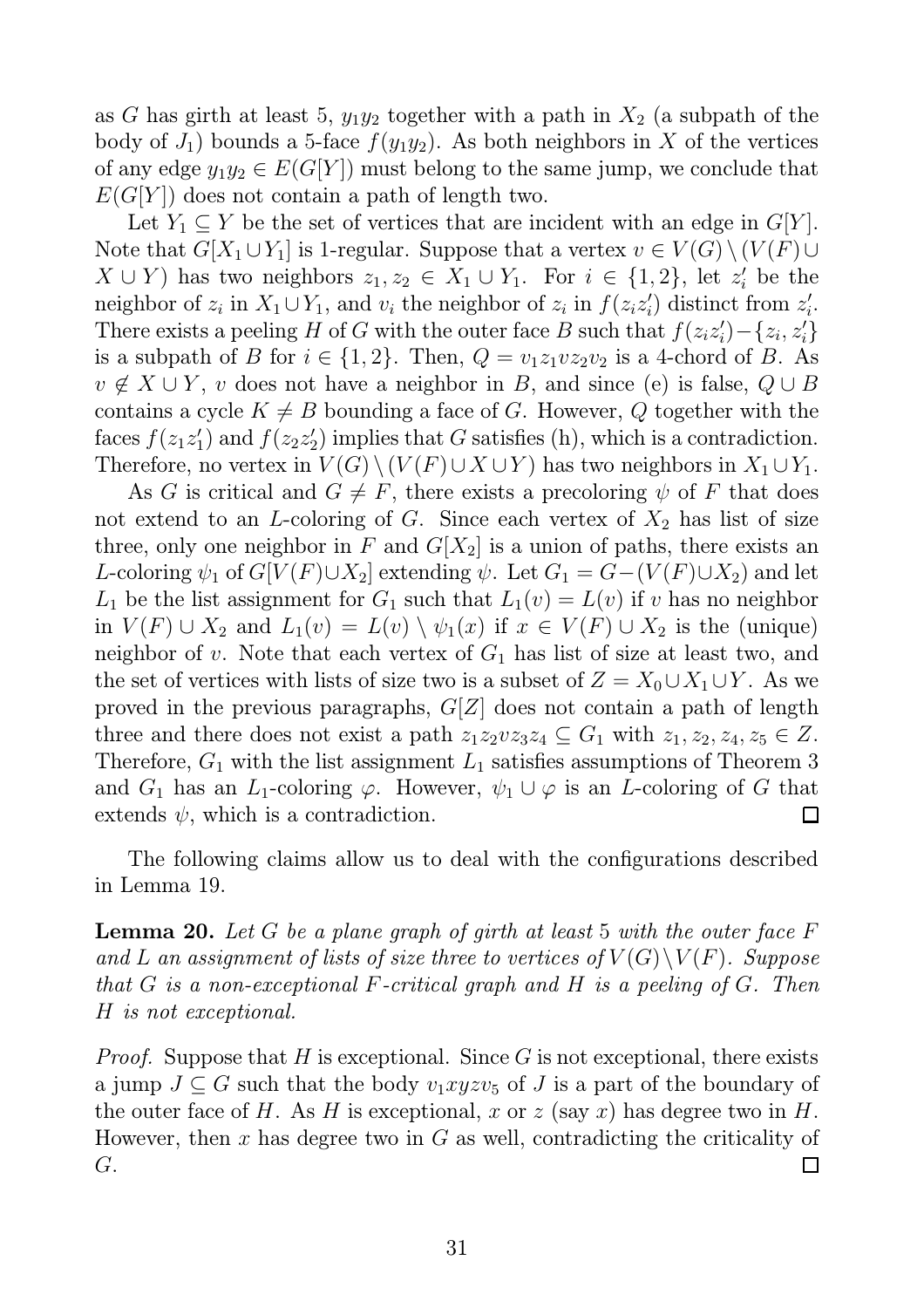as $G$ has girth at least 5, $y_1y_2$ together with a path in $X_2$ (a subpath of the body of $J_1$) bounds a 5-face $f(y_1y_2)$. As both neighbors in $X$ of the vertices of any edge $y_1y_2 \in E(G[Y])$ must belong to the same jump, we conclude that $E(G[Y])$ does not contain a path of length two.

Let $Y_1 \subseteq Y$ be the set of vertices that are incident with an edge in $G[Y]$. Note that $G[X_1 \cup Y_1]$ is 1-regular. Suppose that a vertex $v \in V(G) \setminus (V(F) \cup X \cup Y)$ has two neighbors $z_1, z_2 \in X_1 \cup Y_1$. For $i \in \{1, 2\}$, let $z_i'$ be the neighbor of $z_i$ in $X_1 \cup Y_1$, and $v_i$ the neighbor of $z_i$ in $f(z_iz_i')$ distinct from $z_i'$. There exists a peeling $H$ of $G$ with the outer face $B$ such that $f(z_iz_i') - \{z_i, z_i'\}$ is a subpath of $B$ for $i \in \{1, 2\}$. Then, $Q = v_1z_1vz_2v_2$ is a 4-chord of $B$. As $v \notin X \cup Y$, $v$ does not have a neighbor in $B$, and since (e) is false, $Q \cup B$ contains a cycle $K \neq B$ bounding a face of $G$. However, $Q$ together with the faces $f(z_1z_1')$ and $f(z_2z_2')$ implies that $G$ satisfies (h), which is a contradiction. Therefore, no vertex in $V(G) \setminus (V(F) \cup X \cup Y)$ has two neighbors in $X_1 \cup Y_1$.

As $G$ is critical and $G \neq F$, there exists a precoloring $\psi$ of $F$ that does not extend to an $L$-coloring of $G$. Since each vertex of $X_2$ has list of size three, only one neighbor in $F$ and $G[X_2]$ is a union of paths, there exists an $L$-coloring $\psi_1$ of $G[V(F) \cup X_2]$ extending $\psi$. Let $G_1 = G - (V(F) \cup X_2)$ and let $L_1$ be the list assignment for $G_1$ such that $L_1(v) = L(v)$ if $v$ has no neighbor in $V(F) \cup X_2$ and $L_1(v) = L(v) \setminus \psi_1(x)$ if $x \in V(F) \cup X_2$ is the (unique) neighbor of $v$. Note that each vertex of $G_1$ has list of size at least two, and the set of vertices with lists of size two is a subset of $Z = X_0 \cup X_1 \cup Y$. As we proved in the previous paragraphs, $G[Z]$ does not contain a path of length three and there does not exist a path $z_1z_2vz_3z_4 \subseteq G_1$ with $z_1, z_2, z_4, z_5 \in Z$. Therefore, $G_1$ with the list assignment $L_1$ satisfies assumptions of Theorem 3 and $G_1$ has an $L_1$-coloring $\varphi$. However, $\psi_1 \cup \varphi$ is an $L$-coloring of $G$ that extends $\psi$, which is a contradiction. □

The following claims allow us to deal with the configurations described in Lemma 19.

**Lemma 20.** *Let $G$ be a plane graph of girth at least 5 with the outer face $F$ and $L$ an assignment of lists of size three to vertices of $V(G) \setminus V(F)$. Suppose that $G$ is a non-exceptional $F$-critical graph and $H$ is a peeling of $G$. Then $H$ is not exceptional.*

*Proof.* Suppose that $H$ is exceptional. Since $G$ is not exceptional, there exists a jump $J \subseteq G$ such that the body $v_1xyzv_5$ of $J$ is a part of the boundary of the outer face of $H$. As $H$ is exceptional, $x$ or $z$ (say $x$) has degree two in $H$. However, then $x$ has degree two in $G$ as well, contradicting the criticality of $G$. □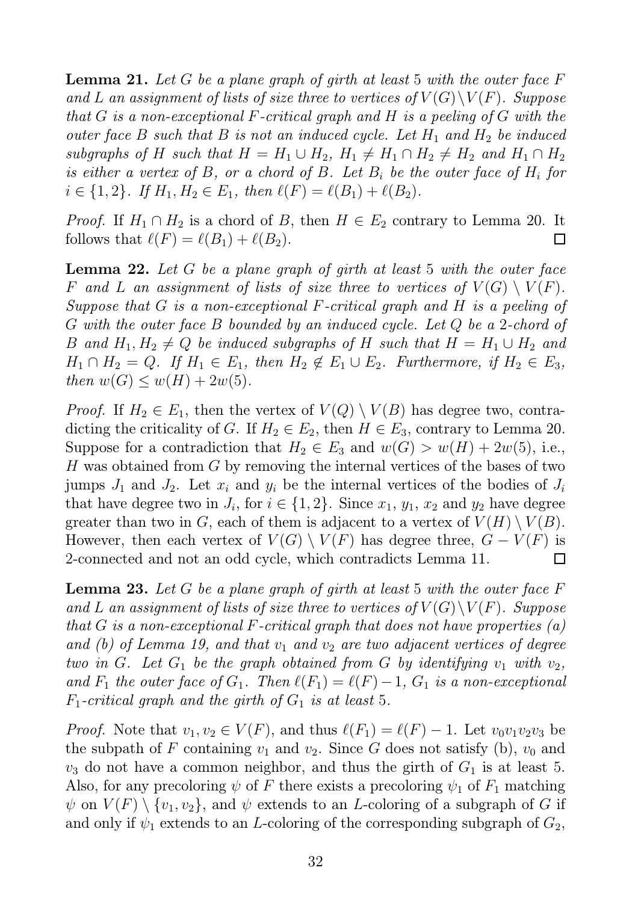**Lemma 21.** *Let $G$ be a plane graph of girth at least 5 with the outer face $F$ and $L$ an assignment of lists of size three to vertices of $V(G) \setminus V(F)$. Suppose that $G$ is a non-exceptional $F$-critical graph and $H$ is a peeling of $G$ with the outer face $B$ such that $B$ is not an induced cycle. Let $H_1$ and $H_2$ be induced subgraphs of $H$ such that $H = H_1 \cup H_2$, $H_1 \neq H_1 \cap H_2 \neq H_2$ and $H_1 \cap H_2$ is either a vertex of $B$, or a chord of $B$. Let $B_i$ be the outer face of $H_i$ for $i \in \{1, 2\}$. If $H_1, H_2 \in E_1$, then $\ell(F) = \ell(B_1) + \ell(B_2)$.*

*Proof.* If $H_1 \cap H_2$ is a chord of $B$, then $H \in E_2$ contrary to Lemma 20. It follows that $\ell(F) = \ell(B_1) + \ell(B_2)$. □

**Lemma 22.** *Let $G$ be a plane graph of girth at least 5 with the outer face $F$ and $L$ an assignment of lists of size three to vertices of $V(G) \setminus V(F)$. Suppose that $G$ is a non-exceptional $F$-critical graph and $H$ is a peeling of $G$ with the outer face $B$ bounded by an induced cycle. Let $Q$ be a 2-chord of $B$ and $H_1, H_2 \neq Q$ be induced subgraphs of $H$ such that $H = H_1 \cup H_2$ and $H_1 \cap H_2 = Q$. If $H_1 \in E_1$, then $H_2 \notin E_1 \cup E_2$. Furthermore, if $H_2 \in E_3$, then $w(G) \leq w(H) + 2w(5)$.*

*Proof.* If $H_2 \in E_1$, then the vertex of $V(Q) \setminus V(B)$ has degree two, contradicting the criticality of $G$. If $H_2 \in E_2$, then $H \in E_3$, contrary to Lemma 20. Suppose for a contradiction that $H_2 \in E_3$ and $w(G) > w(H) + 2w(5)$, i.e., $H$ was obtained from $G$ by removing the internal vertices of the bases of two jumps $J_1$ and $J_2$. Let $x_i$ and $y_i$ be the internal vertices of the bodies of $J_i$ that have degree two in $J_i$, for $i \in \{1, 2\}$. Since $x_1$, $y_1$, $x_2$ and $y_2$ have degree greater than two in $G$, each of them is adjacent to a vertex of $V(H) \setminus V(B)$. However, then each vertex of $V(G) \setminus V(F)$ has degree three, $G - V(F)$ is 2-connected and not an odd cycle, which contradicts Lemma 11. □

**Lemma 23.** *Let $G$ be a plane graph of girth at least 5 with the outer face $F$ and $L$ an assignment of lists of size three to vertices of $V(G) \setminus V(F)$. Suppose that $G$ is a non-exceptional $F$-critical graph that does not have properties (a) and (b) of Lemma 19, and that $v_1$ and $v_2$ are two adjacent vertices of degree two in $G$. Let $G_1$ be the graph obtained from $G$ by identifying $v_1$ with $v_2$, and $F_1$ the outer face of $G_1$. Then $\ell(F_1) = \ell(F) - 1$, $G_1$ is a non-exceptional $F_1$-critical graph and the girth of $G_1$ is at least 5.*

*Proof.* Note that $v_1, v_2 \in V(F)$, and thus $\ell(F_1) = \ell(F) - 1$. Let $v_0v_1v_2v_3$ be the subpath of $F$ containing $v_1$ and $v_2$. Since $G$ does not satisfy (b), $v_0$ and $v_3$ do not have a common neighbor, and thus the girth of $G_1$ is at least 5. Also, for any precoloring $\psi$ of $F$ there exists a precoloring $\psi_1$ of $F_1$ matching $\psi$ on $V(F) \setminus \{v_1, v_2\}$, and $\psi$ extends to an $L$-coloring of a subgraph of $G$ if and only if $\psi_1$ extends to an $L$-coloring of the corresponding subgraph of $G_2$,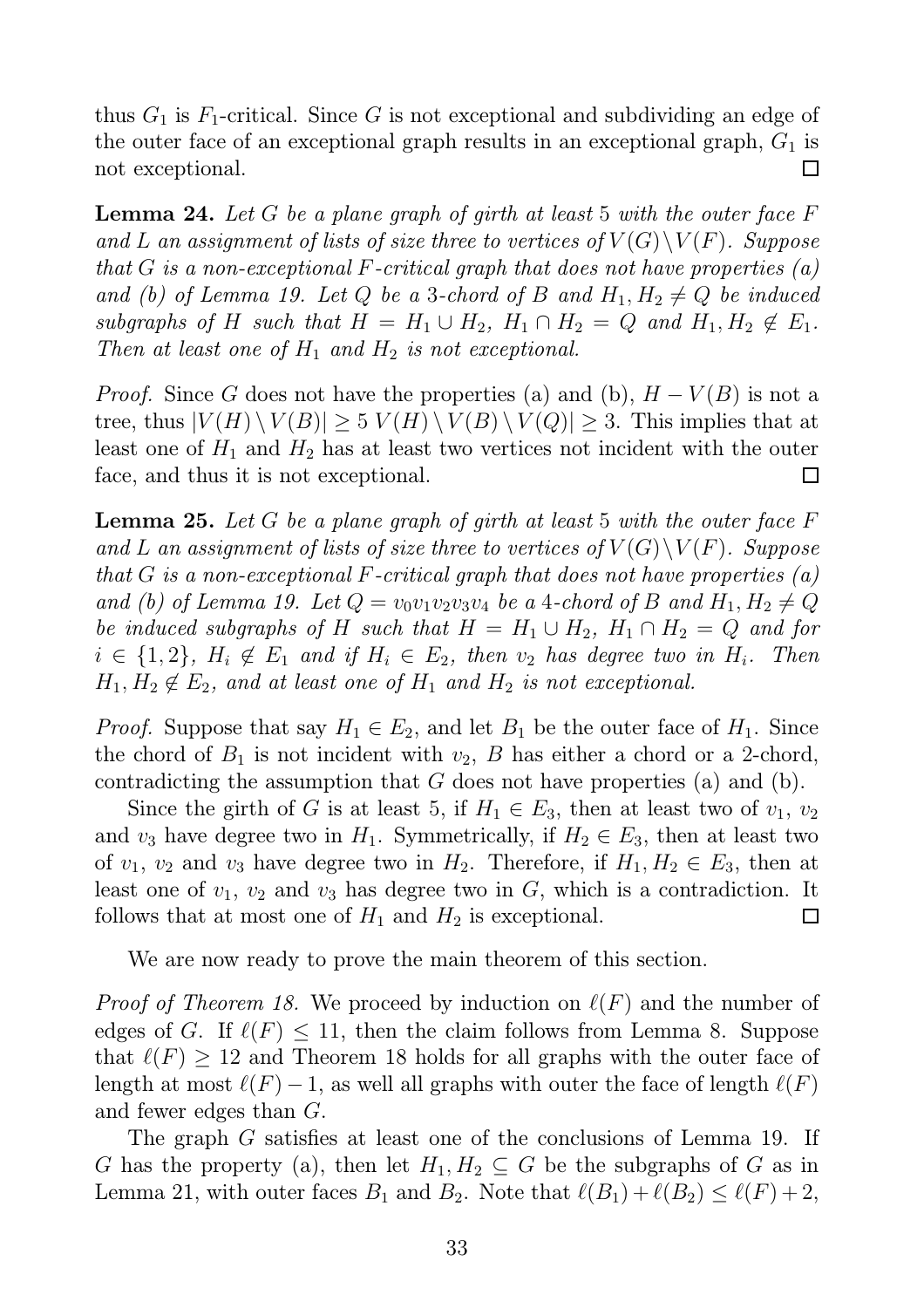thus $G_1$ is $F_1$-critical. Since $G$ is not exceptional and subdividing an edge of the outer face of an exceptional graph results in an exceptional graph, $G_1$ is not exceptional. □

**Lemma 24.** *Let $G$ be a plane graph of girth at least 5 with the outer face $F$ and $L$ an assignment of lists of size three to vertices of $V(G) \setminus V(F)$. Suppose that $G$ is a non-exceptional $F$-critical graph that does not have properties (a) and (b) of Lemma 19. Let $Q$ be a 3-chord of $B$ and $H_1, H_2 \neq Q$ be induced subgraphs of $H$ such that $H = H_1 \cup H_2$, $H_1 \cap H_2 = Q$ and $H_1, H_2 \notin E_1$. Then at least one of $H_1$ and $H_2$ is not exceptional.*

*Proof.* Since $G$ does not have the properties (a) and (b), $H - V(B)$ is not a tree, thus $|V(H) \setminus V(B)| \geq 5$ $V(H) \setminus V(B) \setminus V(Q)| \geq 3$. This implies that at least one of $H_1$ and $H_2$ has at least two vertices not incident with the outer face, and thus it is not exceptional. □

**Lemma 25.** *Let $G$ be a plane graph of girth at least 5 with the outer face $F$ and $L$ an assignment of lists of size three to vertices of $V(G) \setminus V(F)$. Suppose that $G$ is a non-exceptional $F$-critical graph that does not have properties (a) and (b) of Lemma 19. Let $Q = v_0v_1v_2v_3v_4$ be a 4-chord of $B$ and $H_1, H_2 \neq Q$ be induced subgraphs of $H$ such that $H = H_1 \cup H_2$, $H_1 \cap H_2 = Q$ and for $i \in \{1, 2\}$, $H_i \notin E_1$ and if $H_i \in E_2$, then $v_2$ has degree two in $H_i$. Then $H_1, H_2 \notin E_2$, and at least one of $H_1$ and $H_2$ is not exceptional.*

*Proof.* Suppose that say $H_1 \in E_2$, and let $B_1$ be the outer face of $H_1$. Since the chord of $B_1$ is not incident with $v_2$, $B$ has either a chord or a 2-chord, contradicting the assumption that $G$ does not have properties (a) and (b).

Since the girth of $G$ is at least 5, if $H_1 \in E_3$, then at least two of $v_1$, $v_2$ and $v_3$ have degree two in $H_1$. Symmetrically, if $H_2 \in E_3$, then at least two of $v_1$, $v_2$ and $v_3$ have degree two in $H_2$. Therefore, if $H_1, H_2 \in E_3$, then at least one of $v_1$, $v_2$ and $v_3$ has degree two in $G$, which is a contradiction. It follows that at most one of $H_1$ and $H_2$ is exceptional. □

We are now ready to prove the main theorem of this section.

*Proof of Theorem 18.* We proceed by induction on $\ell(F)$ and the number of edges of $G$. If $\ell(F) \leq 11$, then the claim follows from Lemma 8. Suppose that $\ell(F) \geq 12$ and Theorem 18 holds for all graphs with the outer face of length at most $\ell(F) - 1$, as well all graphs with outer the face of length $\ell(F)$ and fewer edges than $G$.

The graph $G$ satisfies at least one of the conclusions of Lemma 19. If $G$ has the property (a), then let $H_1, H_2 \subseteq G$ be the subgraphs of $G$ as in Lemma 21, with outer faces $B_1$ and $B_2$. Note that $\ell(B_1) + \ell(B_2) \leq \ell(F) + 2$,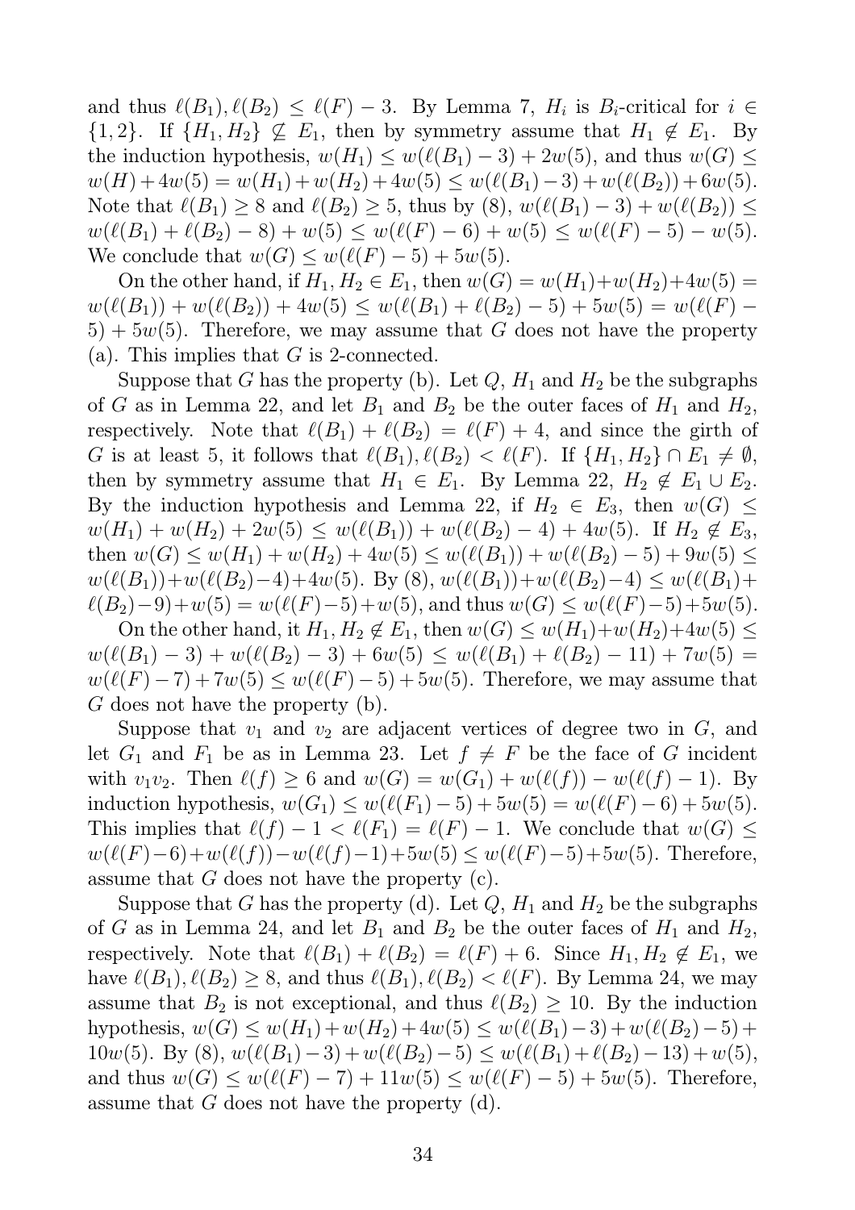and thus $\ell(B_1), \ell(B_2) \leq \ell(F) - 3$. By Lemma 7, $H_i$ is $B_i$-critical for $i \in \{1, 2\}$. If $\{H_1, H_2\} \not\subseteq E_1$, then by symmetry assume that $H_1 \notin E_1$. By the induction hypothesis, $w(H_1) \leq w(\ell(B_1) - 3) + 2w(5)$, and thus $w(G) \leq w(H) + 4w(5) = w(H_1) + w(H_2) + 4w(5) \leq w(\ell(B_1) - 3) + w(\ell(B_2)) + 6w(5)$. Note that $\ell(B_1) \geq 8$ and $\ell(B_2) \geq 5$, thus by (8), $w(\ell(B_1) - 3) + w(\ell(B_2)) \leq w(\ell(B_1) + \ell(B_2) - 8) + w(5) \leq w(\ell(F) - 6) + w(5) \leq w(\ell(F) - 5) - w(5)$. We conclude that $w(G) \leq w(\ell(F) - 5) + 5w(5)$.

On the other hand, if $H_1, H_2 \in E_1$, then $w(G) = w(H_1) + w(H_2) + 4w(5) = w(\ell(B_1)) + w(\ell(B_2)) + 4w(5) \leq w(\ell(B_1) + \ell(B_2) - 5) + 5w(5) = w(\ell(F) - 5) + 5w(5)$. Therefore, we may assume that $G$ does not have the property (a). This implies that $G$ is 2-connected.

Suppose that $G$ has the property (b). Let $Q$, $H_1$ and $H_2$ be the subgraphs of $G$ as in Lemma 22, and let $B_1$ and $B_2$ be the outer faces of $H_1$ and $H_2$, respectively. Note that $\ell(B_1) + \ell(B_2) = \ell(F) + 4$, and since the girth of $G$ is at least 5, it follows that $\ell(B_1), \ell(B_2) < \ell(F)$. If $\{H_1, H_2\} \cap E_1 \neq \emptyset$, then by symmetry assume that $H_1 \in E_1$. By Lemma 22, $H_2 \notin E_1 \cup E_2$. By the induction hypothesis and Lemma 22, if $H_2 \in E_3$, then $w(G) \leq w(H_1) + w(H_2) + 2w(5) \leq w(\ell(B_1)) + w(\ell(B_2) - 4) + 4w(5)$. If $H_2 \notin E_3$, then $w(G) \leq w(H_1) + w(H_2) + 4w(5) \leq w(\ell(B_1)) + w(\ell(B_2) - 5) + 9w(5) \leq w(\ell(B_1)) + w(\ell(B_2) - 4) + 4w(5)$. By (8), $w(\ell(B_1)) + w(\ell(B_2) - 4) \leq w(\ell(B_1) + \ell(B_2) - 9) + w(5) = w(\ell(F) - 5) + w(5)$, and thus $w(G) \leq w(\ell(F) - 5) + 5w(5)$.

On the other hand, it $H_1, H_2 \notin E_1$, then $w(G) \leq w(H_1) + w(H_2) + 4w(5) \leq w(\ell(B_1) - 3) + w(\ell(B_2) - 3) + 6w(5) \leq w(\ell(B_1) + \ell(B_2) - 11) + 7w(5) = w(\ell(F) - 7) + 7w(5) \leq w(\ell(F) - 5) + 5w(5)$. Therefore, we may assume that $G$ does not have the property (b).

Suppose that $v_1$ and $v_2$ are adjacent vertices of degree two in $G$, and let $G_1$ and $F_1$ be as in Lemma 23. Let $f \neq F$ be the face of $G$ incident with $v_1v_2$. Then $\ell(f) \geq 6$ and $w(G) = w(G_1) + w(\ell(f)) - w(\ell(f) - 1)$. By induction hypothesis, $w(G_1) \leq w(\ell(F_1) - 5) + 5w(5) = w(\ell(F) - 6) + 5w(5)$. This implies that $\ell(f) - 1 < \ell(F_1) = \ell(F) - 1$. We conclude that $w(G) \leq w(\ell(F) - 6) + w(\ell(f)) - w(\ell(f) - 1) + 5w(5) \leq w(\ell(F) - 5) + 5w(5)$. Therefore, assume that $G$ does not have the property (c).

Suppose that $G$ has the property (d). Let $Q$, $H_1$ and $H_2$ be the subgraphs of $G$ as in Lemma 24, and let $B_1$ and $B_2$ be the outer faces of $H_1$ and $H_2$, respectively. Note that $\ell(B_1) + \ell(B_2) = \ell(F) + 6$. Since $H_1, H_2 \notin E_1$, we have $\ell(B_1), \ell(B_2) \geq 8$, and thus $\ell(B_1), \ell(B_2) < \ell(F)$. By Lemma 24, we may assume that $B_2$ is not exceptional, and thus $\ell(B_2) \geq 10$. By the induction hypothesis, $w(G) \leq w(H_1) + w(H_2) + 4w(5) \leq w(\ell(B_1) - 3) + w(\ell(B_2) - 5) + 10w(5)$. By (8), $w(\ell(B_1) - 3) + w(\ell(B_2) - 5) \leq w(\ell(B_1) + \ell(B_2) - 13) + w(5)$, and thus $w(G) \leq w(\ell(F) - 7) + 11w(5) \leq w(\ell(F) - 5) + 5w(5)$. Therefore, assume that $G$ does not have the property (d).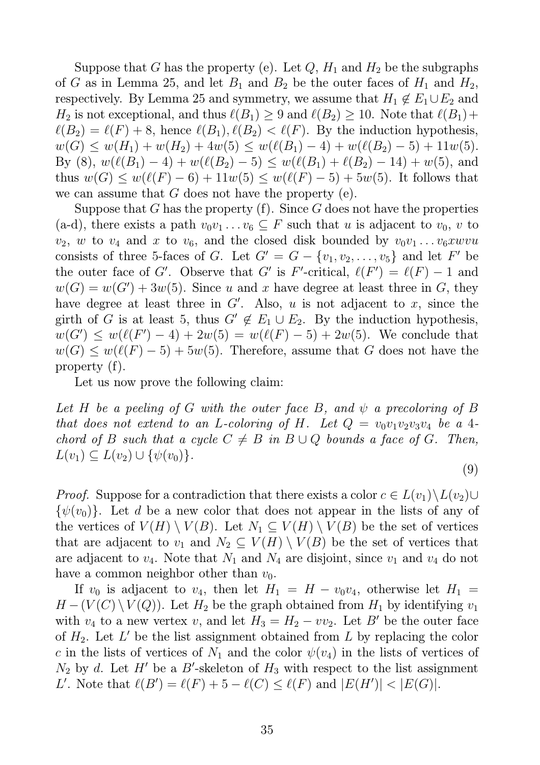Suppose that $G$ has the property (e). Let $Q$, $H_1$ and $H_2$ be the subgraphs of $G$ as in Lemma 25, and let $B_1$ and $B_2$ be the outer faces of $H_1$ and $H_2$, respectively. By Lemma 25 and symmetry, we assume that $H_1 \notin E_1 \cup E_2$ and $H_2$ is not exceptional, and thus $\ell(B_1) \geq 9$ and $\ell(B_2) \geq 10$. Note that $\ell(B_1) + \ell(B_2) = \ell(F) + 8$, hence $\ell(B_1), \ell(B_2) < \ell(F)$. By the induction hypothesis, $w(G) \leq w(H_1) + w(H_2) + 4w(5) \leq w(\ell(B_1) - 4) + w(\ell(B_2) - 5) + 11w(5)$. By (8), $w(\ell(B_1) - 4) + w(\ell(B_2) - 5) \leq w(\ell(B_1) + \ell(B_2) - 14) + w(5)$, and thus $w(G) \leq w(\ell(F) - 6) + 11w(5) \leq w(\ell(F) - 5) + 5w(5)$. It follows that we can assume that $G$ does not have the property (e).

Suppose that $G$ has the property (f). Since $G$ does not have the properties (a-d), there exists a path $v_0 v_1 \ldots v_6 \subseteq F$ such that $u$ is adjacent to $v_0$, $v$ to $v_2$, $w$ to $v_4$ and $x$ to $v_6$, and the closed disk bounded by $v_0 v_1 \ldots v_6 xwvu$ consists of three 5-faces of $G$. Let $G' = G - \{v_1, v_2, \ldots, v_5\}$ and let $F'$ be the outer face of $G'$. Observe that $G'$ is $F'$-critical, $\ell(F') = \ell(F) - 1$ and $w(G) = w(G') + 3w(5)$. Since $u$ and $x$ have degree at least three in $G$, they have degree at least three in $G'$. Also, $u$ is not adjacent to $x$, since the girth of $G$ is at least 5, thus $G' \notin E_1 \cup E_2$. By the induction hypothesis, $w(G') \leq w(\ell(F') - 4) + 2w(5) = w(\ell(F) - 5) + 2w(5)$. We conclude that $w(G) \leq w(\ell(F) - 5) + 5w(5)$. Therefore, assume that $G$ does not have the property (f).

Let us now prove the following claim:

*Let $H$ be a peeling of $G$ with the outer face $B$, and $\psi$ a precoloring of $B$ that does not extend to an $L$-coloring of $H$. Let $Q = v_0 v_1 v_2 v_3 v_4$ be a 4-chord of $B$ such that a cycle $C \neq B$ in $B \cup Q$ bounds a face of $G$. Then, $L(v_1) \subseteq L(v_2) \cup \{\psi(v_0)\}$.*

$$(9)$$

*Proof.* Suppose for a contradiction that there exists a color $c \in L(v_1) \setminus L(v_2) \cup \{\psi(v_0)\}$. Let $d$ be a new color that does not appear in the lists of any of the vertices of $V(H) \setminus V(B)$. Let $N_1 \subseteq V(H) \setminus V(B)$ be the set of vertices that are adjacent to $v_1$ and $N_2 \subseteq V(H) \setminus V(B)$ be the set of vertices that are adjacent to $v_4$. Note that $N_1$ and $N_4$ are disjoint, since $v_1$ and $v_4$ do not have a common neighbor other than $v_0$.

If $v_0$ is adjacent to $v_4$, then let $H_1 = H - v_0 v_4$, otherwise let $H_1 = H - (V(C) \setminus V(Q))$. Let $H_2$ be the graph obtained from $H_1$ by identifying $v_1$ with $v_4$ to a new vertex $v$, and let $H_3 = H_2 - vv_2$. Let $B'$ be the outer face of $H_2$. Let $L'$ be the list assignment obtained from $L$ by replacing the color $c$ in the lists of vertices of $N_1$ and the color $\psi(v_4)$ in the lists of vertices of $N_2$ by $d$. Let $H'$ be a $B'$-skeleton of $H_3$ with respect to the list assignment $L'$. Note that $\ell(B') = \ell(F) + 5 - \ell(C) \leq \ell(F)$ and $|E(H')| < |E(G)|$.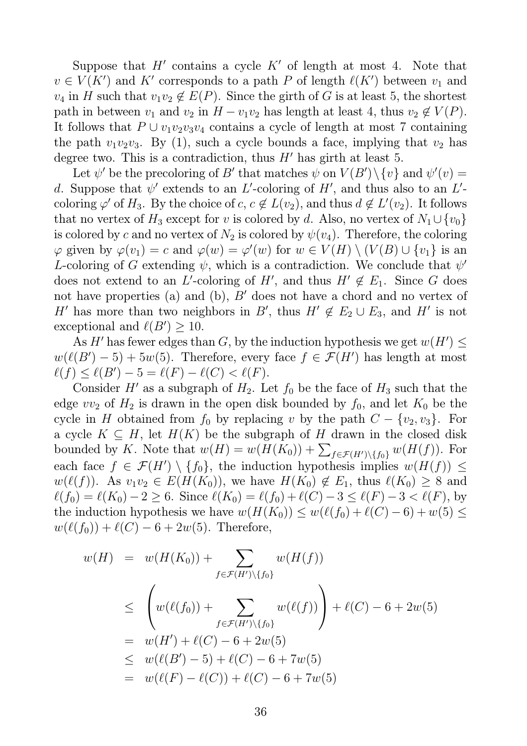Suppose that $H'$ contains a cycle $K'$ of length at most 4. Note that $v \in V(K')$ and $K'$ corresponds to a path $P$ of length $\ell(K')$ between $v_1$ and $v_4$ in $H$ such that $v_1v_2 \notin E(P)$. Since the girth of $G$ is at least 5, the shortest path in between $v_1$ and $v_2$ in $H - v_1v_2$ has length at least 4, thus $v_2 \notin V(P)$. It follows that $P \cup v_1v_2v_3v_4$ contains a cycle of length at most 7 containing the path $v_1v_2v_3$. By (1), such a cycle bounds a face, implying that $v_2$ has degree two. This is a contradiction, thus $H'$ has girth at least 5.

Let $\psi'$ be the precoloring of $B'$ that matches $\psi$ on $V(B') \setminus \{v\}$ and $\psi'(v) = d$. Suppose that $\psi'$ extends to an $L'$-coloring of $H'$, and thus also to an $L'$-coloring $\varphi'$ of $H_3$. By the choice of $c$, $c \notin L(v_2)$, and thus $d \notin L'(v_2)$. It follows that no vertex of $H_3$ except for $v$ is colored by $d$. Also, no vertex of $N_1 \cup \{v_0\}$ is colored by $c$ and no vertex of $N_2$ is colored by $\psi(v_4)$. Therefore, the coloring $\varphi$ given by $\varphi(v_1) = c$ and $\varphi(w) = \varphi'(w)$ for $w \in V(H) \setminus (V(B) \cup \{v_1\}$ is an $L$-coloring of $G$ extending $\psi$, which is a contradiction. We conclude that $\psi'$ does not extend to an $L'$-coloring of $H'$, and thus $H' \notin E_1$. Since $G$ does not have properties (a) and (b), $B'$ does not have a chord and no vertex of $H'$ has more than two neighbors in $B'$, thus $H' \notin E_2 \cup E_3$, and $H'$ is not exceptional and $\ell(B') \geq 10$.

As $H'$ has fewer edges than $G$, by the induction hypothesis we get $w(H') \leq w(\ell(B') - 5) + 5w(5)$. Therefore, every face $f \in \mathcal{F}(H')$ has length at most $\ell(f) \leq \ell(B') - 5 = \ell(F) - \ell(C) < \ell(F)$.

Consider $H'$ as a subgraph of $H_2$. Let $f_0$ be the face of $H_3$ such that the edge $vv_2$ of $H_2$ is drawn in the open disk bounded by $f_0$, and let $K_0$ be the cycle in $H$ obtained from $f_0$ by replacing $v$ by the path $C - \{v_2, v_3\}$. For a cycle $K \subseteq H$, let $H(K)$ be the subgraph of $H$ drawn in the closed disk bounded by $K$. Note that $w(H) = w(H(K_0)) + \sum_{f \in \mathcal{F}(H') \setminus \{f_0\}} w(H(f))$. For each face $f \in \mathcal{F}(H') \setminus \{f_0\}$, the induction hypothesis implies $w(H(f)) \leq w(\ell(f))$. As $v_1v_2 \in E(H(K_0))$, we have $H(K_0) \notin E_1$, thus $\ell(K_0) \geq 8$ and $\ell(f_0) = \ell(K_0) - 2 \geq 6$. Since $\ell(K_0) = \ell(f_0) + \ell(C) - 3 \leq \ell(F) - 3 < \ell(F)$, by the induction hypothesis we have $w(H(K_0)) \leq w(\ell(f_0) + \ell(C) - 6) + w(5) \leq w(\ell(f_0)) + \ell(C) - 6 + 2w(5)$. Therefore,

$$
\begin{aligned}
w(H) &= w(H(K_0)) + \sum_{f \in \mathcal{F}(H') \setminus \{f_0\}} w(H(f)) \\
&\leq \left( w(\ell(f_0)) + \sum_{f \in \mathcal{F}(H') \setminus \{f_0\}} w(\ell(f)) \right) + \ell(C) - 6 + 2w(5) \\
&= w(H') + \ell(C) - 6 + 2w(5) \\
&\leq w(\ell(B') - 5) + \ell(C) - 6 + 7w(5) \\
&= w(\ell(F) - \ell(C)) + \ell(C) - 6 + 7w(5)
\end{aligned}
$$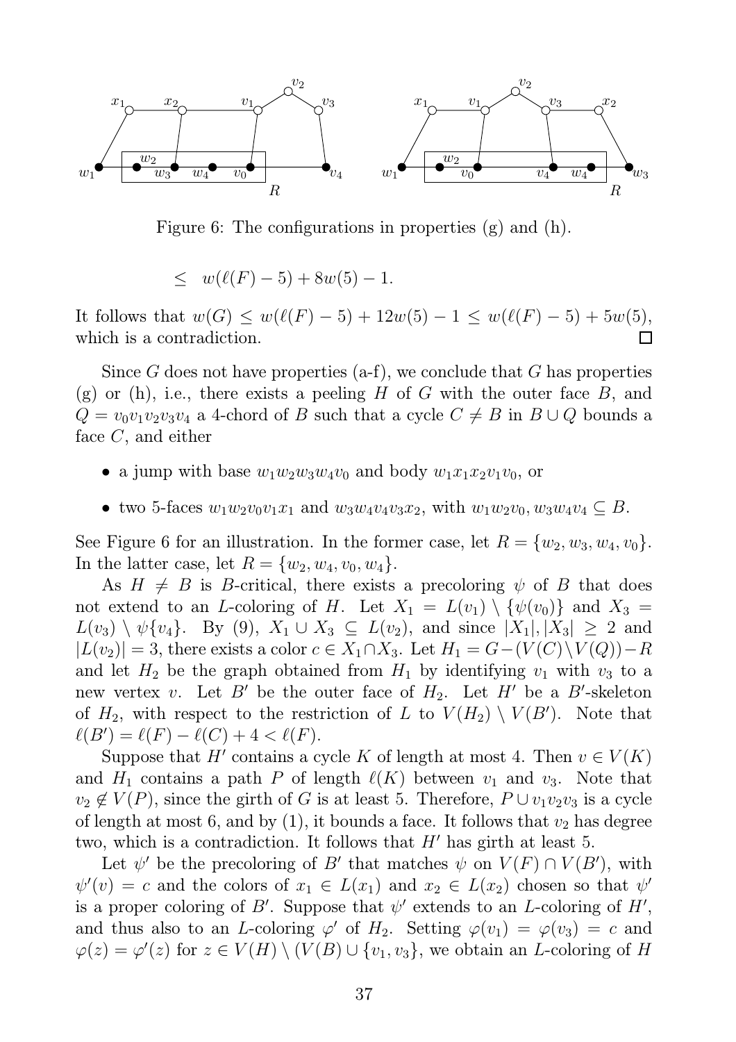Figure 6: The configurations in properties (g) and (h).

$$\leq \quad w(\ell(F)-5)+8w(5)-1.$$

It follows that $w(G) \leq w(\ell(F)-5)+12w(5)-1 \leq w(\ell(F)-5)+5w(5)$, which is a contradiction. $\square$

Since $G$ does not have properties (a-f), we conclude that $G$ has properties (g) or (h), i.e., there exists a peeling $H$ of $G$ with the outer face $B$, and $Q = v_0v_1v_2v_3v_4$ a 4-chord of $B$ such that a cycle $C \neq B$ in $B \cup Q$ bounds a face $C$, and either

- a jump with base $w_1w_2w_3w_4v_0$ and body $w_1x_1x_2v_1v_0$, or
- two 5-faces $w_1w_2v_0v_1x_1$ and $w_3w_4v_4v_3x_2$, with $w_1w_2v_0, w_3w_4v_4 \subseteq B$.

See Figure 6 for an illustration. In the former case, let $R = \{w_2, w_3, w_4, v_0\}$. In the latter case, let $R = \{w_2, w_4, v_0, w_4\}$.

As $H \neq B$ is $B$-critical, there exists a precoloring $\psi$ of $B$ that does not extend to an $L$-coloring of $H$. Let $X_1 = L(v_1) \setminus \{\psi(v_0)\}$ and $X_3 = L(v_3) \setminus \psi\{v_4\}$. By (9), $X_1 \cup X_3 \subseteq L(v_2)$, and since $|X_1|, |X_3| \geq 2$ and $|L(v_2)| = 3$, there exists a color $c \in X_1 \cap X_3$. Let $H_1 = G - (V(C) \setminus V(Q)) - R$ and let $H_2$ be the graph obtained from $H_1$ by identifying $v_1$ with $v_3$ to a new vertex $v$. Let $B'$ be the outer face of $H_2$. Let $H'$ be a $B'$-skeleton of $H_2$, with respect to the restriction of $L$ to $V(H_2) \setminus V(B')$. Note that $\ell(B') = \ell(F) - \ell(C) + 4 < \ell(F)$.

Suppose that $H'$ contains a cycle $K$ of length at most 4. Then $v \in V(K)$ and $H_1$ contains a path $P$ of length $\ell(K)$ between $v_1$ and $v_3$. Note that $v_2 \notin V(P)$, since the girth of $G$ is at least 5. Therefore, $P \cup v_1v_2v_3$ is a cycle of length at most 6, and by (1), it bounds a face. It follows that $v_2$ has degree two, which is a contradiction. It follows that $H'$ has girth at least 5.

Let $\psi'$ be the precoloring of $B'$ that matches $\psi$ on $V(F) \cap V(B')$, with $\psi'(v) = c$ and the colors of $x_1 \in L(x_1)$ and $x_2 \in L(x_2)$ chosen so that $\psi'$ is a proper coloring of $B'$. Suppose that $\psi'$ extends to an $L$-coloring of $H'$, and thus also to an $L$-coloring $\varphi'$ of $H_2$. Setting $\varphi(v_1) = \varphi(v_3) = c$ and $\varphi(z) = \varphi'(z)$ for $z \in V(H) \setminus (V(B) \cup \{v_1, v_3\}$, we obtain an $L$-coloring of $H$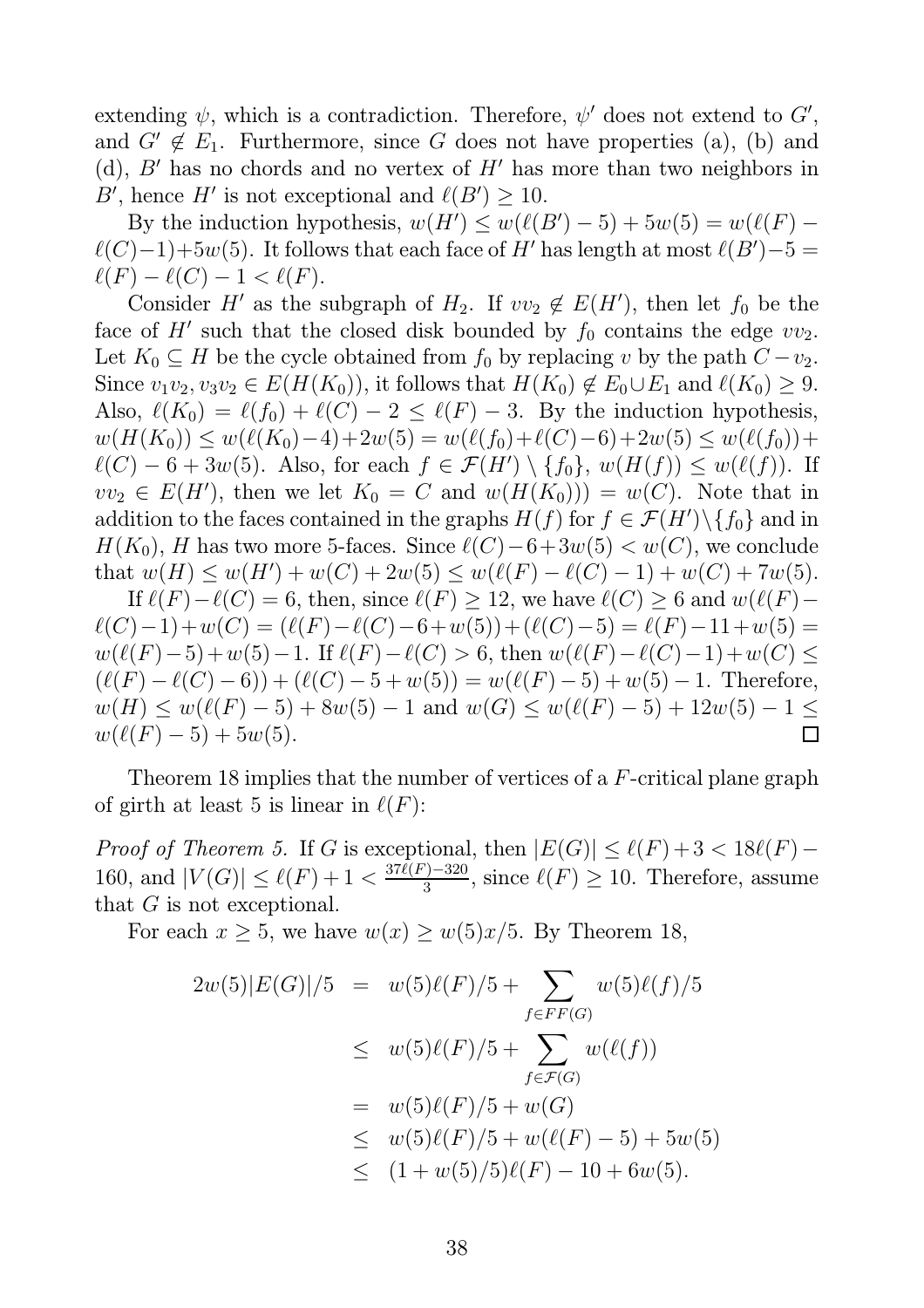extending $\psi$, which is a contradiction. Therefore, $\psi'$ does not extend to $G'$, and $G' \notin E_1$. Furthermore, since $G$ does not have properties (a), (b) and (d), $B'$ has no chords and no vertex of $H'$ has more than two neighbors in $B'$, hence $H'$ is not exceptional and $\ell(B') \geq 10$.

By the induction hypothesis, $w(H') \leq w(\ell(B') - 5) + 5w(5) = w(\ell(F) - \ell(C) - 1) + 5w(5)$. It follows that each face of $H'$ has length at most $\ell(B') - 5 = \ell(F) - \ell(C) - 1 < \ell(F)$.

Consider $H'$ as the subgraph of $H_2$. If $vv_2 \notin E(H')$, then let $f_0$ be the face of $H'$ such that the closed disk bounded by $f_0$ contains the edge $vv_2$. Let $K_0 \subseteq H$ be the cycle obtained from $f_0$ by replacing $v$ by the path $C - v_2$. Since $v_1v_2, v_3v_2 \in E(H(K_0))$, it follows that $H(K_0) \notin E_0 \cup E_1$ and $\ell(K_0) \geq 9$. Also, $\ell(K_0) = \ell(f_0) + \ell(C) - 2 \leq \ell(F) - 3$. By the induction hypothesis, $w(H(K_0)) \leq w(\ell(K_0) - 4) + 2w(5) = w(\ell(f_0) + \ell(C) - 6) + 2w(5) \leq w(\ell(f_0)) + \ell(C) - 6 + 3w(5)$. Also, for each $f \in \mathcal{F}(H') \setminus \{f_0\}$, $w(H(f)) \leq w(\ell(f))$. If $vv_2 \in E(H')$, then we let $K_0 = C$ and $w(H(K_0))) = w(C)$. Note that in addition to the faces contained in the graphs $H(f)$ for $f \in \mathcal{F}(H') \setminus \{f_0\}$ and in $H(K_0)$, $H$ has two more 5-faces. Since $\ell(C) - 6 + 3w(5) < w(C)$, we conclude that $w(H) \leq w(H') + w(C) + 2w(5) \leq w(\ell(F) - \ell(C) - 1) + w(C) + 7w(5)$.

If $\ell(F) - \ell(C) = 6$, then, since $\ell(F) \geq 12$, we have $\ell(C) \geq 6$ and $w(\ell(F) - \ell(C) - 1) + w(C) = (\ell(F) - \ell(C) - 6 + w(5)) + (\ell(C) - 5) = \ell(F) - 11 + w(5) = w(\ell(F) - 5) + w(5) - 1$. If $\ell(F) - \ell(C) > 6$, then $w(\ell(F) - \ell(C) - 1) + w(C) \leq (\ell(F) - \ell(C) - 6) + (\ell(C) - 5 + w(5)) = w(\ell(F) - 5) + w(5) - 1$. Therefore, $w(H) \leq w(\ell(F) - 5) + 8w(5) - 1$ and $w(G) \leq w(\ell(F) - 5) + 12w(5) - 1 \leq w(\ell(F) - 5) + 5w(5)$. □

Theorem 18 implies that the number of vertices of a $F$-critical plane graph of girth at least 5 is linear in $\ell(F)$:

*Proof of Theorem 5.* If $G$ is exceptional, then $|E(G)| \leq \ell(F) + 3 < 18\ell(F) - 160$, and $|V(G)| \leq \ell(F) + 1 < \frac{37\ell(F) - 320}{3}$, since $\ell(F) \geq 10$. Therefore, assume that $G$ is not exceptional.

For each $x \geq 5$, we have $w(x) \geq w(5)x/5$. By Theorem 18,

$$
\begin{aligned}
2w(5)|E(G)|/5 &= w(5)\ell(F)/5 + \sum_{f \in FF(G)} w(5)\ell(f)/5 \\
&\leq w(5)\ell(F)/5 + \sum_{f \in \mathcal{F}(G)} w(\ell(f)) \\
&= w(5)\ell(F)/5 + w(G) \\
&\leq w(5)\ell(F)/5 + w(\ell(F) - 5) + 5w(5) \\
&\leq (1 + w(5)/5)\ell(F) - 10 + 6w(5).
\end{aligned}
$$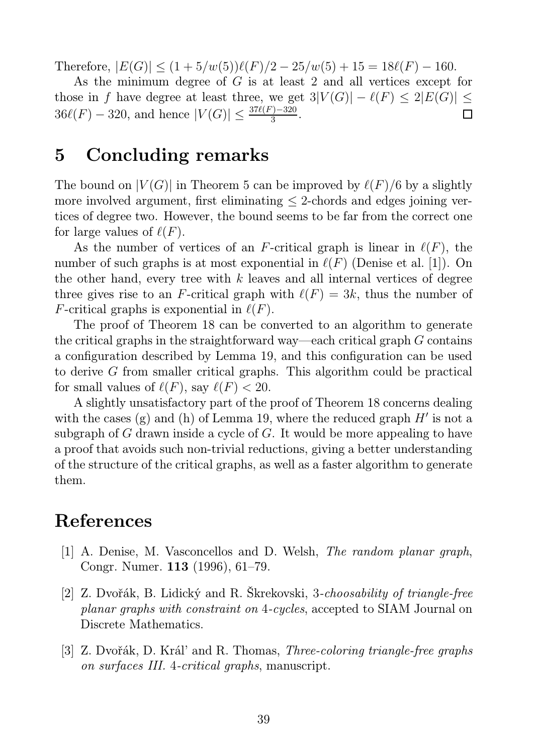Therefore, $|E(G)| \leq (1 + 5/w(5))\ell(F)/2 - 25/w(5) + 15 = 18\ell(F) - 160$.

As the minimum degree of $G$ is at least 2 and all vertices except for those in $f$ have degree at least three, we get $3|V(G)| - \ell(F) \leq 2|E(G)| \leq 36\ell(F) - 320$, and hence $|V(G)| \leq \frac{37\ell(F)-320}{3}$. □

## 5 Concluding remarks

The bound on $|V(G)|$ in Theorem 5 can be improved by $\ell(F)/6$ by a slightly more involved argument, first eliminating $\leq 2$-chords and edges joining vertices of degree two. However, the bound seems to be far from the correct one for large values of $\ell(F)$.

As the number of vertices of an $F$-critical graph is linear in $\ell(F)$, the number of such graphs is at most exponential in $\ell(F)$ (Denise et al. [1]). On the other hand, every tree with $k$ leaves and all internal vertices of degree three gives rise to an $F$-critical graph with $\ell(F) = 3k$, thus the number of $F$-critical graphs is exponential in $\ell(F)$.

The proof of Theorem 18 can be converted to an algorithm to generate the critical graphs in the straightforward way—each critical graph $G$ contains a configuration described by Lemma 19, and this configuration can be used to derive $G$ from smaller critical graphs. This algorithm could be practical for small values of $\ell(F)$, say $\ell(F) < 20$.

A slightly unsatisfactory part of the proof of Theorem 18 concerns dealing with the cases (g) and (h) of Lemma 19, where the reduced graph $H'$ is not a subgraph of $G$ drawn inside a cycle of $G$. It would be more appealing to have a proof that avoids such non-trivial reductions, giving a better understanding of the structure of the critical graphs, as well as a faster algorithm to generate them.

## References

[1] A. Denise, M. Vasconcellos and D. Welsh, *The random planar graph*, Congr. Numer. **113** (1996), 61–79.

[2] Z. Dvořák, B. Lidický and R. Škrekovski, *3-choosability of triangle-free planar graphs with constraint on 4-cycles*, accepted to SIAM Journal on Discrete Mathematics.

[3] Z. Dvořák, D. Král' and R. Thomas, *Three-coloring triangle-free graphs on surfaces III. 4-critical graphs*, manuscript.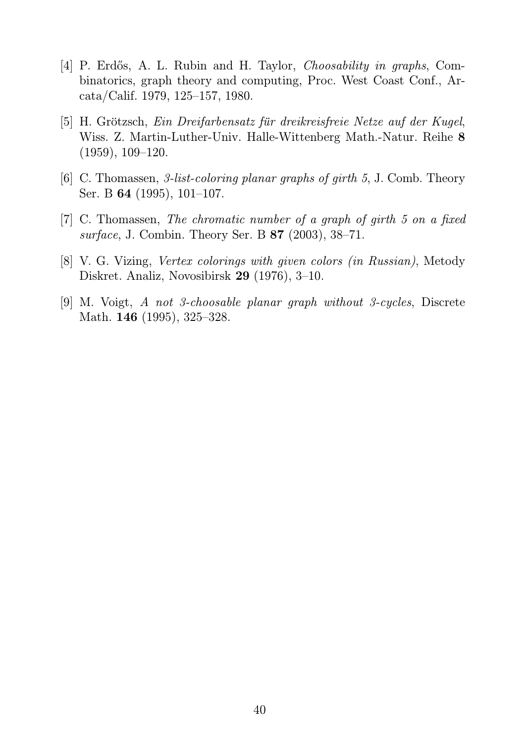[4] P. Erdős, A. L. Rubin and H. Taylor, *Choosability in graphs*, Combinatorics, graph theory and computing, Proc. West Coast Conf., Arcata/Calif. 1979, 125–157, 1980.

[5] H. Grötzsch, *Ein Dreifarbensatz für dreikreisfreie Netze auf der Kugel*, Wiss. Z. Martin-Luther-Univ. Halle-Wittenberg Math.-Natur. Reihe **8** (1959), 109–120.

[6] C. Thomassen, *3-list-coloring planar graphs of girth 5*, J. Comb. Theory Ser. B **64** (1995), 101–107.

[7] C. Thomassen, *The chromatic number of a graph of girth 5 on a fixed surface*, J. Combin. Theory Ser. B **87** (2003), 38–71.

[8] V. G. Vizing, *Vertex colorings with given colors (in Russian)*, Metody Diskret. Analiz, Novosibirsk **29** (1976), 3–10.

[9] M. Voigt, *A not 3-choosable planar graph without 3-cycles*, Discrete Math. **146** (1995), 325–328.